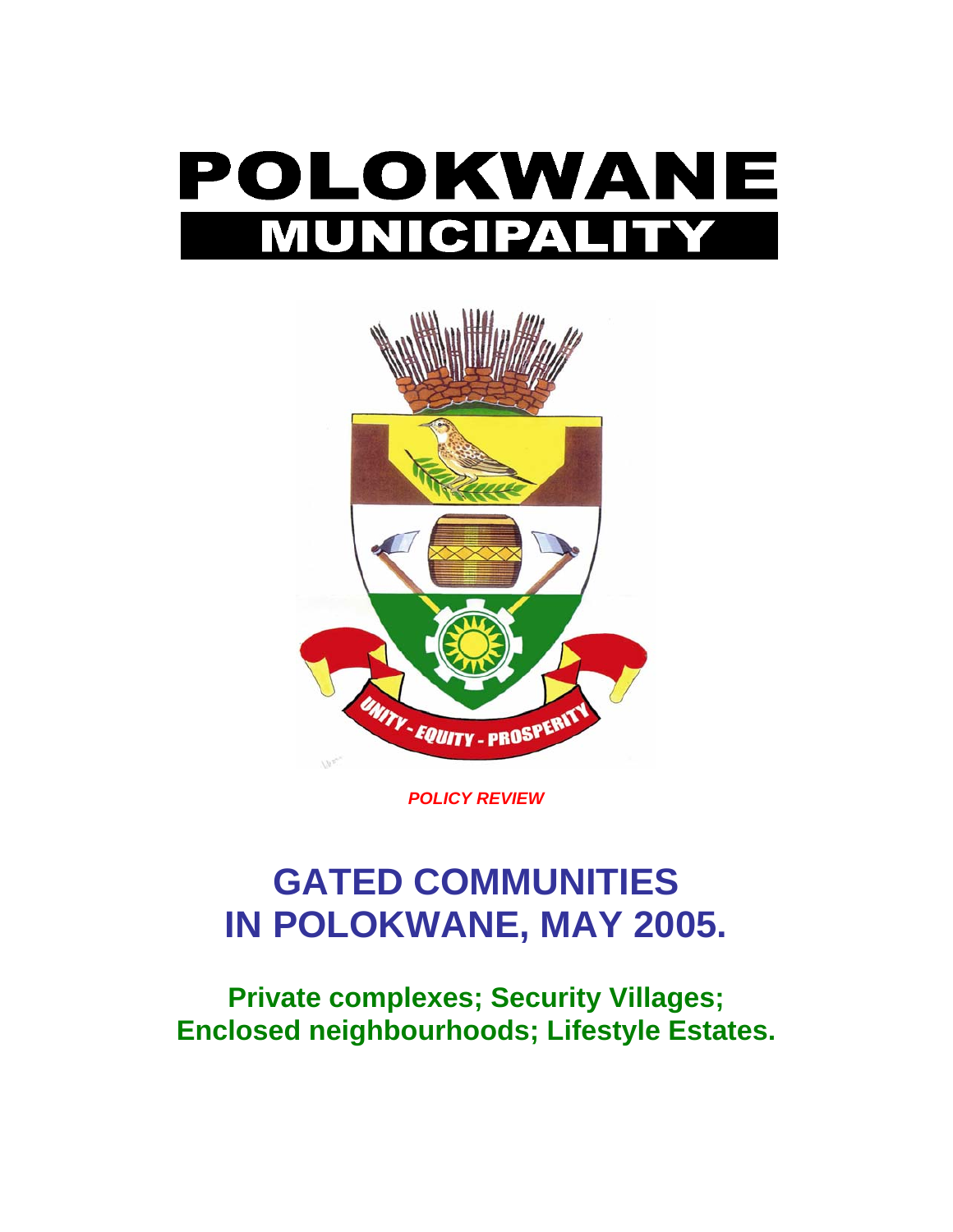# POLOKWANE MUNICIPALITY

UNITY - EQUITY - PROSPERITY

***POLICY REVIEW***

# GATED COMMUNITIES IN POLOKWANE, MAY 2005.

## Private complexes; Security Villages; Enclosed neighbourhoods; Lifestyle Estates.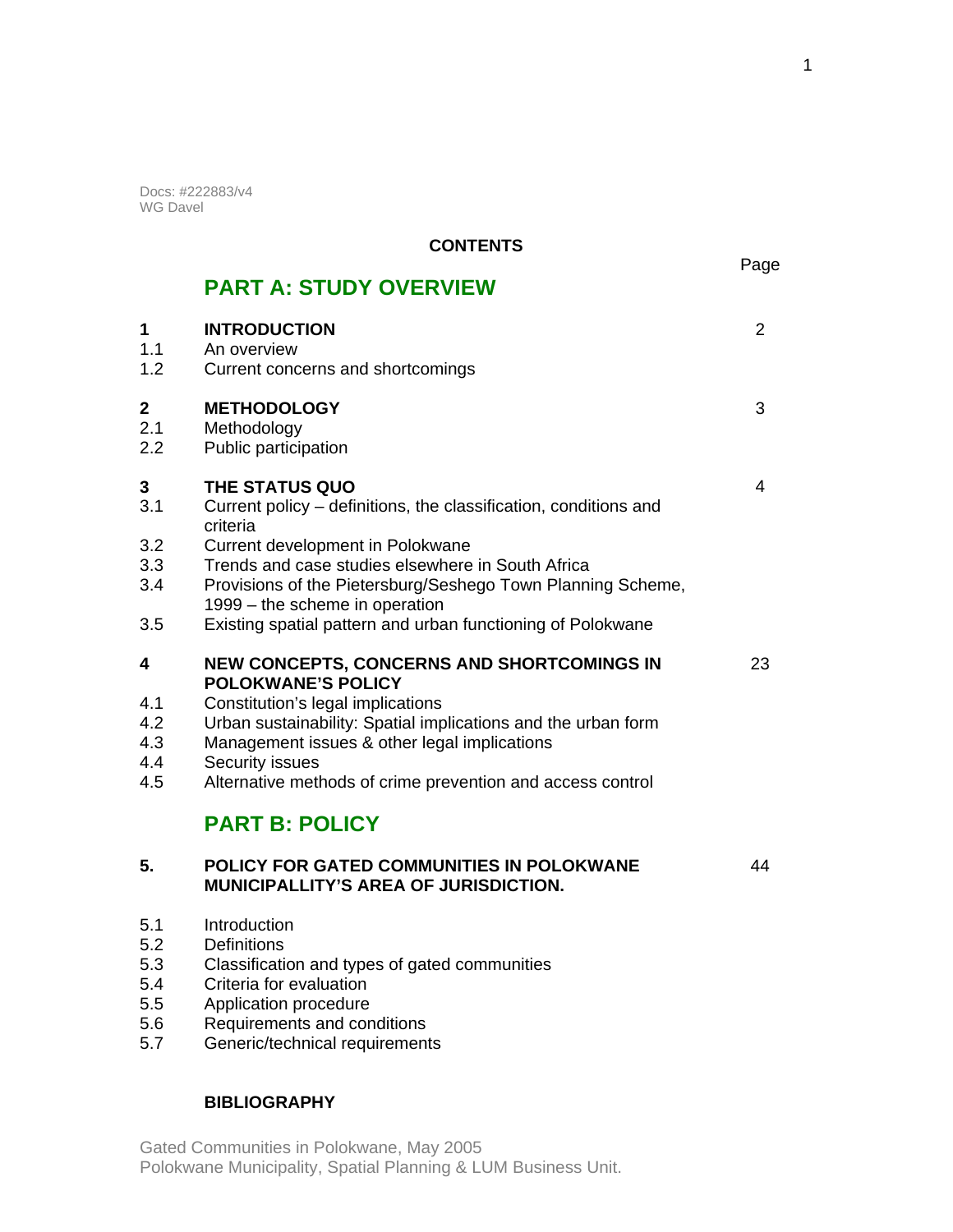Docs: #222883/v4
WG Davel

**CONTENTS**

| | | Page |
|---|---|---|
| | **PART A: STUDY OVERVIEW** | |
| **1** | **INTRODUCTION** | 2 |
| 1.1 | An overview | |
| 1.2 | Current concerns and shortcomings | |
| **2** | **METHODOLOGY** | 3 |
| 2.1 | Methodology | |
| 2.2 | Public participation | |
| **3** | **THE STATUS QUO** | 4 |
| 3.1 | Current policy – definitions, the classification, conditions and criteria | |
| 3.2 | Current development in Polokwane | |
| 3.3 | Trends and case studies elsewhere in South Africa | |
| 3.4 | Provisions of the Pietersburg/Seshego Town Planning Scheme, 1999 – the scheme in operation | |
| 3.5 | Existing spatial pattern and urban functioning of Polokwane | |
| **4** | **NEW CONCEPTS, CONCERNS AND SHORTCOMINGS IN POLOKWANE'S POLICY** | 23 |
| 4.1 | Constitution's legal implications | |
| 4.2 | Urban sustainability: Spatial implications and the urban form | |
| 4.3 | Management issues & other legal implications | |
| 4.4 | Security issues | |
| 4.5 | Alternative methods of crime prevention and access control | |
| | **PART B: POLICY** | |
| **5.** | **POLICY FOR GATED COMMUNITIES IN POLOKWANE MUNICIPALLITY'S AREA OF JURISDICTION.** | 44 |
| 5.1 | Introduction | |
| 5.2 | Definitions | |
| 5.3 | Classification and types of gated communities | |
| 5.4 | Criteria for evaluation | |
| 5.5 | Application procedure | |
| 5.6 | Requirements and conditions | |
| 5.7 | Generic/technical requirements | |
| | **BIBLIOGRAPHY** | |

Gated Communities in Polokwane, May 2005
Polokwane Municipality, Spatial Planning & LUM Business Unit.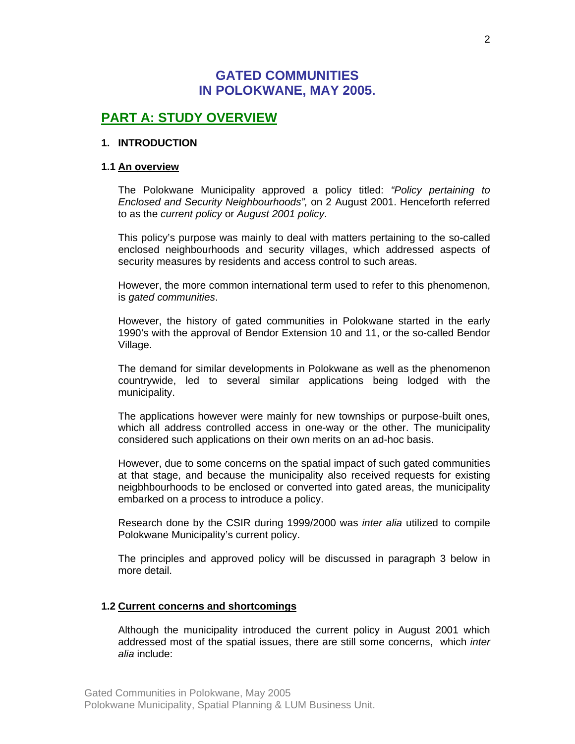# GATED COMMUNITIES IN POLOKWANE, MAY 2005.

## PART A: STUDY OVERVIEW

### 1. INTRODUCTION

#### 1.1 An overview

The Polokwane Municipality approved a policy titled: *"Policy pertaining to Enclosed and Security Neighbourhoods",* on 2 August 2001. Henceforth referred to as the *current policy* or *August 2001 policy*.

This policy's purpose was mainly to deal with matters pertaining to the so-called enclosed neighbourhoods and security villages, which addressed aspects of security measures by residents and access control to such areas.

However, the more common international term used to refer to this phenomenon, is *gated communities*.

However, the history of gated communities in Polokwane started in the early 1990's with the approval of Bendor Extension 10 and 11, or the so-called Bendor Village.

The demand for similar developments in Polokwane as well as the phenomenon countrywide, led to several similar applications being lodged with the municipality.

The applications however were mainly for new townships or purpose-built ones, which all address controlled access in one-way or the other. The municipality considered such applications on their own merits on an ad-hoc basis.

However, due to some concerns on the spatial impact of such gated communities at that stage, and because the municipality also received requests for existing neigbhbourhoods to be enclosed or converted into gated areas, the municipality embarked on a process to introduce a policy.

Research done by the CSIR during 1999/2000 was *inter alia* utilized to compile Polokwane Municipality's current policy.

The principles and approved policy will be discussed in paragraph 3 below in more detail.

#### 1.2 Current concerns and shortcomings

Although the municipality introduced the current policy in August 2001 which addressed most of the spatial issues, there are still some concerns, which *inter alia* include: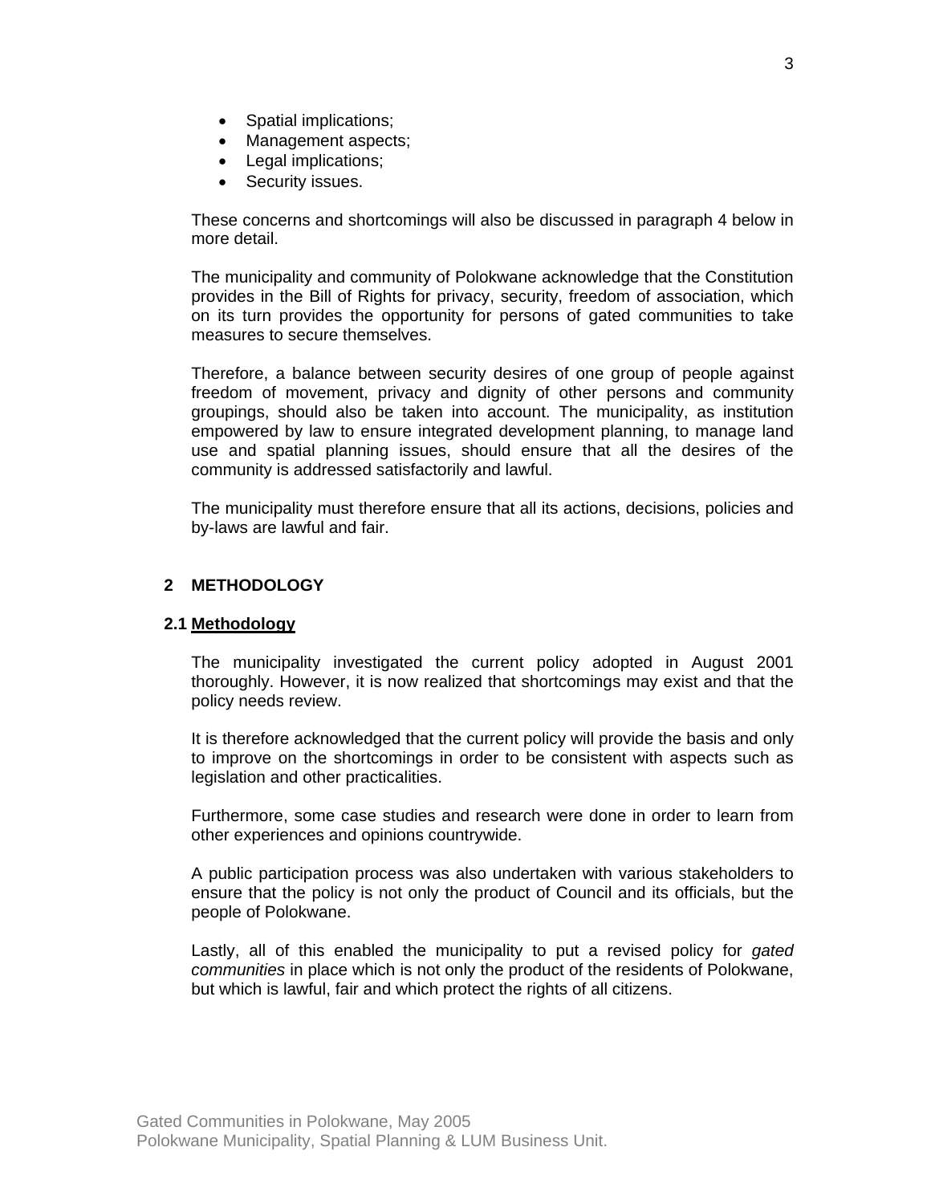- Spatial implications;
- Management aspects;
- Legal implications;
- Security issues.

These concerns and shortcomings will also be discussed in paragraph 4 below in more detail.

The municipality and community of Polokwane acknowledge that the Constitution provides in the Bill of Rights for privacy, security, freedom of association, which on its turn provides the opportunity for persons of gated communities to take measures to secure themselves.

Therefore, a balance between security desires of one group of people against freedom of movement, privacy and dignity of other persons and community groupings, should also be taken into account. The municipality, as institution empowered by law to ensure integrated development planning, to manage land use and spatial planning issues, should ensure that all the desires of the community is addressed satisfactorily and lawful.

The municipality must therefore ensure that all its actions, decisions, policies and by-laws are lawful and fair.

## 2 METHODOLOGY

### 2.1 Methodology

The municipality investigated the current policy adopted in August 2001 thoroughly. However, it is now realized that shortcomings may exist and that the policy needs review.

It is therefore acknowledged that the current policy will provide the basis and only to improve on the shortcomings in order to be consistent with aspects such as legislation and other practicalities.

Furthermore, some case studies and research were done in order to learn from other experiences and opinions countrywide.

A public participation process was also undertaken with various stakeholders to ensure that the policy is not only the product of Council and its officials, but the people of Polokwane.

Lastly, all of this enabled the municipality to put a revised policy for *gated communities* in place which is not only the product of the residents of Polokwane, but which is lawful, fair and which protect the rights of all citizens.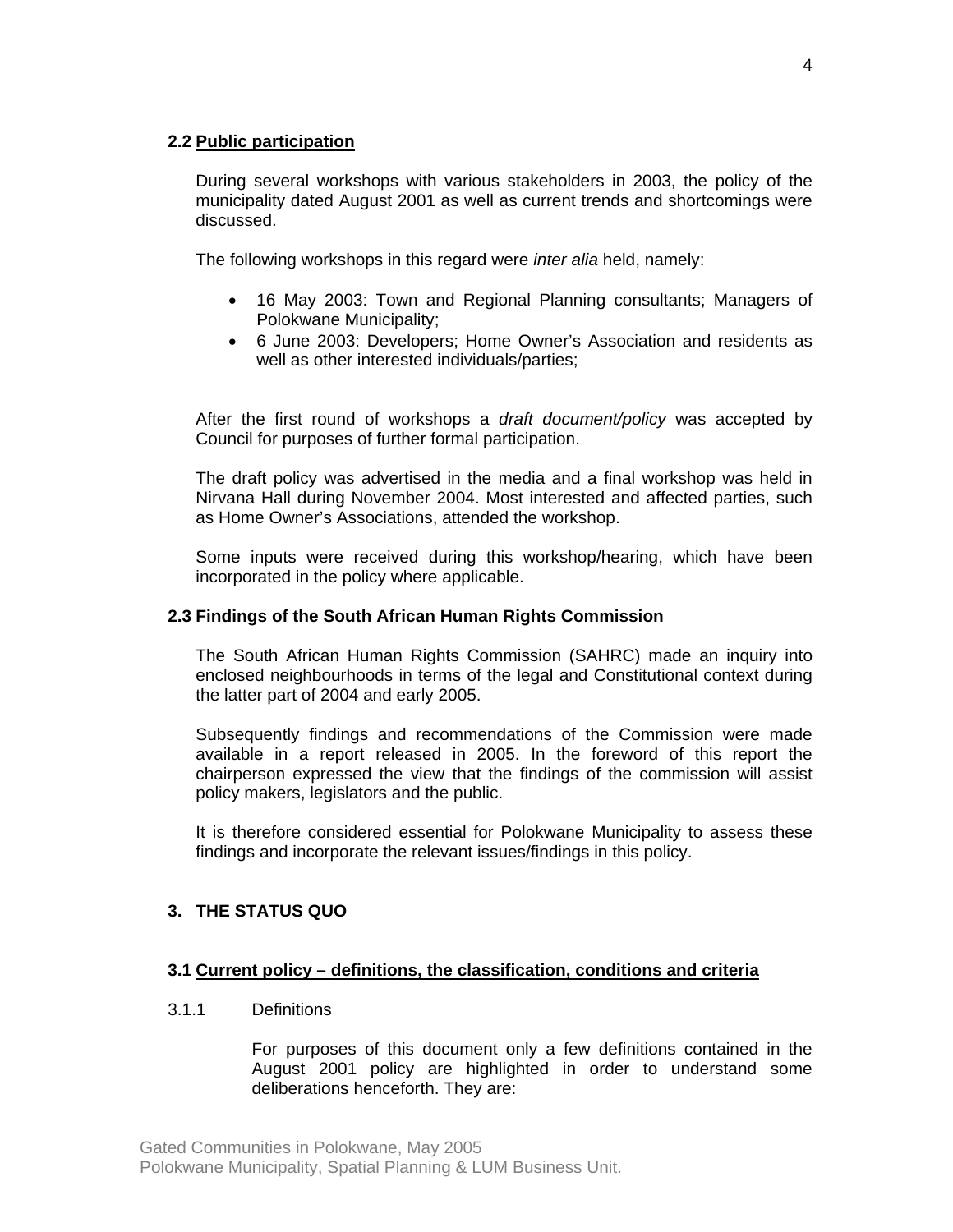## 2.2 Public participation

During several workshops with various stakeholders in 2003, the policy of the municipality dated August 2001 as well as current trends and shortcomings were discussed.

The following workshops in this regard were *inter alia* held, namely:

- 16 May 2003: Town and Regional Planning consultants; Managers of Polokwane Municipality;
- 6 June 2003: Developers; Home Owner's Association and residents as well as other interested individuals/parties;

After the first round of workshops a *draft document/policy* was accepted by Council for purposes of further formal participation.

The draft policy was advertised in the media and a final workshop was held in Nirvana Hall during November 2004. Most interested and affected parties, such as Home Owner's Associations, attended the workshop.

Some inputs were received during this workshop/hearing, which have been incorporated in the policy where applicable.

## 2.3 Findings of the South African Human Rights Commission

The South African Human Rights Commission (SAHRC) made an inquiry into enclosed neighbourhoods in terms of the legal and Constitutional context during the latter part of 2004 and early 2005.

Subsequently findings and recommendations of the Commission were made available in a report released in 2005. In the foreword of this report the chairperson expressed the view that the findings of the commission will assist policy makers, legislators and the public.

It is therefore considered essential for Polokwane Municipality to assess these findings and incorporate the relevant issues/findings in this policy.

# 3. THE STATUS QUO

## 3.1 Current policy – definitions, the classification, conditions and criteria

### 3.1.1 Definitions

For purposes of this document only a few definitions contained in the August 2001 policy are highlighted in order to understand some deliberations henceforth. They are: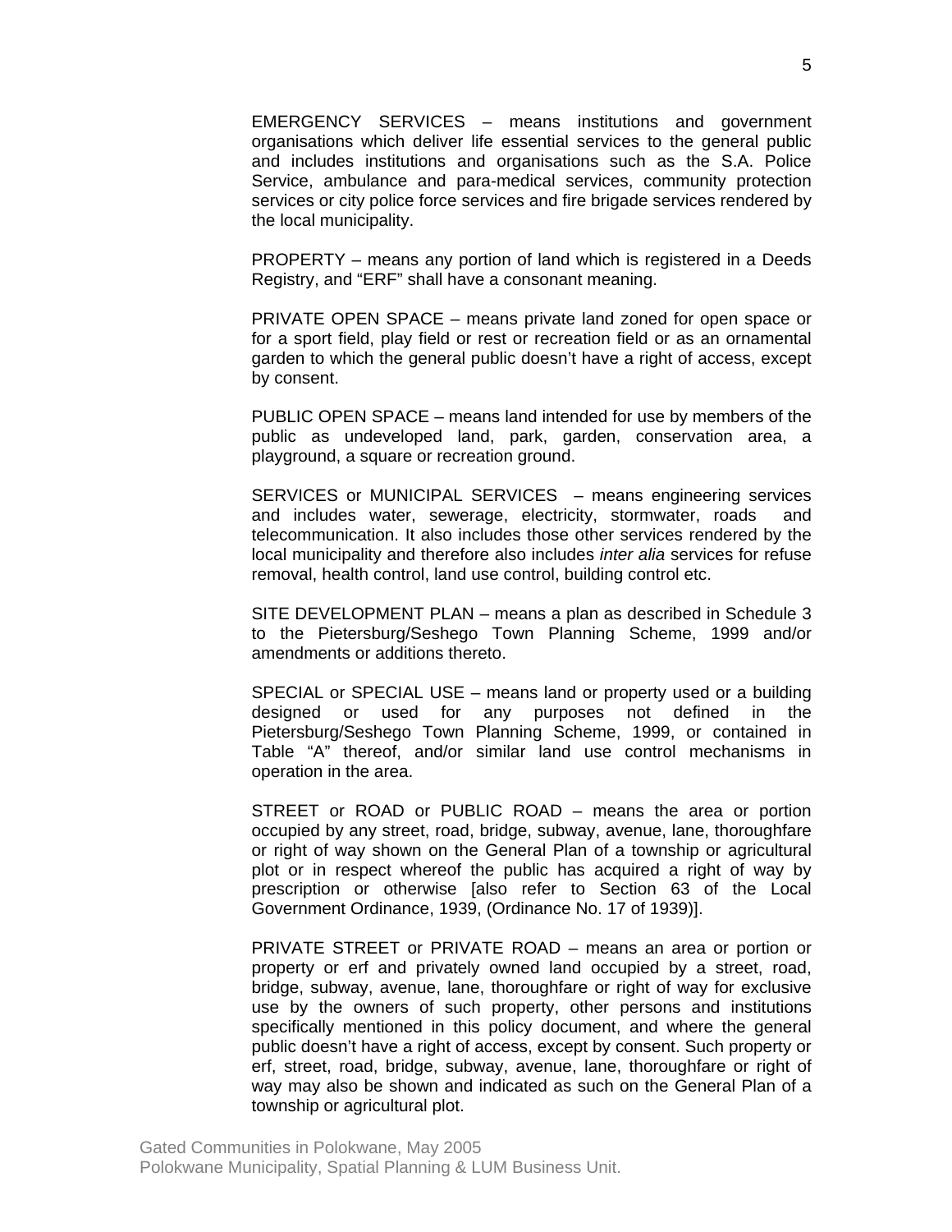EMERGENCY SERVICES – means institutions and government organisations which deliver life essential services to the general public and includes institutions and organisations such as the S.A. Police Service, ambulance and para-medical services, community protection services or city police force services and fire brigade services rendered by the local municipality.

PROPERTY – means any portion of land which is registered in a Deeds Registry, and "ERF" shall have a consonant meaning.

PRIVATE OPEN SPACE – means private land zoned for open space or for a sport field, play field or rest or recreation field or as an ornamental garden to which the general public doesn't have a right of access, except by consent.

PUBLIC OPEN SPACE – means land intended for use by members of the public as undeveloped land, park, garden, conservation area, a playground, a square or recreation ground.

SERVICES or MUNICIPAL SERVICES – means engineering services and includes water, sewerage, electricity, stormwater, roads and telecommunication. It also includes those other services rendered by the local municipality and therefore also includes *inter alia* services for refuse removal, health control, land use control, building control etc.

SITE DEVELOPMENT PLAN – means a plan as described in Schedule 3 to the Pietersburg/Seshego Town Planning Scheme, 1999 and/or amendments or additions thereto.

SPECIAL or SPECIAL USE – means land or property used or a building designed or used for any purposes not defined in the Pietersburg/Seshego Town Planning Scheme, 1999, or contained in Table "A" thereof, and/or similar land use control mechanisms in operation in the area.

STREET or ROAD or PUBLIC ROAD – means the area or portion occupied by any street, road, bridge, subway, avenue, lane, thoroughfare or right of way shown on the General Plan of a township or agricultural plot or in respect whereof the public has acquired a right of way by prescription or otherwise [also refer to Section 63 of the Local Government Ordinance, 1939, (Ordinance No. 17 of 1939)].

PRIVATE STREET or PRIVATE ROAD – means an area or portion or property or erf and privately owned land occupied by a street, road, bridge, subway, avenue, lane, thoroughfare or right of way for exclusive use by the owners of such property, other persons and institutions specifically mentioned in this policy document, and where the general public doesn't have a right of access, except by consent. Such property or erf, street, road, bridge, subway, avenue, lane, thoroughfare or right of way may also be shown and indicated as such on the General Plan of a township or agricultural plot.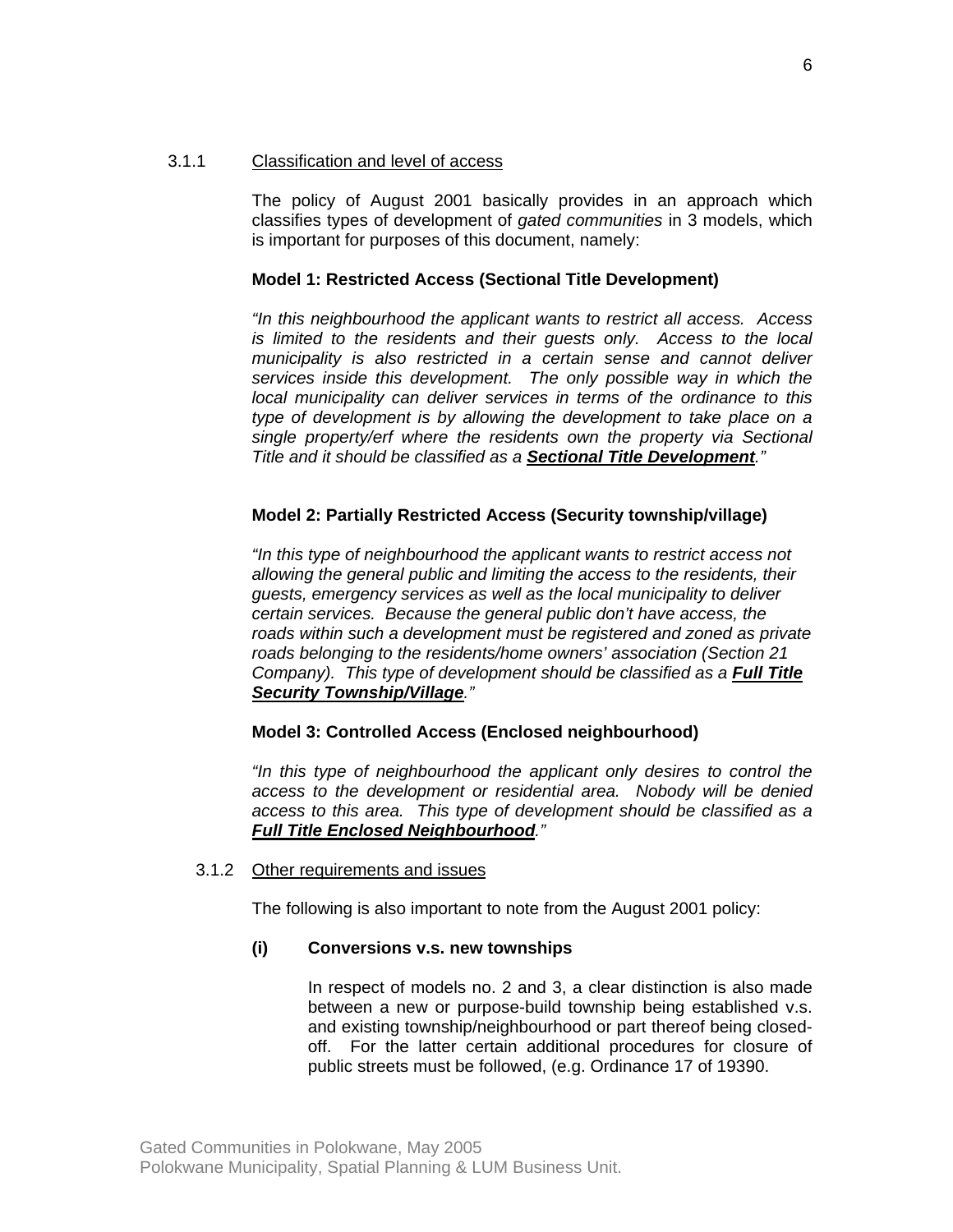### 3.1.1 Classification and level of access

The policy of August 2001 basically provides in an approach which classifies types of development of *gated communities* in 3 models, which is important for purposes of this document, namely:

**Model 1: Restricted Access (Sectional Title Development)**

*"In this neighbourhood the applicant wants to restrict all access. Access is limited to the residents and their guests only. Access to the local municipality is also restricted in a certain sense and cannot deliver services inside this development. The only possible way in which the local municipality can deliver services in terms of the ordinance to this type of development is by allowing the development to take place on a single property/erf where the residents own the property via Sectional Title and it should be classified as a* ***Sectional Title Development****."*

**Model 2: Partially Restricted Access (Security township/village)**

*"In this type of neighbourhood the applicant wants to restrict access not allowing the general public and limiting the access to the residents, their guests, emergency services as well as the local municipality to deliver certain services. Because the general public don't have access, the roads within such a development must be registered and zoned as private roads belonging to the residents/home owners' association (Section 21 Company). This type of development should be classified as a* ***Full Title Security Township/Village****."*

**Model 3: Controlled Access (Enclosed neighbourhood)**

*"In this type of neighbourhood the applicant only desires to control the access to the development or residential area. Nobody will be denied access to this area. This type of development should be classified as a* ***Full Title Enclosed Neighbourhood****."*

### 3.1.2 Other requirements and issues

The following is also important to note from the August 2001 policy:

**(i) Conversions v.s. new townships**

In respect of models no. 2 and 3, a clear distinction is also made between a new or purpose-build township being established v.s. and existing township/neighbourhood or part thereof being closed-off. For the latter certain additional procedures for closure of public streets must be followed, (e.g. Ordinance 17 of 19390.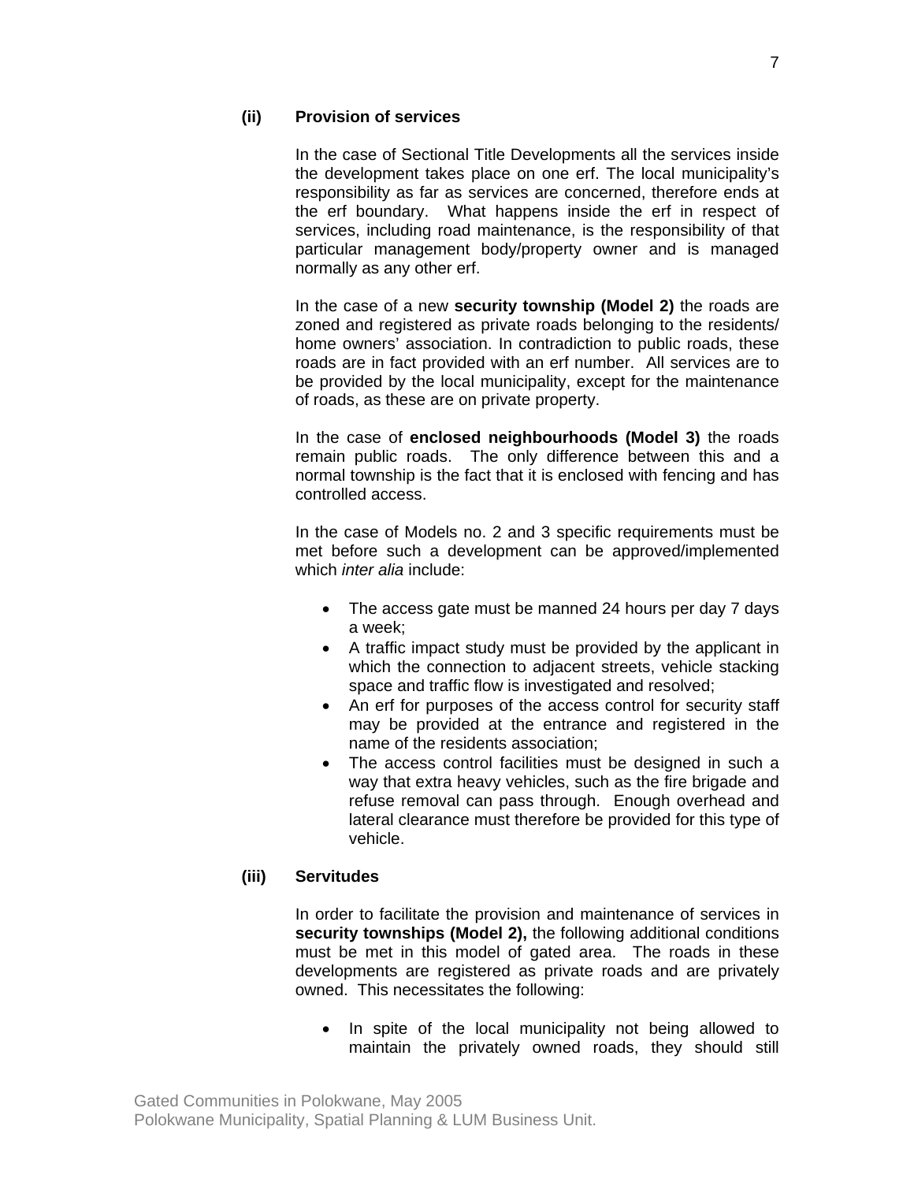**(ii) Provision of services**

In the case of Sectional Title Developments all the services inside the development takes place on one erf. The local municipality's responsibility as far as services are concerned, therefore ends at the erf boundary. What happens inside the erf in respect of services, including road maintenance, is the responsibility of that particular management body/property owner and is managed normally as any other erf.

In the case of a new **security township (Model 2)** the roads are zoned and registered as private roads belonging to the residents/ home owners' association. In contradiction to public roads, these roads are in fact provided with an erf number. All services are to be provided by the local municipality, except for the maintenance of roads, as these are on private property.

In the case of **enclosed neighbourhoods (Model 3)** the roads remain public roads. The only difference between this and a normal township is the fact that it is enclosed with fencing and has controlled access.

In the case of Models no. 2 and 3 specific requirements must be met before such a development can be approved/implemented which *inter alia* include:

- The access gate must be manned 24 hours per day 7 days a week;
- A traffic impact study must be provided by the applicant in which the connection to adjacent streets, vehicle stacking space and traffic flow is investigated and resolved;
- An erf for purposes of the access control for security staff may be provided at the entrance and registered in the name of the residents association;
- The access control facilities must be designed in such a way that extra heavy vehicles, such as the fire brigade and refuse removal can pass through. Enough overhead and lateral clearance must therefore be provided for this type of vehicle.

**(iii) Servitudes**

In order to facilitate the provision and maintenance of services in **security townships (Model 2),** the following additional conditions must be met in this model of gated area. The roads in these developments are registered as private roads and are privately owned. This necessitates the following:

- In spite of the local municipality not being allowed to maintain the privately owned roads, they should still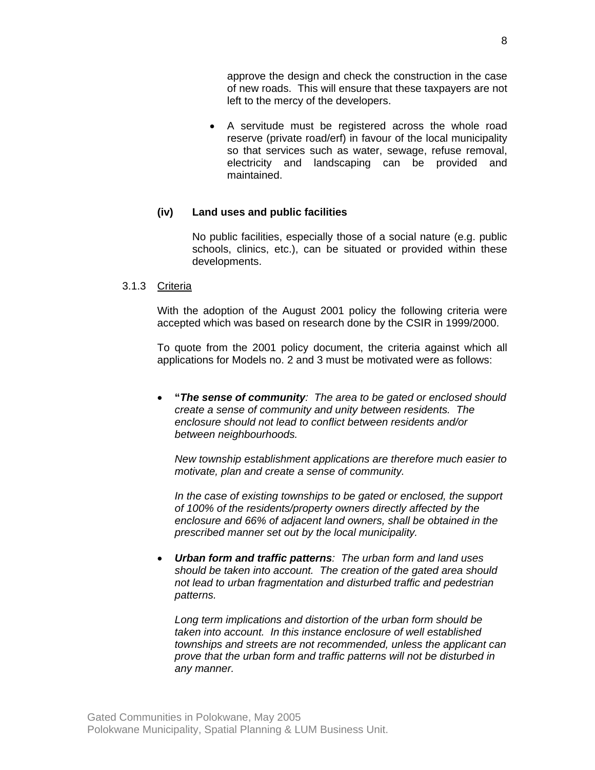approve the design and check the construction in the case of new roads. This will ensure that these taxpayers are not left to the mercy of the developers.

- A servitude must be registered across the whole road reserve (private road/erf) in favour of the local municipality so that services such as water, sewage, refuse removal, electricity and landscaping can be provided and maintained.

**(iv) Land uses and public facilities**

No public facilities, especially those of a social nature (e.g. public schools, clinics, etc.), can be situated or provided within these developments.

3.1.3 <u>Criteria</u>

With the adoption of the August 2001 policy the following criteria were accepted which was based on research done by the CSIR in 1999/2000.

To quote from the 2001 policy document, the criteria against which all applications for Models no. 2 and 3 must be motivated were as follows:

- **"*The sense of community*:** *The area to be gated or enclosed should create a sense of community and unity between residents. The enclosure should not lead to conflict between residents and/or between neighbourhoods.*

  *New township establishment applications are therefore much easier to motivate, plan and create a sense of community.*

  *In the case of existing townships to be gated or enclosed, the support of 100% of the residents/property owners directly affected by the enclosure and 66% of adjacent land owners, shall be obtained in the prescribed manner set out by the local municipality.*

- ***Urban form and traffic patterns**: The urban form and land uses should be taken into account. The creation of the gated area should not lead to urban fragmentation and disturbed traffic and pedestrian patterns.*

  *Long term implications and distortion of the urban form should be taken into account. In this instance enclosure of well established townships and streets are not recommended, unless the applicant can prove that the urban form and traffic patterns will not be disturbed in any manner.*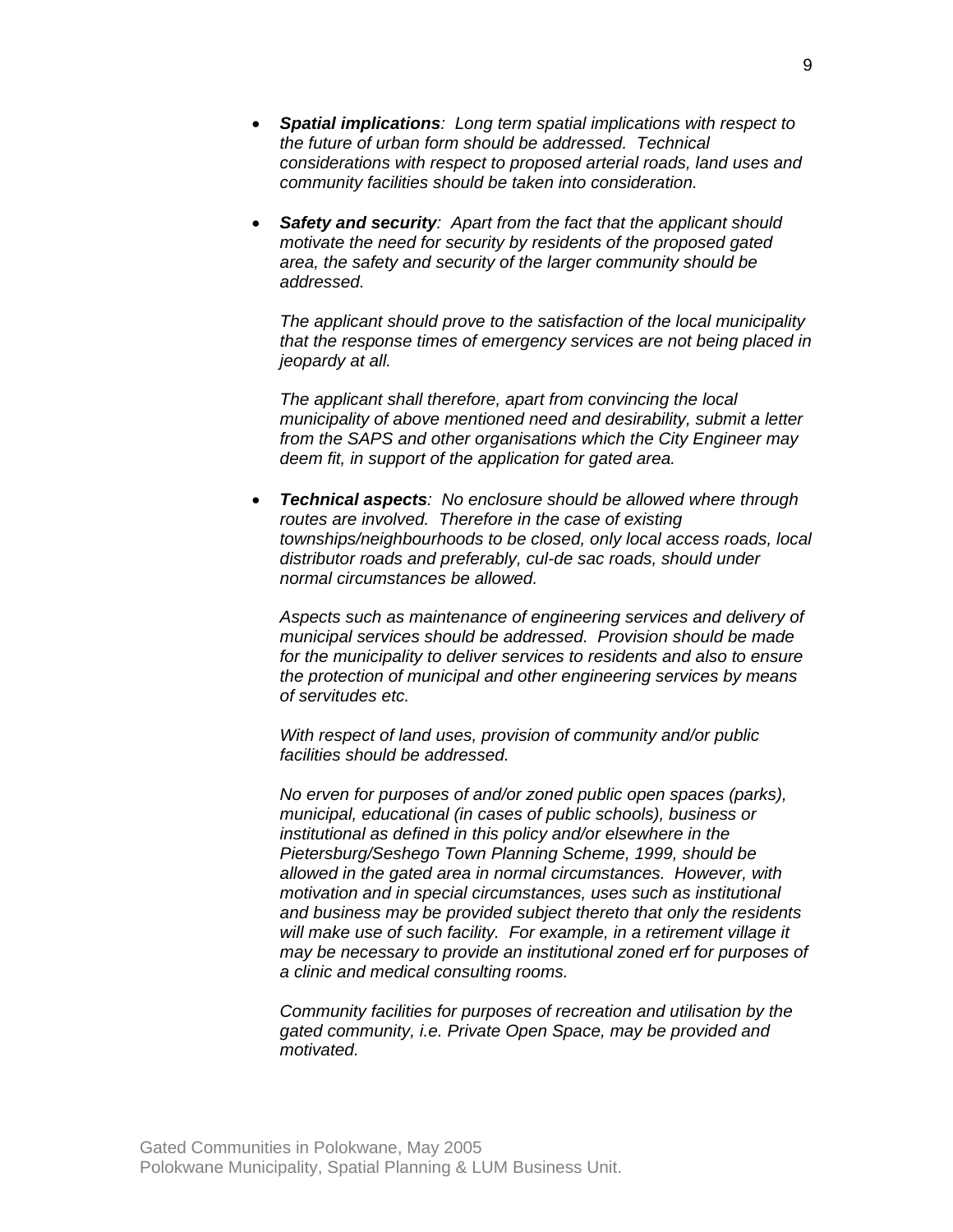- ***Spatial implications**: Long term spatial implications with respect to the future of urban form should be addressed. Technical considerations with respect to proposed arterial roads, land uses and community facilities should be taken into consideration.*

- ***Safety and security**: Apart from the fact that the applicant should motivate the need for security by residents of the proposed gated area, the safety and security of the larger community should be addressed.*

  *The applicant should prove to the satisfaction of the local municipality that the response times of emergency services are not being placed in jeopardy at all.*

  *The applicant shall therefore, apart from convincing the local municipality of above mentioned need and desirability, submit a letter from the SAPS and other organisations which the City Engineer may deem fit, in support of the application for gated area.*

- ***Technical aspects**: No enclosure should be allowed where through routes are involved. Therefore in the case of existing townships/neighbourhoods to be closed, only local access roads, local distributor roads and preferably, cul-de sac roads, should under normal circumstances be allowed.*

  *Aspects such as maintenance of engineering services and delivery of municipal services should be addressed. Provision should be made for the municipality to deliver services to residents and also to ensure the protection of municipal and other engineering services by means of servitudes etc.*

  *With respect of land uses, provision of community and/or public facilities should be addressed.*

  *No erven for purposes of and/or zoned public open spaces (parks), municipal, educational (in cases of public schools), business or institutional as defined in this policy and/or elsewhere in the Pietersburg/Seshego Town Planning Scheme, 1999, should be allowed in the gated area in normal circumstances. However, with motivation and in special circumstances, uses such as institutional and business may be provided subject thereto that only the residents will make use of such facility. For example, in a retirement village it may be necessary to provide an institutional zoned erf for purposes of a clinic and medical consulting rooms.*

  *Community facilities for purposes of recreation and utilisation by the gated community, i.e. Private Open Space, may be provided and motivated.*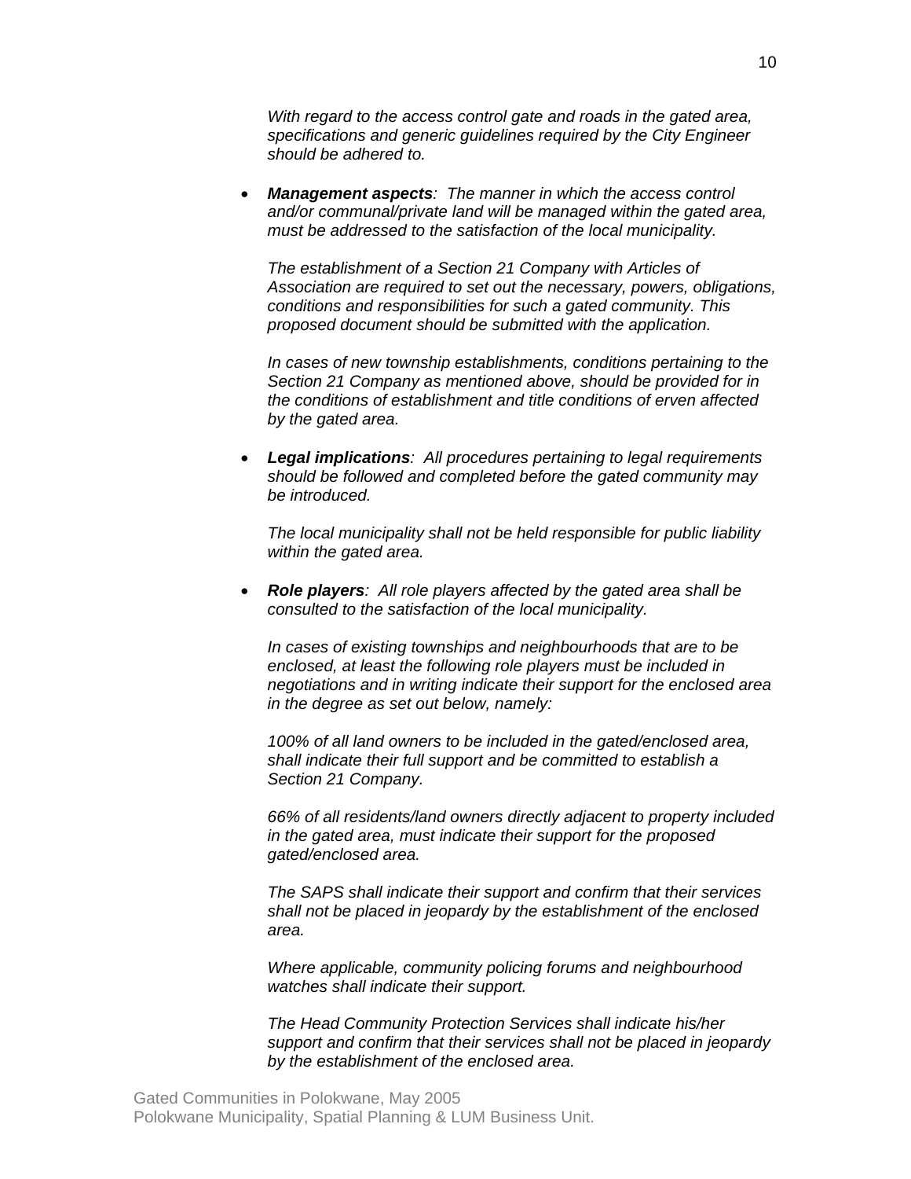*With regard to the access control gate and roads in the gated area, specifications and generic guidelines required by the City Engineer should be adhered to.*

- ***Management aspects**: The manner in which the access control and/or communal/private land will be managed within the gated area, must be addressed to the satisfaction of the local municipality.*

  *The establishment of a Section 21 Company with Articles of Association are required to set out the necessary, powers, obligations, conditions and responsibilities for such a gated community. This proposed document should be submitted with the application.*

  *In cases of new township establishments, conditions pertaining to the Section 21 Company as mentioned above, should be provided for in the conditions of establishment and title conditions of erven affected by the gated area.*

- ***Legal implications**: All procedures pertaining to legal requirements should be followed and completed before the gated community may be introduced.*

  *The local municipality shall not be held responsible for public liability within the gated area.*

- ***Role players**: All role players affected by the gated area shall be consulted to the satisfaction of the local municipality.*

  *In cases of existing townships and neighbourhoods that are to be enclosed, at least the following role players must be included in negotiations and in writing indicate their support for the enclosed area in the degree as set out below, namely:*

  *100% of all land owners to be included in the gated/enclosed area, shall indicate their full support and be committed to establish a Section 21 Company.*

  *66% of all residents/land owners directly adjacent to property included in the gated area, must indicate their support for the proposed gated/enclosed area.*

  *The SAPS shall indicate their support and confirm that their services shall not be placed in jeopardy by the establishment of the enclosed area.*

  *Where applicable, community policing forums and neighbourhood watches shall indicate their support.*

  *The Head Community Protection Services shall indicate his/her support and confirm that their services shall not be placed in jeopardy by the establishment of the enclosed area.*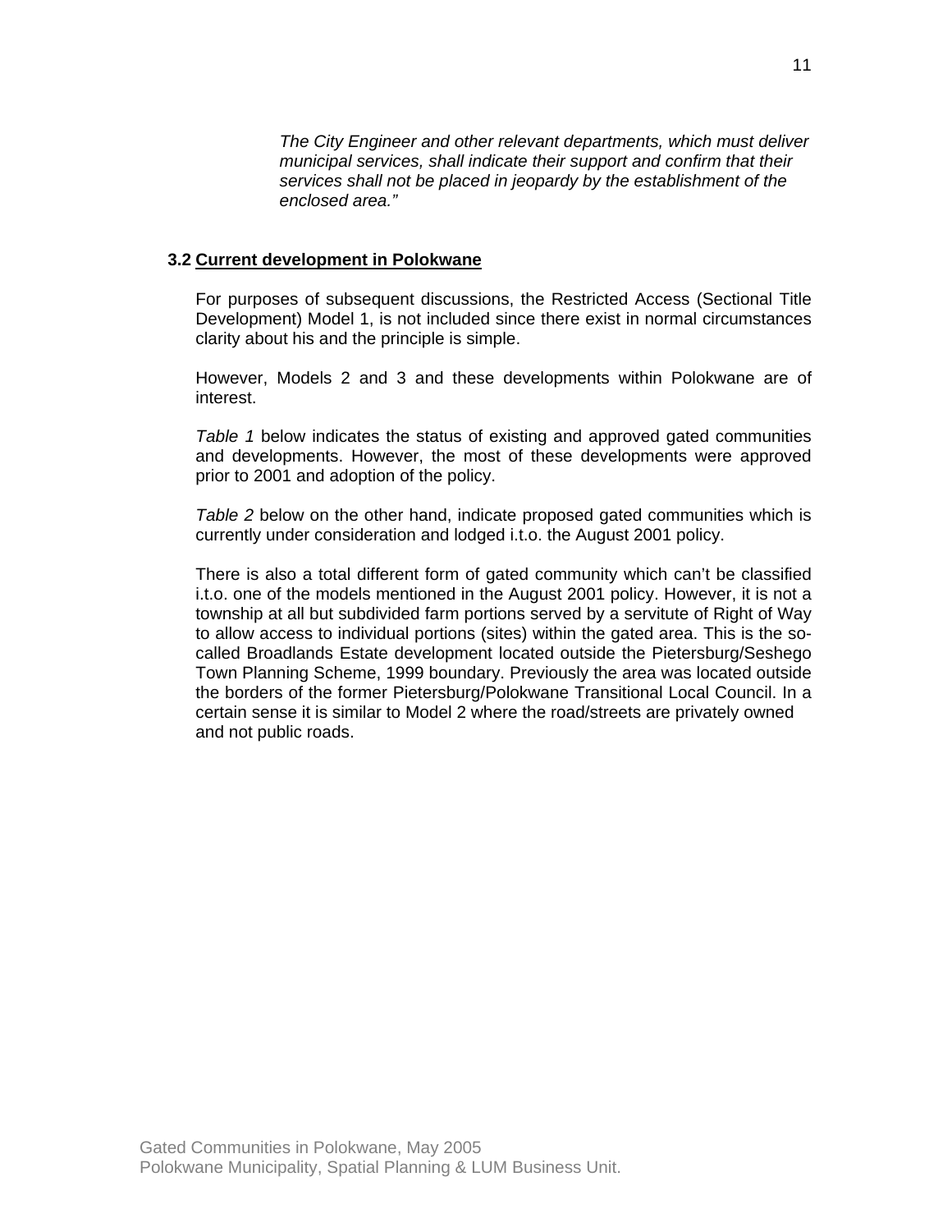*The City Engineer and other relevant departments, which must deliver municipal services, shall indicate their support and confirm that their services shall not be placed in jeopardy by the establishment of the enclosed area."*

### 3.2 Current development in Polokwane

For purposes of subsequent discussions, the Restricted Access (Sectional Title Development) Model 1, is not included since there exist in normal circumstances clarity about his and the principle is simple.

However, Models 2 and 3 and these developments within Polokwane are of interest.

*Table 1* below indicates the status of existing and approved gated communities and developments. However, the most of these developments were approved prior to 2001 and adoption of the policy.

*Table 2* below on the other hand, indicate proposed gated communities which is currently under consideration and lodged i.t.o. the August 2001 policy.

There is also a total different form of gated community which can't be classified i.t.o. one of the models mentioned in the August 2001 policy. However, it is not a township at all but subdivided farm portions served by a servitute of Right of Way to allow access to individual portions (sites) within the gated area. This is the so-called Broadlands Estate development located outside the Pietersburg/Seshego Town Planning Scheme, 1999 boundary. Previously the area was located outside the borders of the former Pietersburg/Polokwane Transitional Local Council. In a certain sense it is similar to Model 2 where the road/streets are privately owned and not public roads.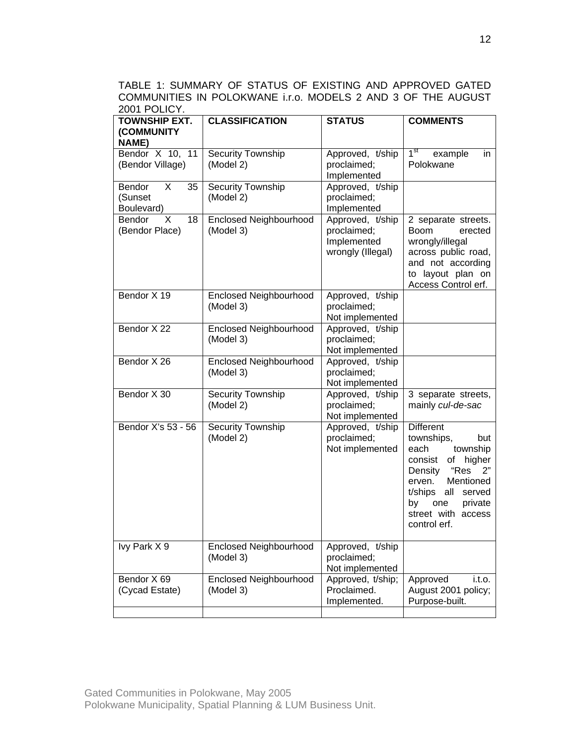TABLE 1: SUMMARY OF STATUS OF EXISTING AND APPROVED GATED COMMUNITIES IN POLOKWANE i.r.o. MODELS 2 AND 3 OF THE AUGUST 2001 POLICY.

| TOWNSHIP EXT. (COMMUNITY NAME) | CLASSIFICATION | STATUS | COMMENTS |
|---|---|---|---|
| Bendor X 10, 11 (Bendor Village) | Security Township (Model 2) | Approved, t/ship proclaimed; Implemented | 1st example in Polokwane |
| Bendor X 35 (Sunset Boulevard) | Security Township (Model 2) | Approved, t/ship proclaimed; Implemented | |
| Bendor X 18 (Bendor Place) | Enclosed Neighbourhood (Model 3) | Approved, t/ship proclaimed; Implemented wrongly (Illegal) | 2 separate streets. Boom erected wrongly/illegal across public road, and not according to layout plan on Access Control erf. |
| Bendor X 19 | Enclosed Neighbourhood (Model 3) | Approved, t/ship proclaimed; Not implemented | |
| Bendor X 22 | Enclosed Neighbourhood (Model 3) | Approved, t/ship proclaimed; Not implemented | |
| Bendor X 26 | Enclosed Neighbourhood (Model 3) | Approved, t/ship proclaimed; Not implemented | |
| Bendor X 30 | Security Township (Model 2) | Approved, t/ship proclaimed; Not implemented | 3 separate streets, mainly *cul-de-sac* |
| Bendor X's 53 - 56 | Security Township (Model 2) | Approved, t/ship proclaimed; Not implemented | Different townships, but each township consist of higher Density "Res 2" erven. Mentioned t/ships all served by one private street with access control erf. |
| Ivy Park X 9 | Enclosed Neighbourhood (Model 3) | Approved, t/ship proclaimed; Not implemented | |
| Bendor X 69 (Cycad Estate) | Enclosed Neighbourhood (Model 3) | Approved, t/ship; Proclaimed. Implemented. | Approved i.t.o. August 2001 policy; Purpose-built. |
| | | | |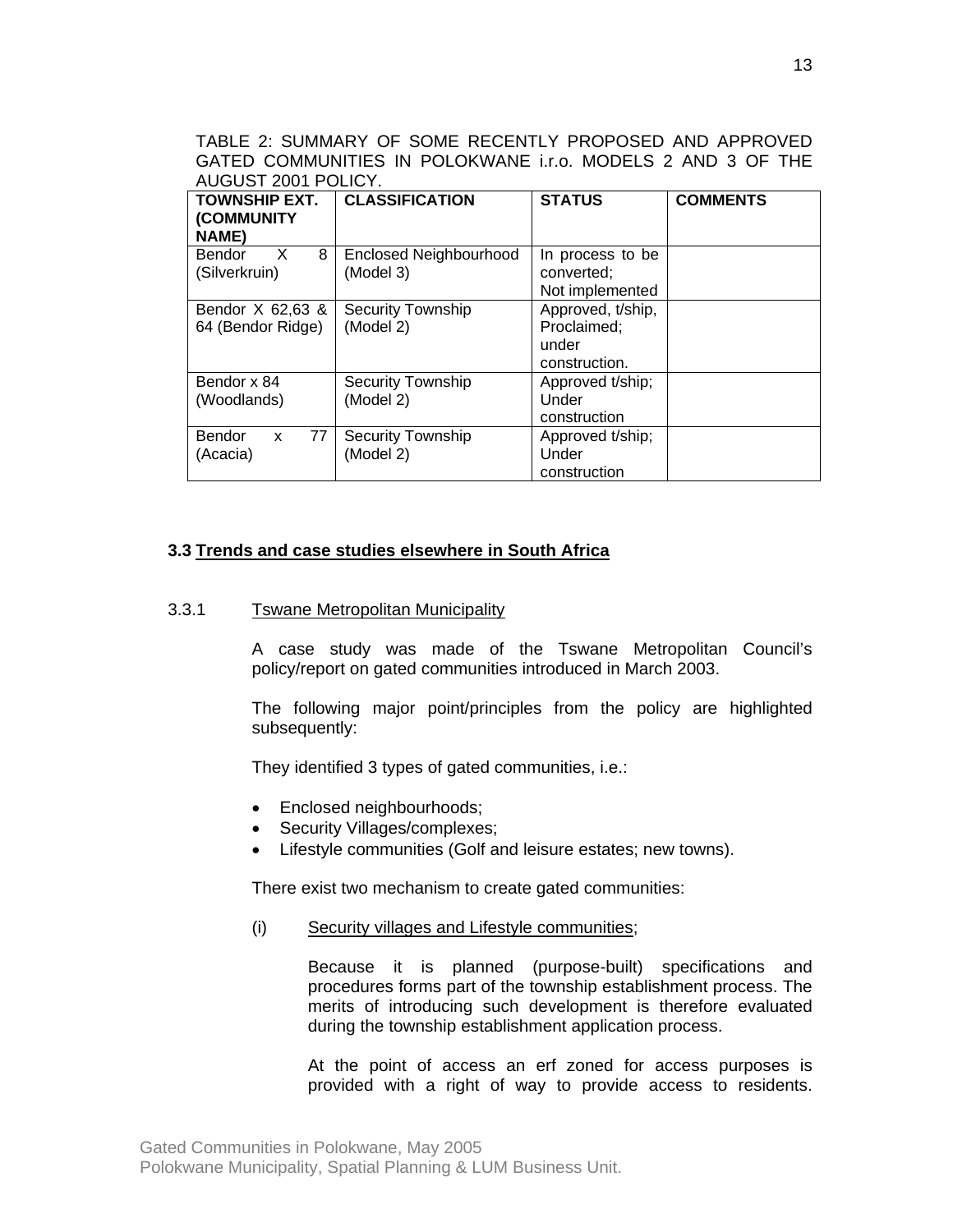TABLE 2: SUMMARY OF SOME RECENTLY PROPOSED AND APPROVED GATED COMMUNITIES IN POLOKWANE i.r.o. MODELS 2 AND 3 OF THE AUGUST 2001 POLICY.

| TOWNSHIP EXT. (COMMUNITY NAME) | CLASSIFICATION | STATUS | COMMENTS |
|---|---|---|---|
| Bendor X 8 (Silverkruin) | Enclosed Neighbourhood (Model 3) | In process to be converted; Not implemented | |
| Bendor X 62,63 & 64 (Bendor Ridge) | Security Township (Model 2) | Approved, t/ship, Proclaimed; under construction. | |
| Bendor x 84 (Woodlands) | Security Township (Model 2) | Approved t/ship; Under construction | |
| Bendor x 77 (Acacia) | Security Township (Model 2) | Approved t/ship; Under construction | |

### 3.3 Trends and case studies elsewhere in South Africa

3.3.1 Tswane Metropolitan Municipality

A case study was made of the Tswane Metropolitan Council's policy/report on gated communities introduced in March 2003.

The following major point/principles from the policy are highlighted subsequently:

They identified 3 types of gated communities, i.e.:

- Enclosed neighbourhoods;
- Security Villages/complexes;
- Lifestyle communities (Golf and leisure estates; new towns).

There exist two mechanism to create gated communities:

(i) Security villages and Lifestyle communities;

Because it is planned (purpose-built) specifications and procedures forms part of the township establishment process. The merits of introducing such development is therefore evaluated during the township establishment application process.

At the point of access an erf zoned for access purposes is provided with a right of way to provide access to residents.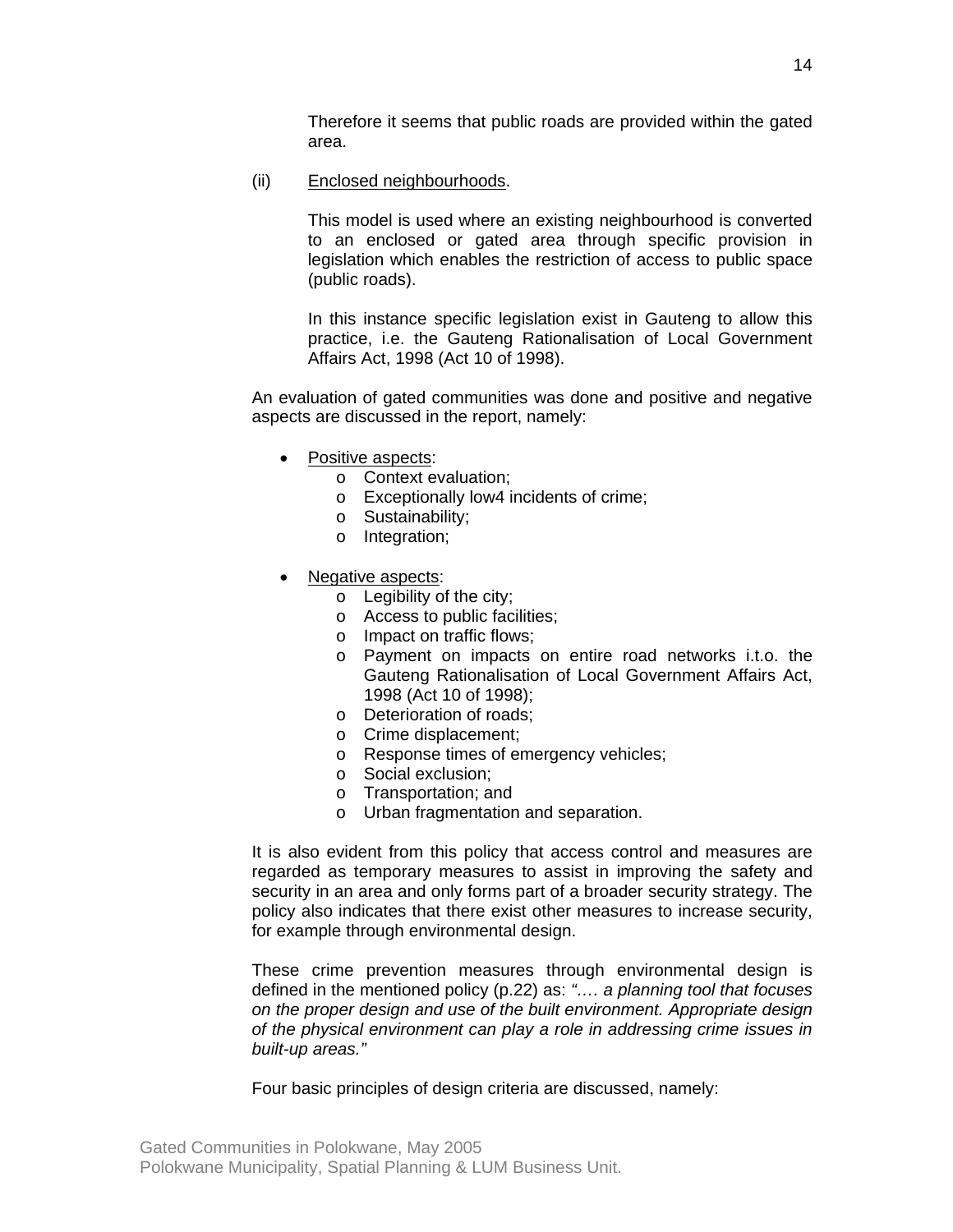Therefore it seems that public roads are provided within the gated area.

(ii) Enclosed neighbourhoods.

This model is used where an existing neighbourhood is converted to an enclosed or gated area through specific provision in legislation which enables the restriction of access to public space (public roads).

In this instance specific legislation exist in Gauteng to allow this practice, i.e. the Gauteng Rationalisation of Local Government Affairs Act, 1998 (Act 10 of 1998).

An evaluation of gated communities was done and positive and negative aspects are discussed in the report, namely:

- Positive aspects:
  - Context evaluation;
  - Exceptionally low4 incidents of crime;
  - Sustainability;
  - Integration;

- Negative aspects:
  - Legibility of the city;
  - Access to public facilities;
  - Impact on traffic flows;
  - Payment on impacts on entire road networks i.t.o. the Gauteng Rationalisation of Local Government Affairs Act, 1998 (Act 10 of 1998);
  - Deterioration of roads;
  - Crime displacement;
  - Response times of emergency vehicles;
  - Social exclusion;
  - Transportation; and
  - Urban fragmentation and separation.

It is also evident from this policy that access control and measures are regarded as temporary measures to assist in improving the safety and security in an area and only forms part of a broader security strategy. The policy also indicates that there exist other measures to increase security, for example through environmental design.

These crime prevention measures through environmental design is defined in the mentioned policy (p.22) as: *"…. a planning tool that focuses on the proper design and use of the built environment. Appropriate design of the physical environment can play a role in addressing crime issues in built-up areas."*

Four basic principles of design criteria are discussed, namely: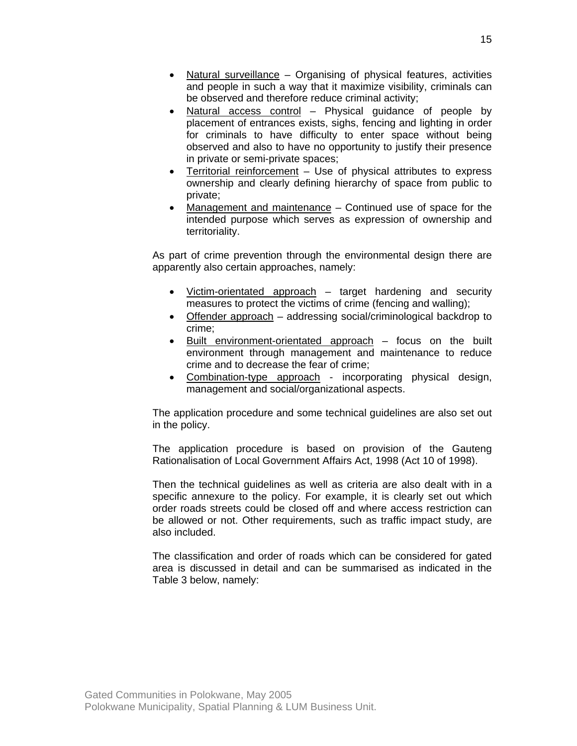- Natural surveillance – Organising of physical features, activities and people in such a way that it maximize visibility, criminals can be observed and therefore reduce criminal activity;
- Natural access control – Physical guidance of people by placement of entrances exists, sighs, fencing and lighting in order for criminals to have difficulty to enter space without being observed and also to have no opportunity to justify their presence in private or semi-private spaces;
- Territorial reinforcement – Use of physical attributes to express ownership and clearly defining hierarchy of space from public to private;
- Management and maintenance – Continued use of space for the intended purpose which serves as expression of ownership and territoriality.

As part of crime prevention through the environmental design there are apparently also certain approaches, namely:

- Victim-orientated approach – target hardening and security measures to protect the victims of crime (fencing and walling);
- Offender approach – addressing social/criminological backdrop to crime;
- Built environment-orientated approach – focus on the built environment through management and maintenance to reduce crime and to decrease the fear of crime;
- Combination-type approach - incorporating physical design, management and social/organizational aspects.

The application procedure and some technical guidelines are also set out in the policy.

The application procedure is based on provision of the Gauteng Rationalisation of Local Government Affairs Act, 1998 (Act 10 of 1998).

Then the technical guidelines as well as criteria are also dealt with in a specific annexure to the policy. For example, it is clearly set out which order roads streets could be closed off and where access restriction can be allowed or not. Other requirements, such as traffic impact study, are also included.

The classification and order of roads which can be considered for gated area is discussed in detail and can be summarised as indicated in the Table 3 below, namely: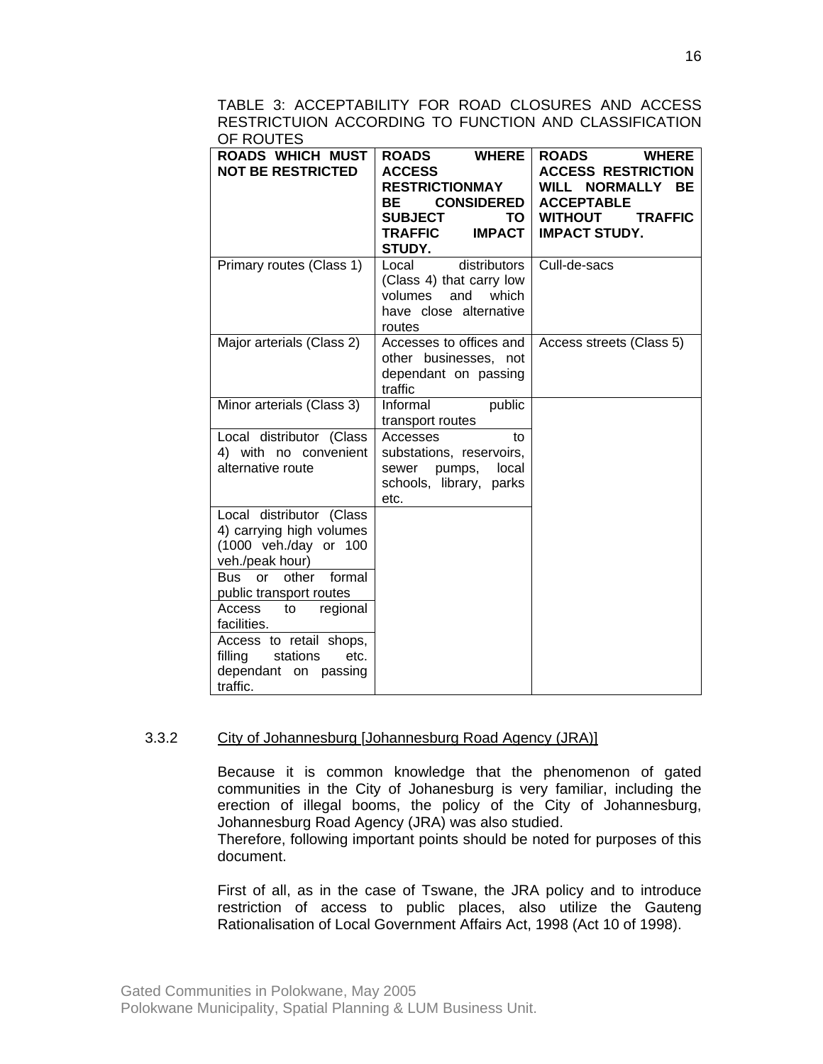TABLE 3: ACCEPTABILITY FOR ROAD CLOSURES AND ACCESS RESTRICTUION ACCORDING TO FUNCTION AND CLASSIFICATION OF ROUTES

| ROADS WHICH MUST NOT BE RESTRICTED | ROADS WHERE ACCESS RESTRICTIONMAY BE CONSIDERED SUBJECT TO TRAFFIC IMPACT STUDY. | ROADS WHERE ACCESS RESTRICTION WILL NORMALLY BE ACCEPTABLE WITHOUT TRAFFIC IMPACT STUDY. |
|---|---|---|
| Primary routes (Class 1) | Local distributors (Class 4) that carry low volumes and which have close alternative routes | Cull-de-sacs |
| Major arterials (Class 2) | Accesses to offices and other businesses, not dependant on passing traffic | Access streets (Class 5) |
| Minor arterials (Class 3) | Informal public transport routes | |
| Local distributor (Class 4) with no convenient alternative route | Accesses to substations, reservoirs, sewer pumps, local schools, library, parks etc. | |
| Local distributor (Class 4) carrying high volumes (1000 veh./day or 100 veh./peak hour) | | |
| Bus or other formal public transport routes | | |
| Access to regional facilities. | | |
| Access to retail shops, filling stations etc. dependant on passing traffic. | | |

### 3.3.2 City of Johannesburg [Johannesburg Road Agency (JRA)]

Because it is common knowledge that the phenomenon of gated communities in the City of Johanesburg is very familiar, including the erection of illegal booms, the policy of the City of Johannesburg, Johannesburg Road Agency (JRA) was also studied.
Therefore, following important points should be noted for purposes of this document.

First of all, as in the case of Tswane, the JRA policy and to introduce restriction of access to public places, also utilize the Gauteng Rationalisation of Local Government Affairs Act, 1998 (Act 10 of 1998).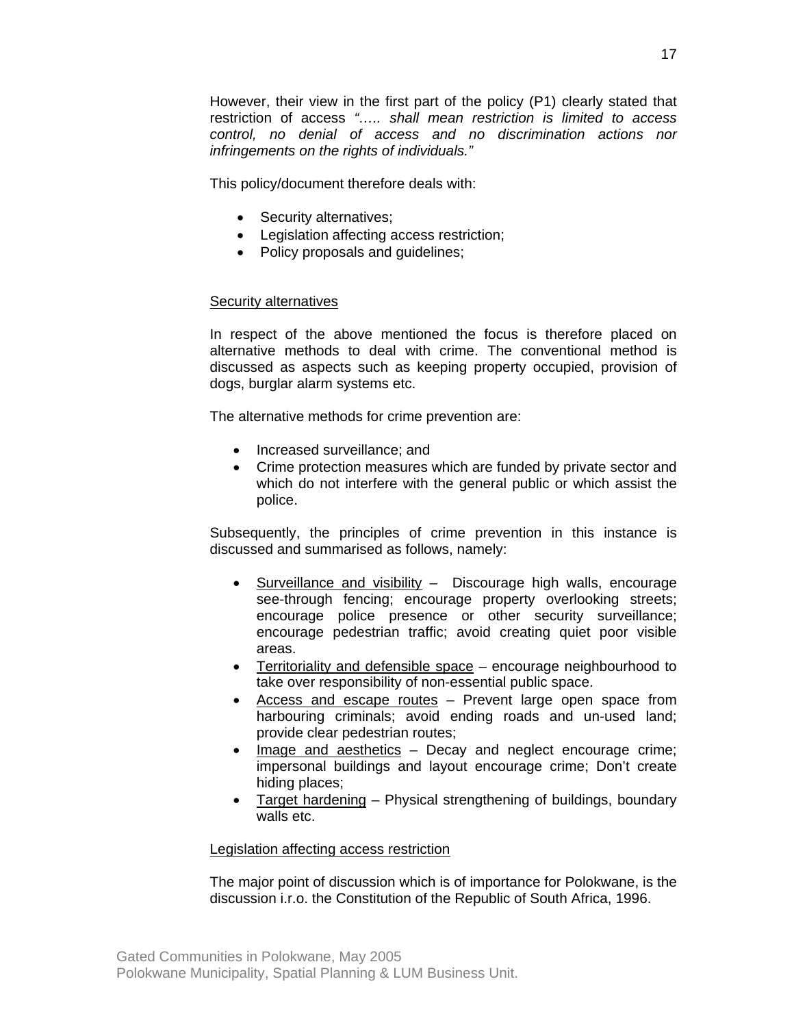However, their view in the first part of the policy (P1) clearly stated that restriction of access *"….. shall mean restriction is limited to access control, no denial of access and no discrimination actions nor infringements on the rights of individuals."*

This policy/document therefore deals with:

- Security alternatives;
- Legislation affecting access restriction;
- Policy proposals and guidelines;

<u>Security alternatives</u>

In respect of the above mentioned the focus is therefore placed on alternative methods to deal with crime. The conventional method is discussed as aspects such as keeping property occupied, provision of dogs, burglar alarm systems etc.

The alternative methods for crime prevention are:

- Increased surveillance; and
- Crime protection measures which are funded by private sector and which do not interfere with the general public or which assist the police.

Subsequently, the principles of crime prevention in this instance is discussed and summarised as follows, namely:

- <u>Surveillance and visibility</u> – Discourage high walls, encourage see-through fencing; encourage property overlooking streets; encourage police presence or other security surveillance; encourage pedestrian traffic; avoid creating quiet poor visible areas.
- <u>Territoriality and defensible space</u> – encourage neighbourhood to take over responsibility of non-essential public space.
- <u>Access and escape routes</u> – Prevent large open space from harbouring criminals; avoid ending roads and un-used land; provide clear pedestrian routes;
- <u>Image and aesthetics</u> – Decay and neglect encourage crime; impersonal buildings and layout encourage crime; Don't create hiding places;
- <u>Target hardening</u> – Physical strengthening of buildings, boundary walls etc.

<u>Legislation affecting access restriction</u>

The major point of discussion which is of importance for Polokwane, is the discussion i.r.o. the Constitution of the Republic of South Africa, 1996.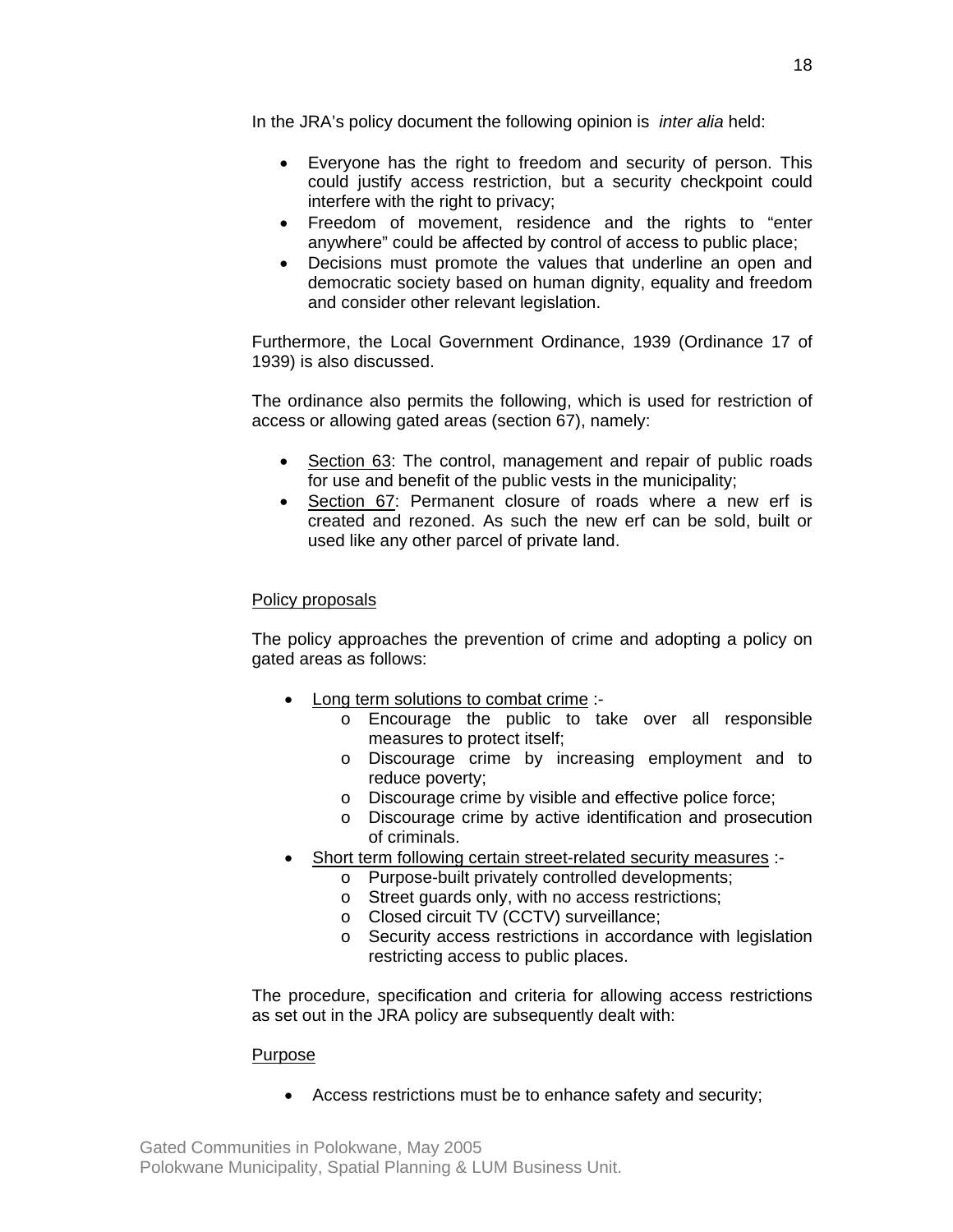In the JRA's policy document the following opinion is *inter alia* held:

- Everyone has the right to freedom and security of person. This could justify access restriction, but a security checkpoint could interfere with the right to privacy;
- Freedom of movement, residence and the rights to "enter anywhere" could be affected by control of access to public place;
- Decisions must promote the values that underline an open and democratic society based on human dignity, equality and freedom and consider other relevant legislation.

Furthermore, the Local Government Ordinance, 1939 (Ordinance 17 of 1939) is also discussed.

The ordinance also permits the following, which is used for restriction of access or allowing gated areas (section 67), namely:

- Section 63: The control, management and repair of public roads for use and benefit of the public vests in the municipality;
- Section 67: Permanent closure of roads where a new erf is created and rezoned. As such the new erf can be sold, built or used like any other parcel of private land.

Policy proposals

The policy approaches the prevention of crime and adopting a policy on gated areas as follows:

- Long term solutions to combat crime :-
  - Encourage the public to take over all responsible measures to protect itself;
  - Discourage crime by increasing employment and to reduce poverty;
  - Discourage crime by visible and effective police force;
  - Discourage crime by active identification and prosecution of criminals.
- Short term following certain street-related security measures :-
  - Purpose-built privately controlled developments;
  - Street guards only, with no access restrictions;
  - Closed circuit TV (CCTV) surveillance;
  - Security access restrictions in accordance with legislation restricting access to public places.

The procedure, specification and criteria for allowing access restrictions as set out in the JRA policy are subsequently dealt with:

Purpose

- Access restrictions must be to enhance safety and security;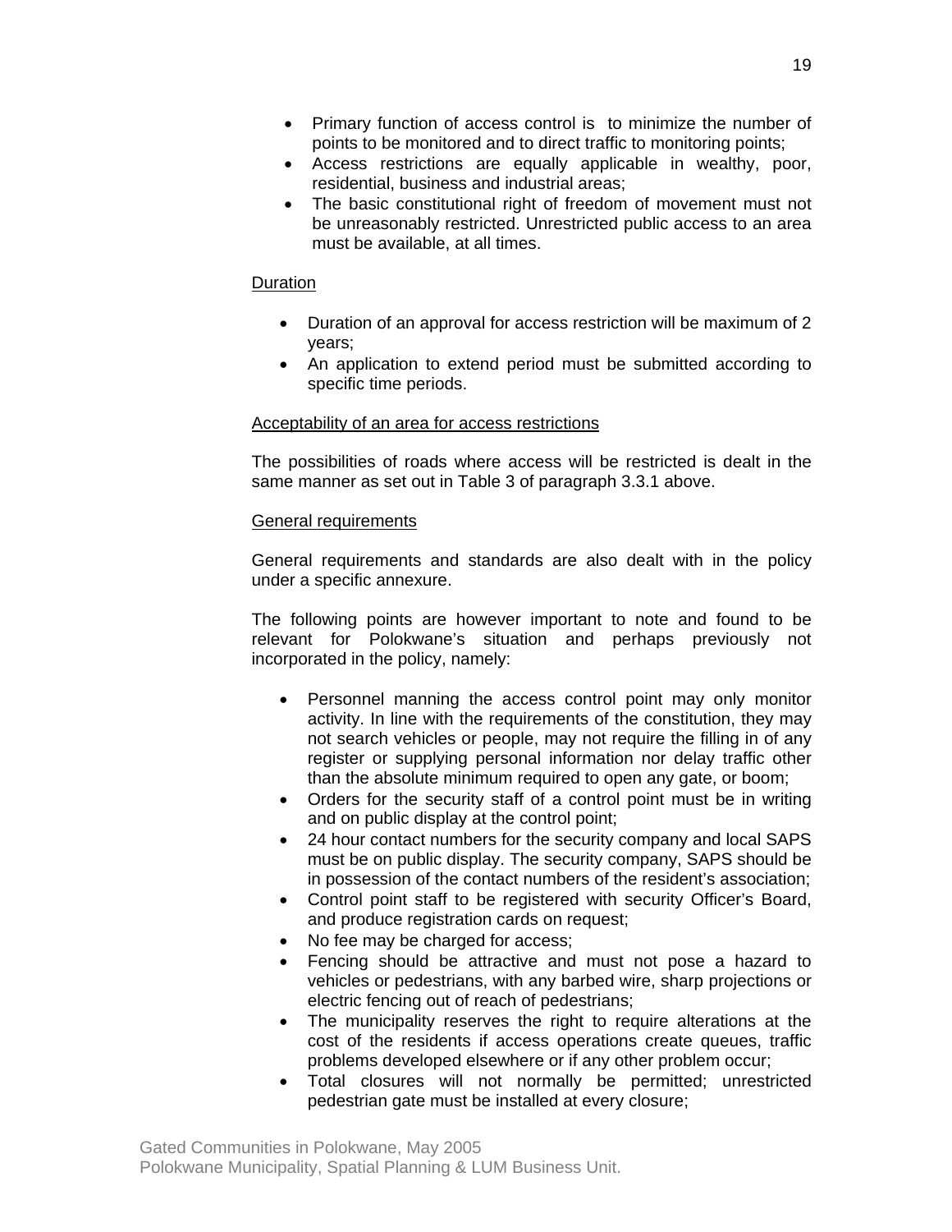- Primary function of access control is  to minimize the number of points to be monitored and to direct traffic to monitoring points;
- Access restrictions are equally applicable in wealthy, poor, residential, business and industrial areas;
- The basic constitutional right of freedom of movement must not be unreasonably restricted. Unrestricted public access to an area must be available, at all times.

<u>Duration</u>

- Duration of an approval for access restriction will be maximum of 2 years;
- An application to extend period must be submitted according to specific time periods.

<u>Acceptability of an area for access restrictions</u>

The possibilities of roads where access will be restricted is dealt in the same manner as set out in Table 3 of paragraph 3.3.1 above.

<u>General requirements</u>

General requirements and standards are also dealt with in the policy under a specific annexure.

The following points are however important to note and found to be relevant for Polokwane's situation and perhaps previously not incorporated in the policy, namely:

- Personnel manning the access control point may only monitor activity. In line with the requirements of the constitution, they may not search vehicles or people, may not require the filling in of any register or supplying personal information nor delay traffic other than the absolute minimum required to open any gate, or boom;
- Orders for the security staff of a control point must be in writing and on public display at the control point;
- 24 hour contact numbers for the security company and local SAPS must be on public display. The security company, SAPS should be in possession of the contact numbers of the resident's association;
- Control point staff to be registered with security Officer's Board, and produce registration cards on request;
- No fee may be charged for access;
- Fencing should be attractive and must not pose a hazard to vehicles or pedestrians, with any barbed wire, sharp projections or electric fencing out of reach of pedestrians;
- The municipality reserves the right to require alterations at the cost of the residents if access operations create queues, traffic problems developed elsewhere or if any other problem occur;
- Total closures will not normally be permitted; unrestricted pedestrian gate must be installed at every closure;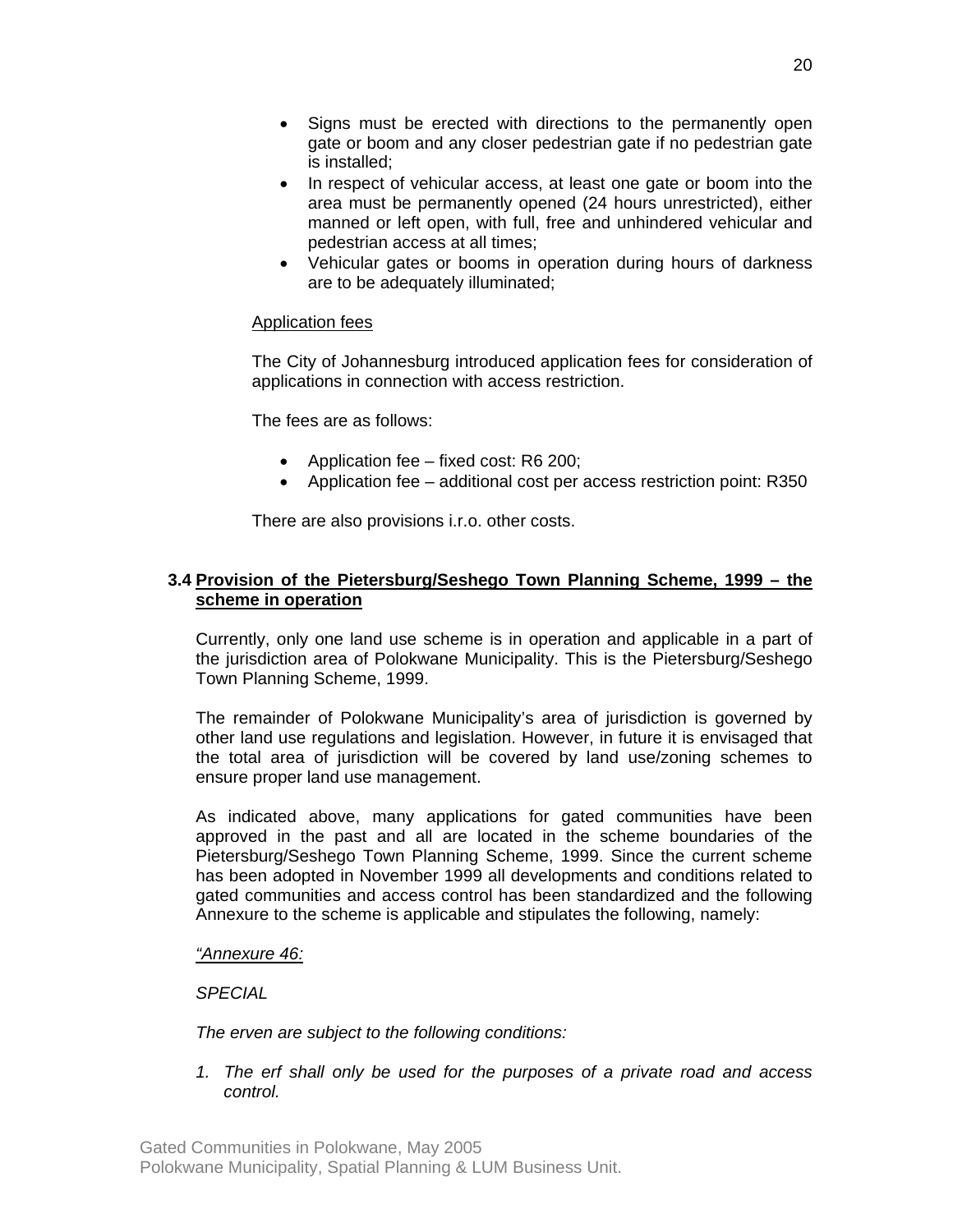- Signs must be erected with directions to the permanently open gate or boom and any closer pedestrian gate if no pedestrian gate is installed;
- In respect of vehicular access, at least one gate or boom into the area must be permanently opened (24 hours unrestricted), either manned or left open, with full, free and unhindered vehicular and pedestrian access at all times;
- Vehicular gates or booms in operation during hours of darkness are to be adequately illuminated;

Application fees

The City of Johannesburg introduced application fees for consideration of applications in connection with access restriction.

The fees are as follows:

- Application fee – fixed cost: R6 200;
- Application fee – additional cost per access restriction point: R350

There are also provisions i.r.o. other costs.

### 3.4 Provision of the Pietersburg/Seshego Town Planning Scheme, 1999 – the scheme in operation

Currently, only one land use scheme is in operation and applicable in a part of the jurisdiction area of Polokwane Municipality. This is the Pietersburg/Seshego Town Planning Scheme, 1999.

The remainder of Polokwane Municipality's area of jurisdiction is governed by other land use regulations and legislation. However, in future it is envisaged that the total area of jurisdiction will be covered by land use/zoning schemes to ensure proper land use management.

As indicated above, many applications for gated communities have been approved in the past and all are located in the scheme boundaries of the Pietersburg/Seshego Town Planning Scheme, 1999. Since the current scheme has been adopted in November 1999 all developments and conditions related to gated communities and access control has been standardized and the following Annexure to the scheme is applicable and stipulates the following, namely:

*"Annexure 46:*

*SPECIAL*

*The erven are subject to the following conditions:*

1. *The erf shall only be used for the purposes of a private road and access control.*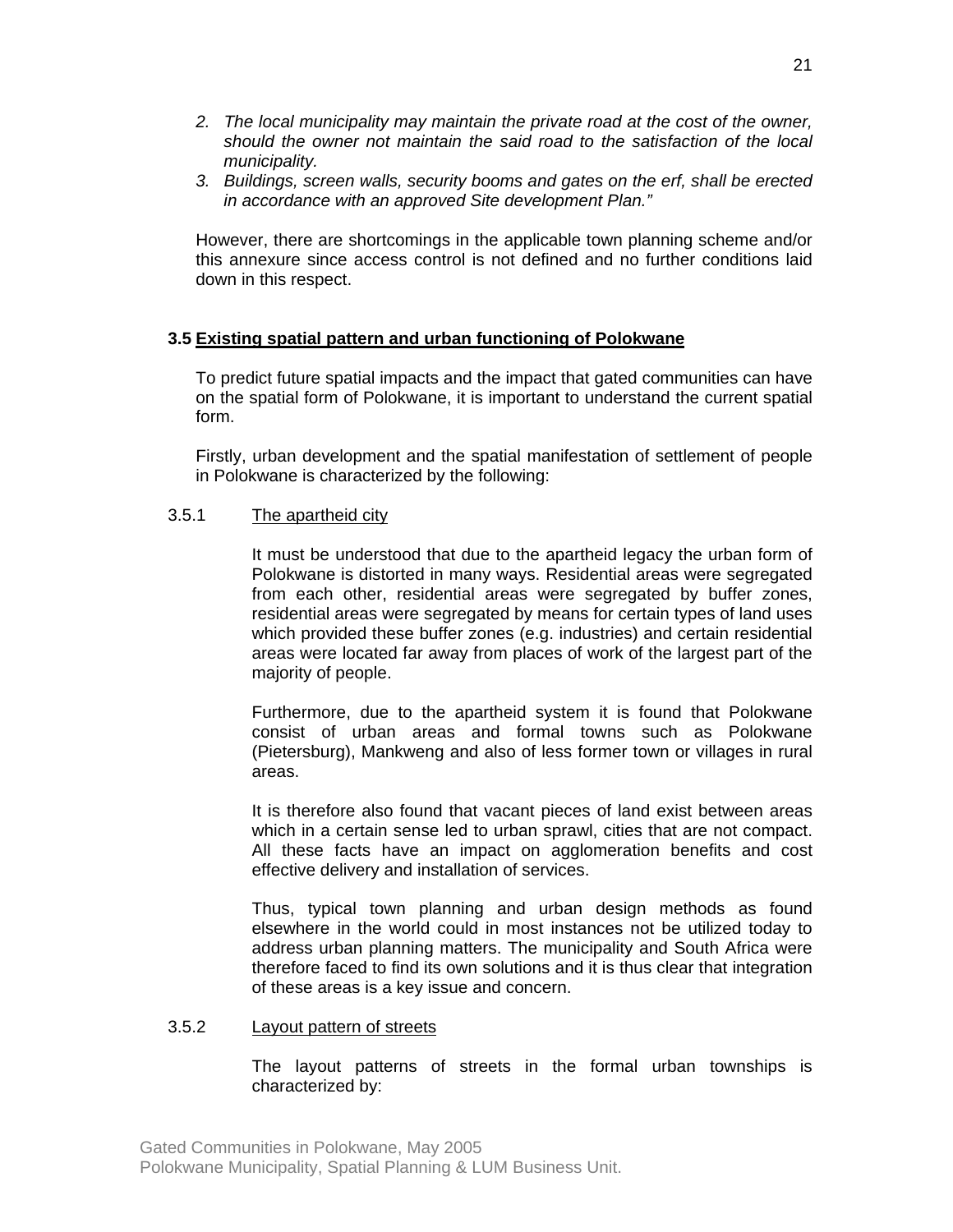2. *The local municipality may maintain the private road at the cost of the owner, should the owner not maintain the said road to the satisfaction of the local municipality.*
3. *Buildings, screen walls, security booms and gates on the erf, shall be erected in accordance with an approved Site development Plan."*

However, there are shortcomings in the applicable town planning scheme and/or this annexure since access control is not defined and no further conditions laid down in this respect.

## 3.5 Existing spatial pattern and urban functioning of Polokwane

To predict future spatial impacts and the impact that gated communities can have on the spatial form of Polokwane, it is important to understand the current spatial form.

Firstly, urban development and the spatial manifestation of settlement of people in Polokwane is characterized by the following:

### 3.5.1 The apartheid city

It must be understood that due to the apartheid legacy the urban form of Polokwane is distorted in many ways. Residential areas were segregated from each other, residential areas were segregated by buffer zones, residential areas were segregated by means for certain types of land uses which provided these buffer zones (e.g. industries) and certain residential areas were located far away from places of work of the largest part of the majority of people.

Furthermore, due to the apartheid system it is found that Polokwane consist of urban areas and formal towns such as Polokwane (Pietersburg), Mankweng and also of less former town or villages in rural areas.

It is therefore also found that vacant pieces of land exist between areas which in a certain sense led to urban sprawl, cities that are not compact. All these facts have an impact on agglomeration benefits and cost effective delivery and installation of services.

Thus, typical town planning and urban design methods as found elsewhere in the world could in most instances not be utilized today to address urban planning matters. The municipality and South Africa were therefore faced to find its own solutions and it is thus clear that integration of these areas is a key issue and concern.

### 3.5.2 Layout pattern of streets

The layout patterns of streets in the formal urban townships is characterized by: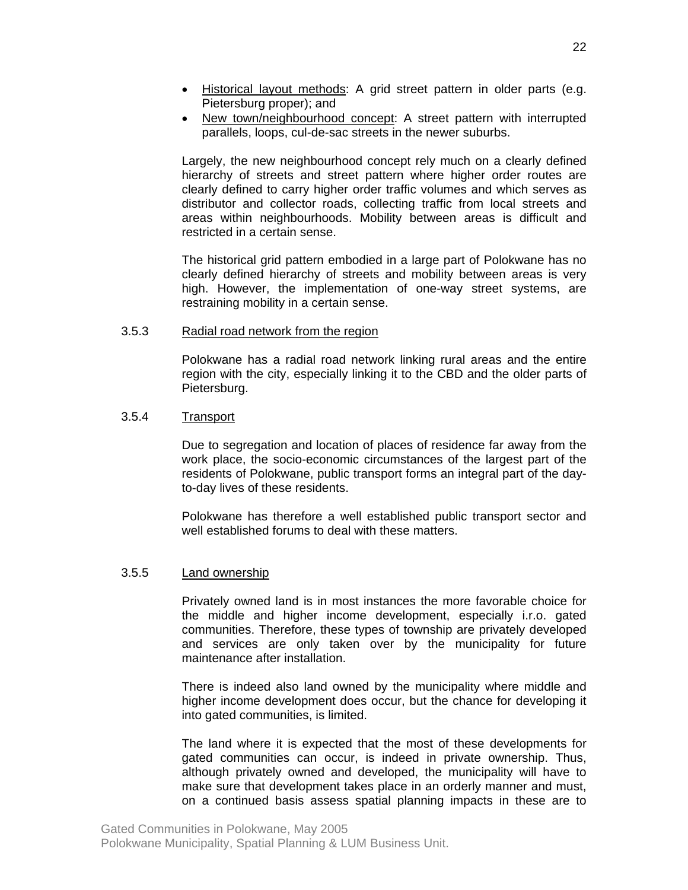- Historical layout methods: A grid street pattern in older parts (e.g. Pietersburg proper); and
- New town/neighbourhood concept: A street pattern with interrupted parallels, loops, cul-de-sac streets in the newer suburbs.

Largely, the new neighbourhood concept rely much on a clearly defined hierarchy of streets and street pattern where higher order routes are clearly defined to carry higher order traffic volumes and which serves as distributor and collector roads, collecting traffic from local streets and areas within neighbourhoods. Mobility between areas is difficult and restricted in a certain sense.

The historical grid pattern embodied in a large part of Polokwane has no clearly defined hierarchy of streets and mobility between areas is very high. However, the implementation of one-way street systems, are restraining mobility in a certain sense.

3.5.3 Radial road network from the region

Polokwane has a radial road network linking rural areas and the entire region with the city, especially linking it to the CBD and the older parts of Pietersburg.

3.5.4 Transport

Due to segregation and location of places of residence far away from the work place, the socio-economic circumstances of the largest part of the residents of Polokwane, public transport forms an integral part of the day-to-day lives of these residents.

Polokwane has therefore a well established public transport sector and well established forums to deal with these matters.

3.5.5 Land ownership

Privately owned land is in most instances the more favorable choice for the middle and higher income development, especially i.r.o. gated communities. Therefore, these types of township are privately developed and services are only taken over by the municipality for future maintenance after installation.

There is indeed also land owned by the municipality where middle and higher income development does occur, but the chance for developing it into gated communities, is limited.

The land where it is expected that the most of these developments for gated communities can occur, is indeed in private ownership. Thus, although privately owned and developed, the municipality will have to make sure that development takes place in an orderly manner and must, on a continued basis assess spatial planning impacts in these are to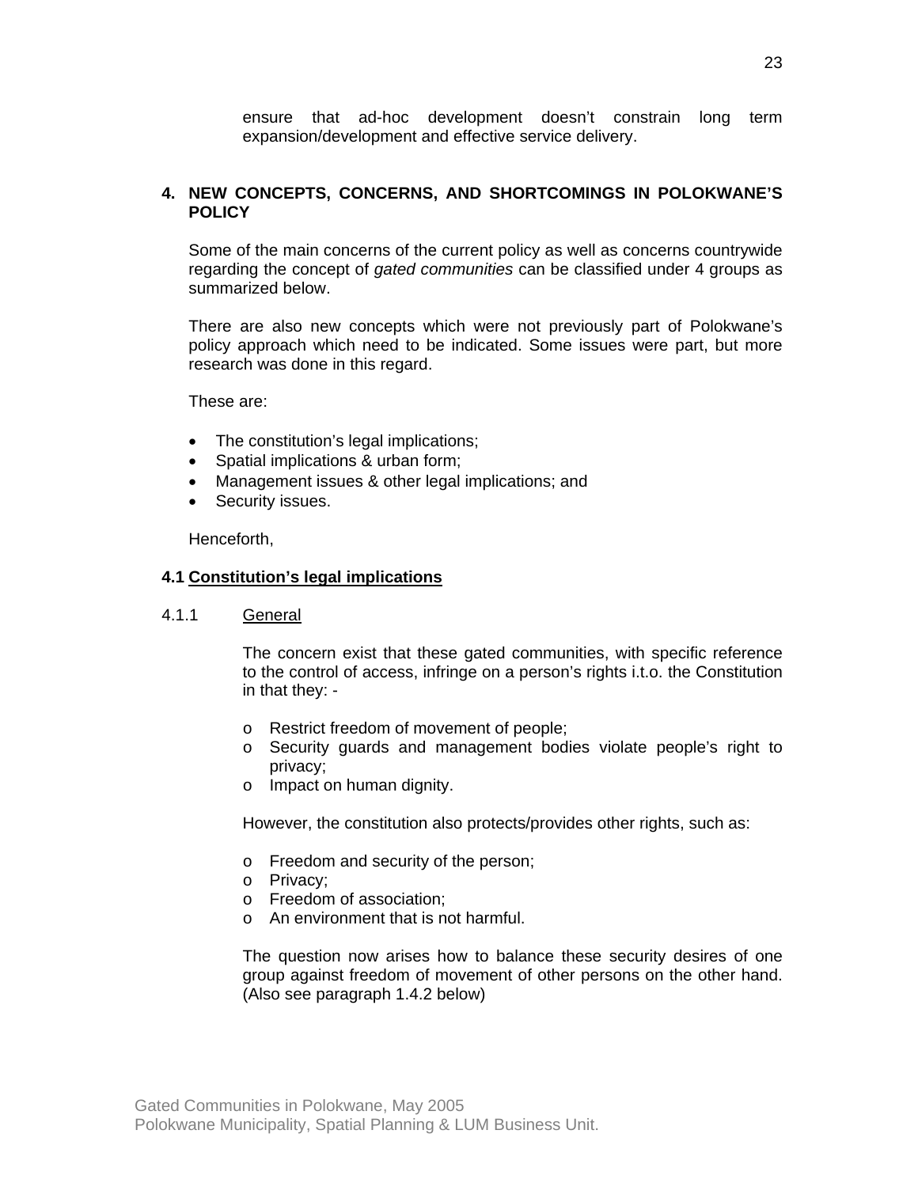ensure that ad-hoc development doesn't constrain long term expansion/development and effective service delivery.

## 4. NEW CONCEPTS, CONCERNS, AND SHORTCOMINGS IN POLOKWANE'S POLICY

Some of the main concerns of the current policy as well as concerns countrywide regarding the concept of *gated communities* can be classified under 4 groups as summarized below.

There are also new concepts which were not previously part of Polokwane's policy approach which need to be indicated. Some issues were part, but more research was done in this regard.

These are:

- The constitution's legal implications;
- Spatial implications & urban form;
- Management issues & other legal implications; and
- Security issues.

Henceforth,

### 4.1 Constitution's legal implications

#### 4.1.1 General

The concern exist that these gated communities, with specific reference to the control of access, infringe on a person's rights i.t.o. the Constitution in that they: -

- Restrict freedom of movement of people;
- Security guards and management bodies violate people's right to privacy;
- Impact on human dignity.

However, the constitution also protects/provides other rights, such as:

- Freedom and security of the person;
- Privacy;
- Freedom of association;
- An environment that is not harmful.

The question now arises how to balance these security desires of one group against freedom of movement of other persons on the other hand. (Also see paragraph 1.4.2 below)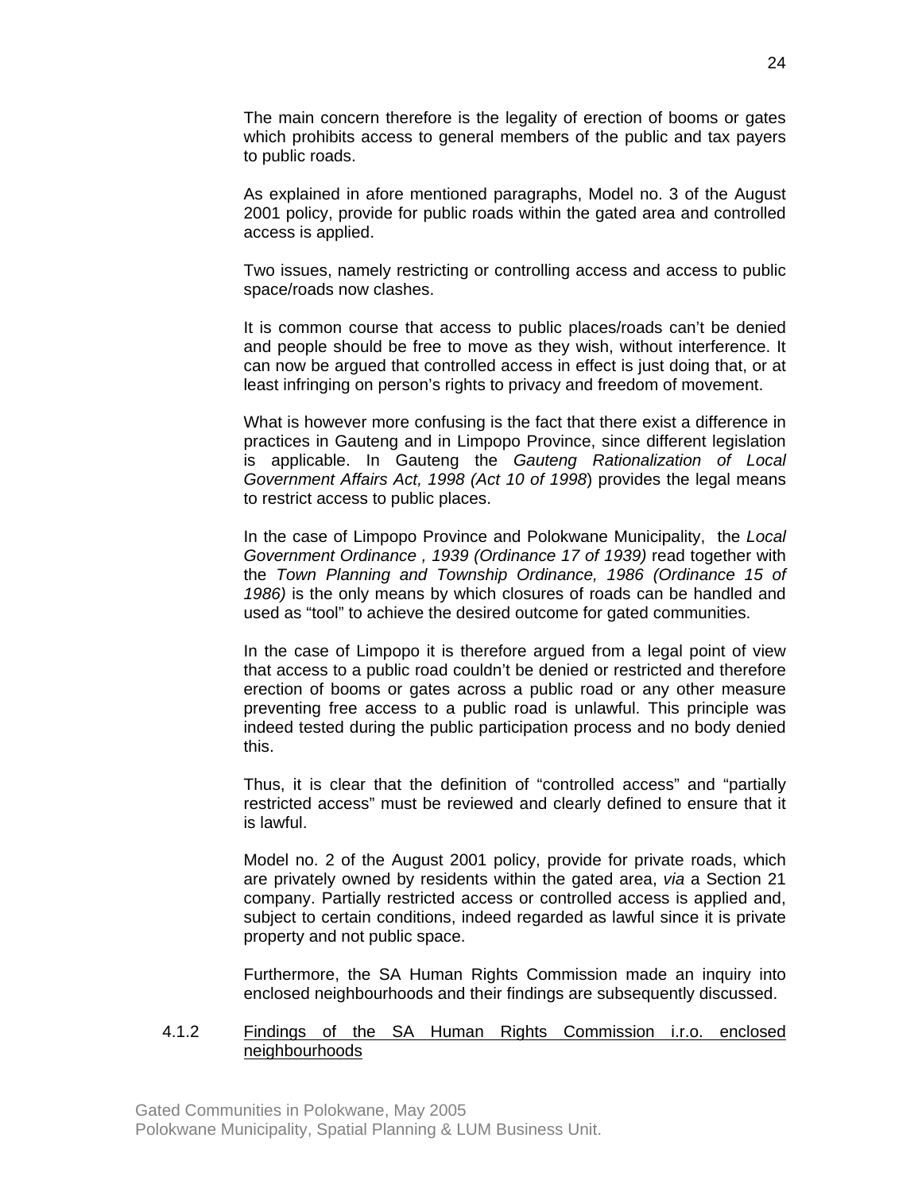The main concern therefore is the legality of erection of booms or gates which prohibits access to general members of the public and tax payers to public roads.

As explained in afore mentioned paragraphs, Model no. 3 of the August 2001 policy, provide for public roads within the gated area and controlled access is applied.

Two issues, namely restricting or controlling access and access to public space/roads now clashes.

It is common course that access to public places/roads can't be denied and people should be free to move as they wish, without interference. It can now be argued that controlled access in effect is just doing that, or at least infringing on person's rights to privacy and freedom of movement.

What is however more confusing is the fact that there exist a difference in practices in Gauteng and in Limpopo Province, since different legislation is applicable. In Gauteng the *Gauteng Rationalization of Local Government Affairs Act, 1998 (Act 10 of 1998*) provides the legal means to restrict access to public places.

In the case of Limpopo Province and Polokwane Municipality, the *Local Government Ordinance , 1939 (Ordinance 17 of 1939)* read together with the *Town Planning and Township Ordinance, 1986 (Ordinance 15 of 1986)* is the only means by which closures of roads can be handled and used as "tool" to achieve the desired outcome for gated communities.

In the case of Limpopo it is therefore argued from a legal point of view that access to a public road couldn't be denied or restricted and therefore erection of booms or gates across a public road or any other measure preventing free access to a public road is unlawful. This principle was indeed tested during the public participation process and no body denied this.

Thus, it is clear that the definition of "controlled access" and "partially restricted access" must be reviewed and clearly defined to ensure that it is lawful.

Model no. 2 of the August 2001 policy, provide for private roads, which are privately owned by residents within the gated area, *via* a Section 21 company. Partially restricted access or controlled access is applied and, subject to certain conditions, indeed regarded as lawful since it is private property and not public space.

Furthermore, the SA Human Rights Commission made an inquiry into enclosed neighbourhoods and their findings are subsequently discussed.

#### 4.1.2 Findings of the SA Human Rights Commission i.r.o. enclosed neighbourhoods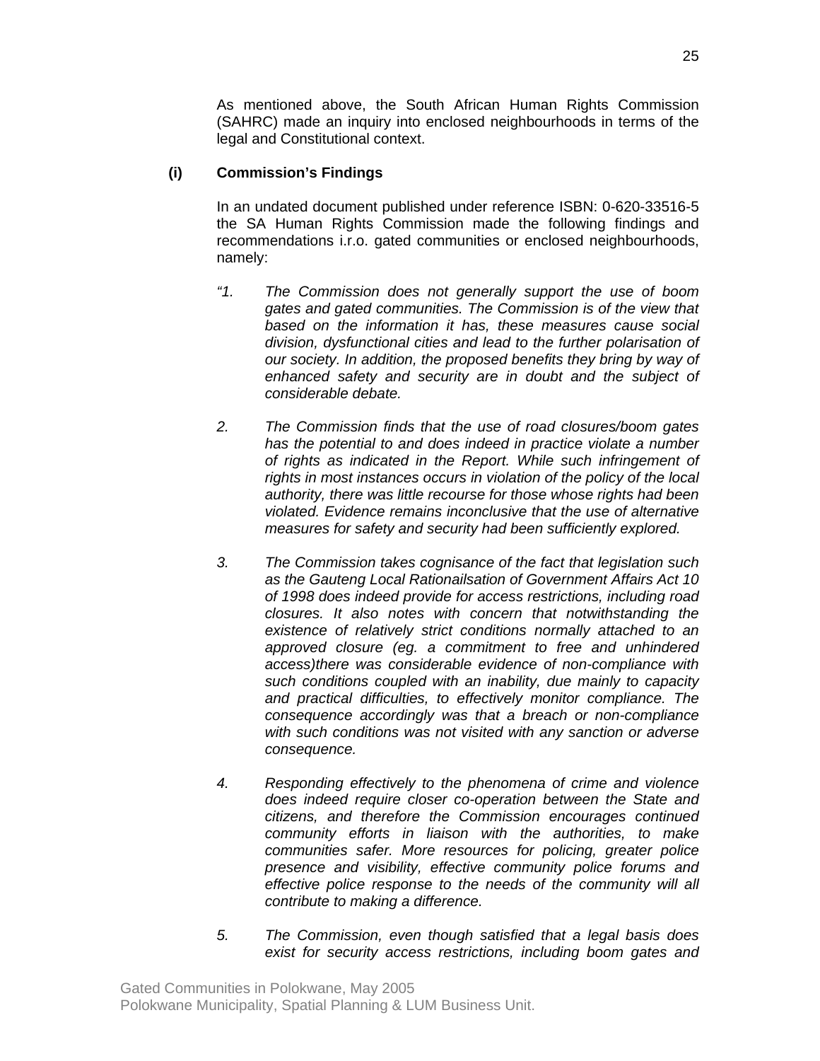As mentioned above, the South African Human Rights Commission (SAHRC) made an inquiry into enclosed neighbourhoods in terms of the legal and Constitutional context.

**(i) Commission's Findings**

In an undated document published under reference ISBN: 0-620-33516-5 the SA Human Rights Commission made the following findings and recommendations i.r.o. gated communities or enclosed neighbourhoods, namely:

*"1. The Commission does not generally support the use of boom gates and gated communities. The Commission is of the view that based on the information it has, these measures cause social division, dysfunctional cities and lead to the further polarisation of our society. In addition, the proposed benefits they bring by way of enhanced safety and security are in doubt and the subject of considerable debate.*

*2. The Commission finds that the use of road closures/boom gates has the potential to and does indeed in practice violate a number of rights as indicated in the Report. While such infringement of rights in most instances occurs in violation of the policy of the local authority, there was little recourse for those whose rights had been violated. Evidence remains inconclusive that the use of alternative measures for safety and security had been sufficiently explored.*

*3. The Commission takes cognisance of the fact that legislation such as the Gauteng Local Rationailsation of Government Affairs Act 10 of 1998 does indeed provide for access restrictions, including road closures. It also notes with concern that notwithstanding the existence of relatively strict conditions normally attached to an approved closure (eg. a commitment to free and unhindered access)there was considerable evidence of non-compliance with such conditions coupled with an inability, due mainly to capacity and practical difficulties, to effectively monitor compliance. The consequence accordingly was that a breach or non-compliance with such conditions was not visited with any sanction or adverse consequence.*

*4. Responding effectively to the phenomena of crime and violence does indeed require closer co-operation between the State and citizens, and therefore the Commission encourages continued community efforts in liaison with the authorities, to make communities safer. More resources for policing, greater police presence and visibility, effective community police forums and effective police response to the needs of the community will all contribute to making a difference.*

*5. The Commission, even though satisfied that a legal basis does exist for security access restrictions, including boom gates and*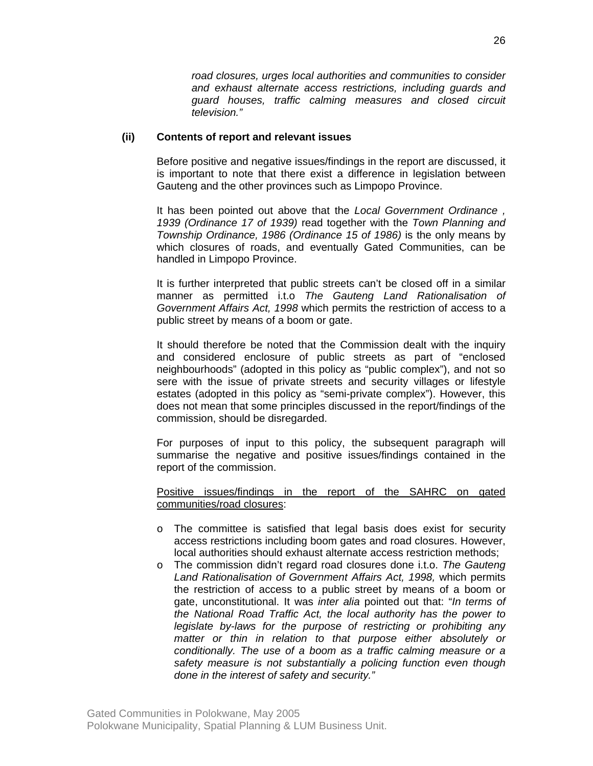*road closures, urges local authorities and communities to consider and exhaust alternate access restrictions, including guards and guard houses, traffic calming measures and closed circuit television."*

**(ii) Contents of report and relevant issues**

Before positive and negative issues/findings in the report are discussed, it is important to note that there exist a difference in legislation between Gauteng and the other provinces such as Limpopo Province.

It has been pointed out above that the *Local Government Ordinance , 1939 (Ordinance 17 of 1939)* read together with the *Town Planning and Township Ordinance, 1986 (Ordinance 15 of 1986)* is the only means by which closures of roads, and eventually Gated Communities, can be handled in Limpopo Province.

It is further interpreted that public streets can't be closed off in a similar manner as permitted i.t.o *The Gauteng Land Rationalisation of Government Affairs Act, 1998* which permits the restriction of access to a public street by means of a boom or gate.

It should therefore be noted that the Commission dealt with the inquiry and considered enclosure of public streets as part of "enclosed neighbourhoods" (adopted in this policy as "public complex"), and not so sere with the issue of private streets and security villages or lifestyle estates (adopted in this policy as "semi-private complex"). However, this does not mean that some principles discussed in the report/findings of the commission, should be disregarded.

For purposes of input to this policy, the subsequent paragraph will summarise the negative and positive issues/findings contained in the report of the commission.

<u>Positive issues/findings in the report of the SAHRC on gated communities/road closures</u>:

- The committee is satisfied that legal basis does exist for security access restrictions including boom gates and road closures. However, local authorities should exhaust alternate access restriction methods;
- The commission didn't regard road closures done i.t.o. *The Gauteng Land Rationalisation of Government Affairs Act, 1998,* which permits the restriction of access to a public street by means of a boom or gate, unconstitutional. It was *inter alia* pointed out that: "*In terms of the National Road Traffic Act, the local authority has the power to legislate by-laws for the purpose of restricting or prohibiting any matter or thin in relation to that purpose either absolutely or conditionally. The use of a boom as a traffic calming measure or a safety measure is not substantially a policing function even though done in the interest of safety and security."*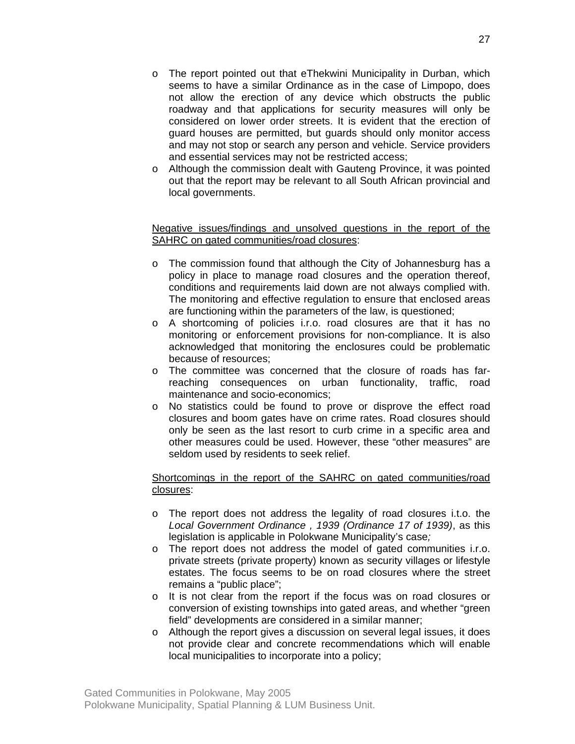- The report pointed out that eThekwini Municipality in Durban, which seems to have a similar Ordinance as in the case of Limpopo, does not allow the erection of any device which obstructs the public roadway and that applications for security measures will only be considered on lower order streets. It is evident that the erection of guard houses are permitted, but guards should only monitor access and may not stop or search any person and vehicle. Service providers and essential services may not be restricted access;
- Although the commission dealt with Gauteng Province, it was pointed out that the report may be relevant to all South African provincial and local governments.

Negative issues/findings and unsolved questions in the report of the SAHRC on gated communities/road closures:

- The commission found that although the City of Johannesburg has a policy in place to manage road closures and the operation thereof, conditions and requirements laid down are not always complied with. The monitoring and effective regulation to ensure that enclosed areas are functioning within the parameters of the law, is questioned;
- A shortcoming of policies i.r.o. road closures are that it has no monitoring or enforcement provisions for non-compliance. It is also acknowledged that monitoring the enclosures could be problematic because of resources;
- The committee was concerned that the closure of roads has far-reaching consequences on urban functionality, traffic, road maintenance and socio-economics;
- No statistics could be found to prove or disprove the effect road closures and boom gates have on crime rates. Road closures should only be seen as the last resort to curb crime in a specific area and other measures could be used. However, these "other measures" are seldom used by residents to seek relief.

Shortcomings in the report of the SAHRC on gated communities/road closures:

- The report does not address the legality of road closures i.t.o. the *Local Government Ordinance , 1939 (Ordinance 17 of 1939)*, as this legislation is applicable in Polokwane Municipality's case;
- The report does not address the model of gated communities i.r.o. private streets (private property) known as security villages or lifestyle estates. The focus seems to be on road closures where the street remains a "public place";
- It is not clear from the report if the focus was on road closures or conversion of existing townships into gated areas, and whether "green field" developments are considered in a similar manner;
- Although the report gives a discussion on several legal issues, it does not provide clear and concrete recommendations which will enable local municipalities to incorporate into a policy;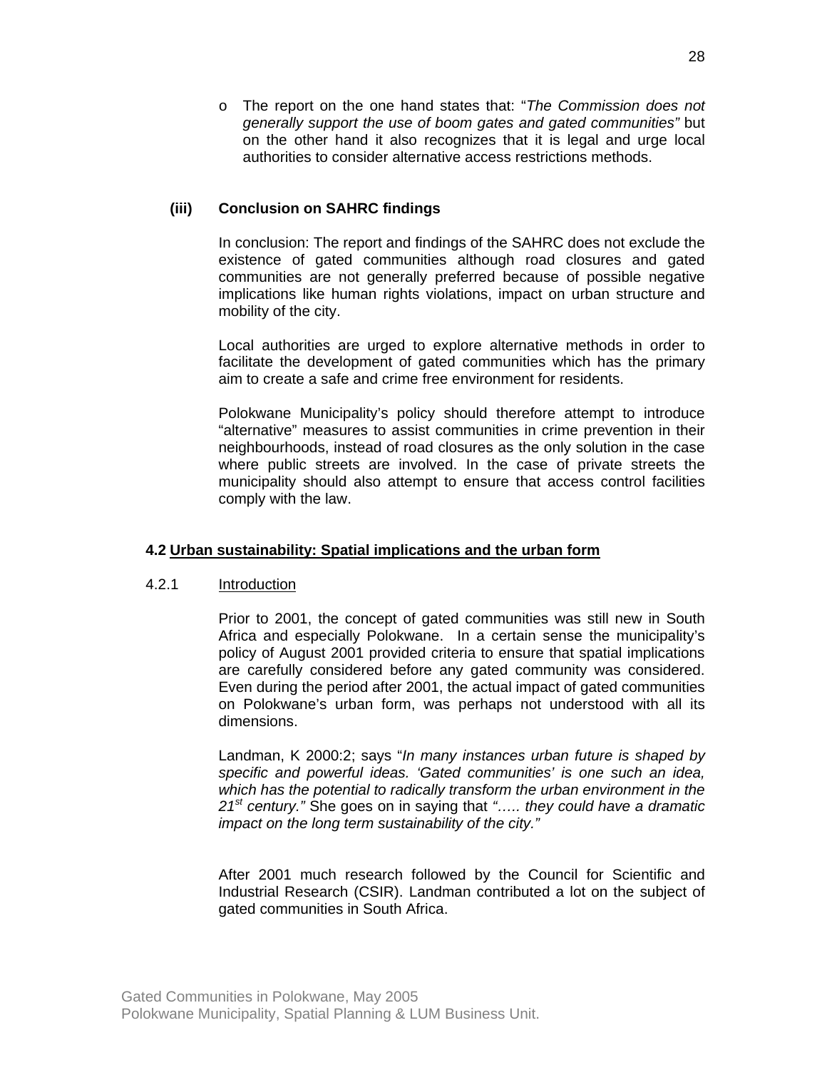- The report on the one hand states that: "*The Commission does not generally support the use of boom gates and gated communities*" but on the other hand it also recognizes that it is legal and urge local authorities to consider alternative access restrictions methods.

**(iii) Conclusion on SAHRC findings**

In conclusion: The report and findings of the SAHRC does not exclude the existence of gated communities although road closures and gated communities are not generally preferred because of possible negative implications like human rights violations, impact on urban structure and mobility of the city.

Local authorities are urged to explore alternative methods in order to facilitate the development of gated communities which has the primary aim to create a safe and crime free environment for residents.

Polokwane Municipality's policy should therefore attempt to introduce "alternative" measures to assist communities in crime prevention in their neighbourhoods, instead of road closures as the only solution in the case where public streets are involved. In the case of private streets the municipality should also attempt to ensure that access control facilities comply with the law.

## 4.2 Urban sustainability: Spatial implications and the urban form

### 4.2.1 Introduction

Prior to 2001, the concept of gated communities was still new in South Africa and especially Polokwane. In a certain sense the municipality's policy of August 2001 provided criteria to ensure that spatial implications are carefully considered before any gated community was considered. Even during the period after 2001, the actual impact of gated communities on Polokwane's urban form, was perhaps not understood with all its dimensions.

Landman, K 2000:2; says "*In many instances urban future is shaped by specific and powerful ideas. 'Gated communities' is one such an idea, which has the potential to radically transform the urban environment in the 21st century.*" She goes on in saying that *"….. they could have a dramatic impact on the long term sustainability of the city."*

After 2001 much research followed by the Council for Scientific and Industrial Research (CSIR). Landman contributed a lot on the subject of gated communities in South Africa.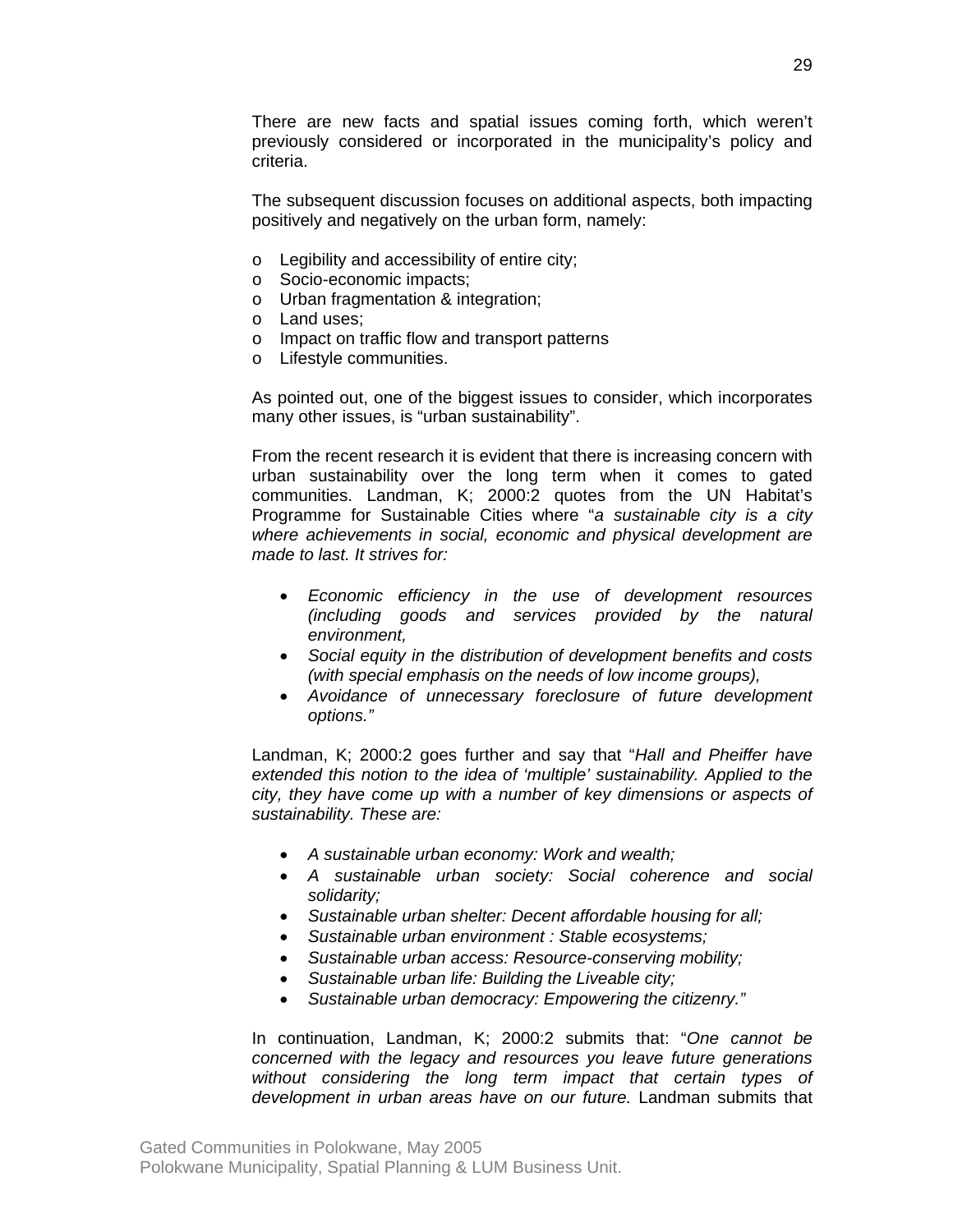There are new facts and spatial issues coming forth, which weren't previously considered or incorporated in the municipality's policy and criteria.

The subsequent discussion focuses on additional aspects, both impacting positively and negatively on the urban form, namely:

- Legibility and accessibility of entire city;
- Socio-economic impacts;
- Urban fragmentation & integration;
- Land uses;
- Impact on traffic flow and transport patterns
- Lifestyle communities.

As pointed out, one of the biggest issues to consider, which incorporates many other issues, is "urban sustainability".

From the recent research it is evident that there is increasing concern with urban sustainability over the long term when it comes to gated communities. Landman, K; 2000:2 quotes from the UN Habitat's Programme for Sustainable Cities where "*a sustainable city is a city where achievements in social, economic and physical development are made to last. It strives for:*

- *Economic efficiency in the use of development resources (including goods and services provided by the natural environment,*
- *Social equity in the distribution of development benefits and costs (with special emphasis on the needs of low income groups),*
- *Avoidance of unnecessary foreclosure of future development options."*

Landman, K; 2000:2 goes further and say that "*Hall and Pheiffer have extended this notion to the idea of 'multiple' sustainability. Applied to the city, they have come up with a number of key dimensions or aspects of sustainability. These are:*

- *A sustainable urban economy: Work and wealth;*
- *A sustainable urban society: Social coherence and social solidarity;*
- *Sustainable urban shelter: Decent affordable housing for all;*
- *Sustainable urban environment : Stable ecosystems;*
- *Sustainable urban access: Resource-conserving mobility;*
- *Sustainable urban life: Building the Liveable city;*
- *Sustainable urban democracy: Empowering the citizenry."*

In continuation, Landman, K; 2000:2 submits that: "*One cannot be concerned with the legacy and resources you leave future generations without considering the long term impact that certain types of development in urban areas have on our future.* Landman submits that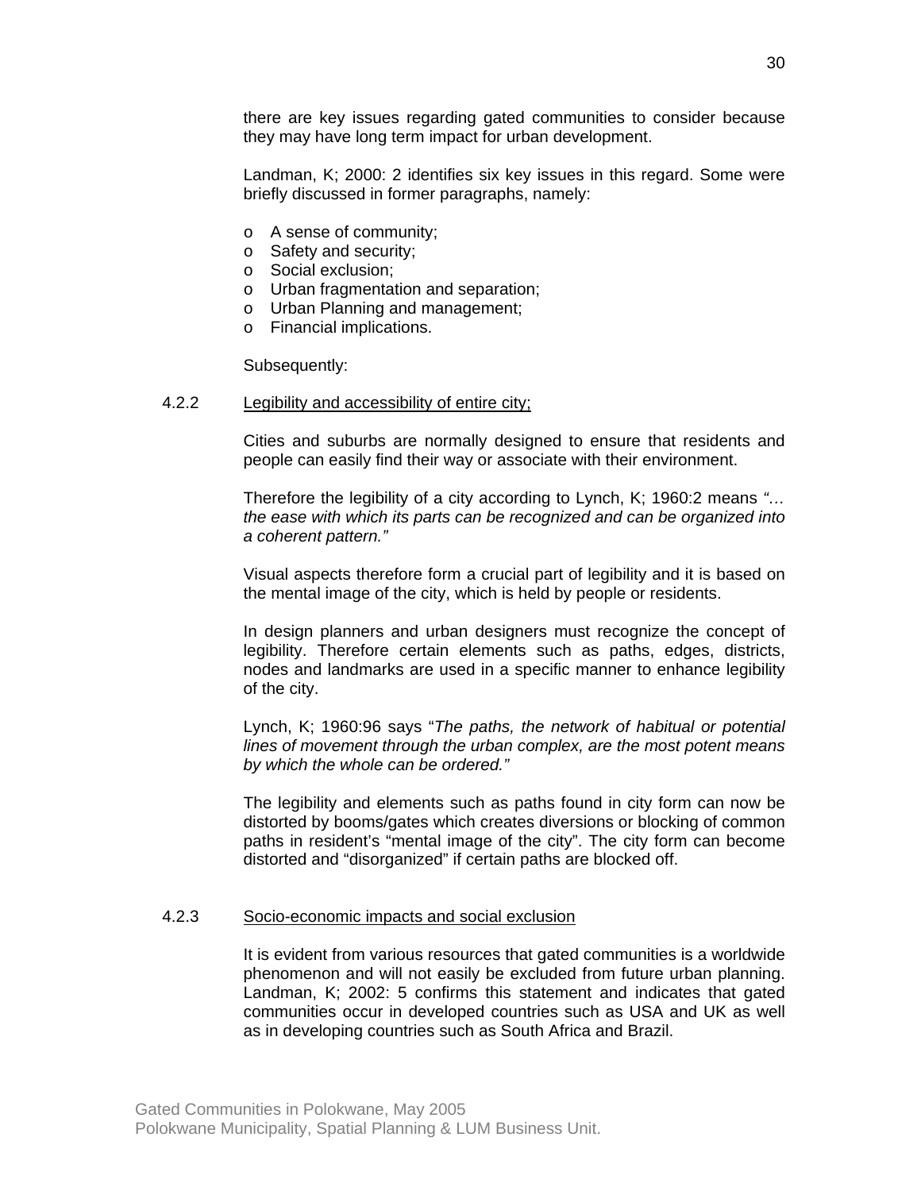there are key issues regarding gated communities to consider because they may have long term impact for urban development.

Landman, K; 2000: 2 identifies six key issues in this regard. Some were briefly discussed in former paragraphs, namely:

- A sense of community;
- Safety and security;
- Social exclusion;
- Urban fragmentation and separation;
- Urban Planning and management;
- Financial implications.

Subsequently:

### 4.2.2 Legibility and accessibility of entire city;

Cities and suburbs are normally designed to ensure that residents and people can easily find their way or associate with their environment.

Therefore the legibility of a city according to Lynch, K; 1960:2 means *"… the ease with which its parts can be recognized and can be organized into a coherent pattern."*

Visual aspects therefore form a crucial part of legibility and it is based on the mental image of the city, which is held by people or residents.

In design planners and urban designers must recognize the concept of legibility. Therefore certain elements such as paths, edges, districts, nodes and landmarks are used in a specific manner to enhance legibility of the city.

Lynch, K; 1960:96 says "*The paths, the network of habitual or potential lines of movement through the urban complex, are the most potent means by which the whole can be ordered."*

The legibility and elements such as paths found in city form can now be distorted by booms/gates which creates diversions or blocking of common paths in resident's "mental image of the city". The city form can become distorted and "disorganized" if certain paths are blocked off.

### 4.2.3 Socio-economic impacts and social exclusion

It is evident from various resources that gated communities is a worldwide phenomenon and will not easily be excluded from future urban planning. Landman, K; 2002: 5 confirms this statement and indicates that gated communities occur in developed countries such as USA and UK as well as in developing countries such as South Africa and Brazil.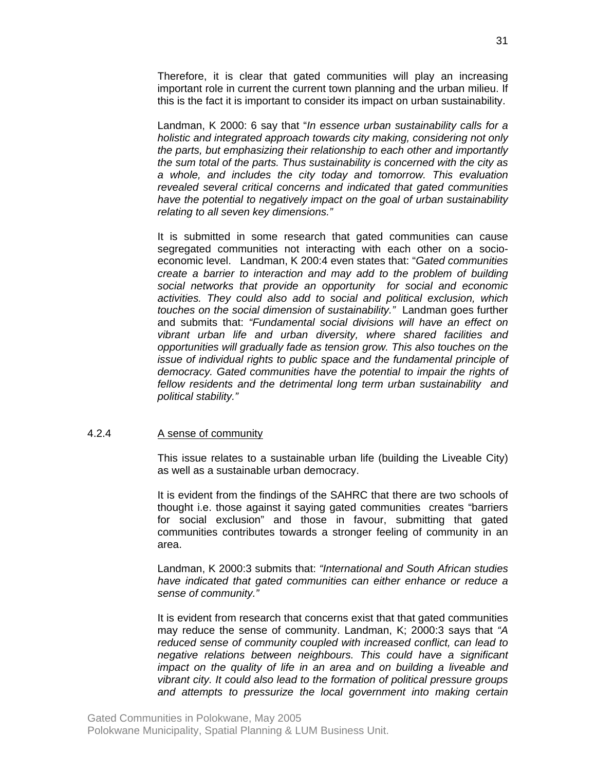Therefore, it is clear that gated communities will play an increasing important role in current the current town planning and the urban milieu. If this is the fact it is important to consider its impact on urban sustainability.

Landman, K 2000: 6 say that "*In essence urban sustainability calls for a holistic and integrated approach towards city making, considering not only the parts, but emphasizing their relationship to each other and importantly the sum total of the parts. Thus sustainability is concerned with the city as a whole, and includes the city today and tomorrow. This evaluation revealed several critical concerns and indicated that gated communities have the potential to negatively impact on the goal of urban sustainability relating to all seven key dimensions."*

It is submitted in some research that gated communities can cause segregated communities not interacting with each other on a socio-economic level. Landman, K 200:4 even states that: "*Gated communities create a barrier to interaction and may add to the problem of building social networks that provide an opportunity for social and economic activities. They could also add to social and political exclusion, which touches on the social dimension of sustainability."* Landman goes further and submits that: *"Fundamental social divisions will have an effect on vibrant urban life and urban diversity, where shared facilities and opportunities will gradually fade as tension grow. This also touches on the issue of individual rights to public space and the fundamental principle of democracy. Gated communities have the potential to impair the rights of fellow residents and the detrimental long term urban sustainability and political stability."*

4.2.4 A sense of community

This issue relates to a sustainable urban life (building the Liveable City) as well as a sustainable urban democracy.

It is evident from the findings of the SAHRC that there are two schools of thought i.e. those against it saying gated communities creates "barriers for social exclusion" and those in favour, submitting that gated communities contributes towards a stronger feeling of community in an area.

Landman, K 2000:3 submits that: *"International and South African studies have indicated that gated communities can either enhance or reduce a sense of community."*

It is evident from research that concerns exist that that gated communities may reduce the sense of community. Landman, K; 2000:3 says that *"A reduced sense of community coupled with increased conflict, can lead to negative relations between neighbours. This could have a significant impact on the quality of life in an area and on building a liveable and vibrant city. It could also lead to the formation of political pressure groups and attempts to pressurize the local government into making certain*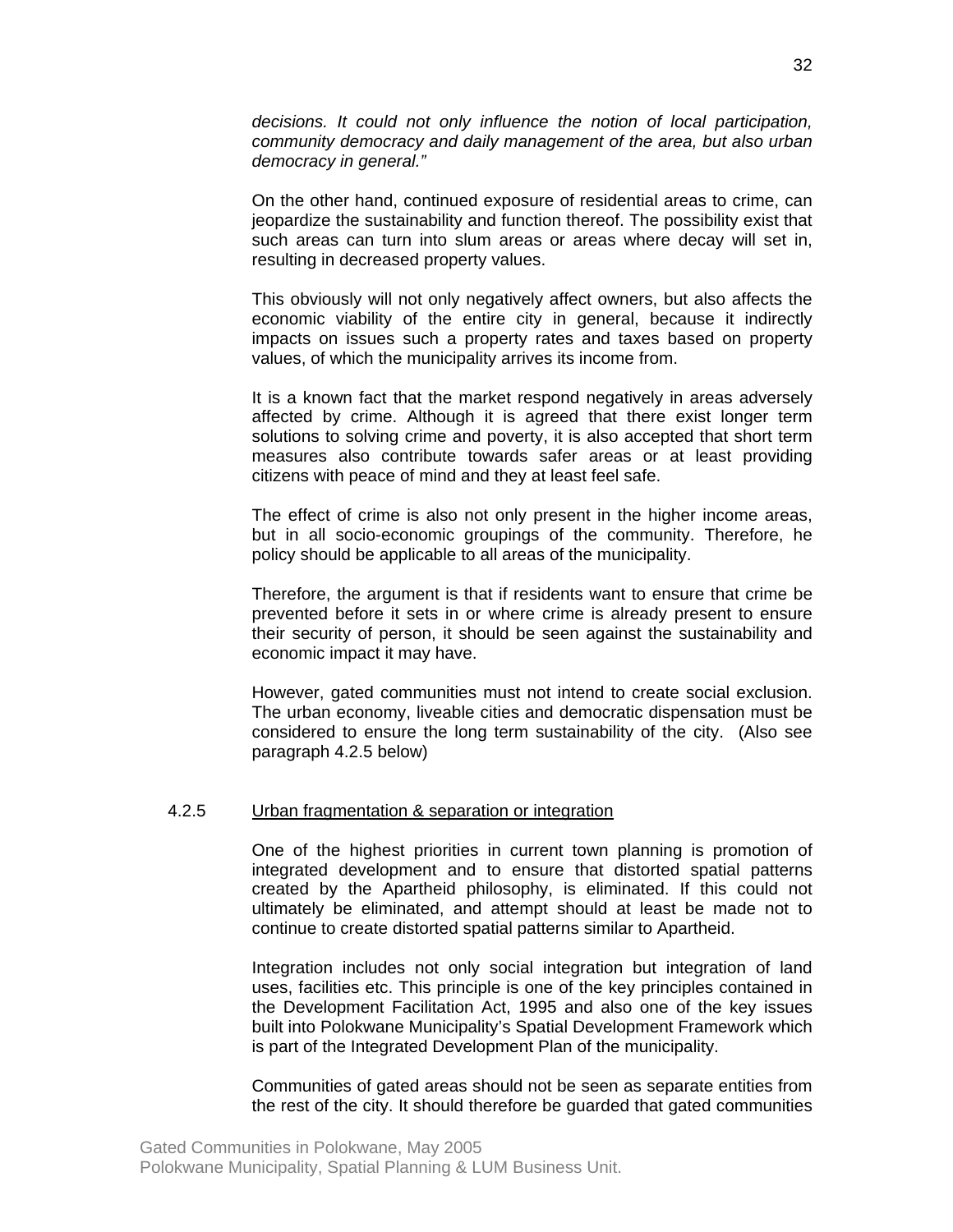*decisions. It could not only influence the notion of local participation, community democracy and daily management of the area, but also urban democracy in general."*

On the other hand, continued exposure of residential areas to crime, can jeopardize the sustainability and function thereof. The possibility exist that such areas can turn into slum areas or areas where decay will set in, resulting in decreased property values.

This obviously will not only negatively affect owners, but also affects the economic viability of the entire city in general, because it indirectly impacts on issues such a property rates and taxes based on property values, of which the municipality arrives its income from.

It is a known fact that the market respond negatively in areas adversely affected by crime. Although it is agreed that there exist longer term solutions to solving crime and poverty, it is also accepted that short term measures also contribute towards safer areas or at least providing citizens with peace of mind and they at least feel safe.

The effect of crime is also not only present in the higher income areas, but in all socio-economic groupings of the community. Therefore, he policy should be applicable to all areas of the municipality.

Therefore, the argument is that if residents want to ensure that crime be prevented before it sets in or where crime is already present to ensure their security of person, it should be seen against the sustainability and economic impact it may have.

However, gated communities must not intend to create social exclusion. The urban economy, liveable cities and democratic dispensation must be considered to ensure the long term sustainability of the city. (Also see paragraph 4.2.5 below)

#### 4.2.5 Urban fragmentation & separation or integration

One of the highest priorities in current town planning is promotion of integrated development and to ensure that distorted spatial patterns created by the Apartheid philosophy, is eliminated. If this could not ultimately be eliminated, and attempt should at least be made not to continue to create distorted spatial patterns similar to Apartheid.

Integration includes not only social integration but integration of land uses, facilities etc. This principle is one of the key principles contained in the Development Facilitation Act, 1995 and also one of the key issues built into Polokwane Municipality's Spatial Development Framework which is part of the Integrated Development Plan of the municipality.

Communities of gated areas should not be seen as separate entities from the rest of the city. It should therefore be guarded that gated communities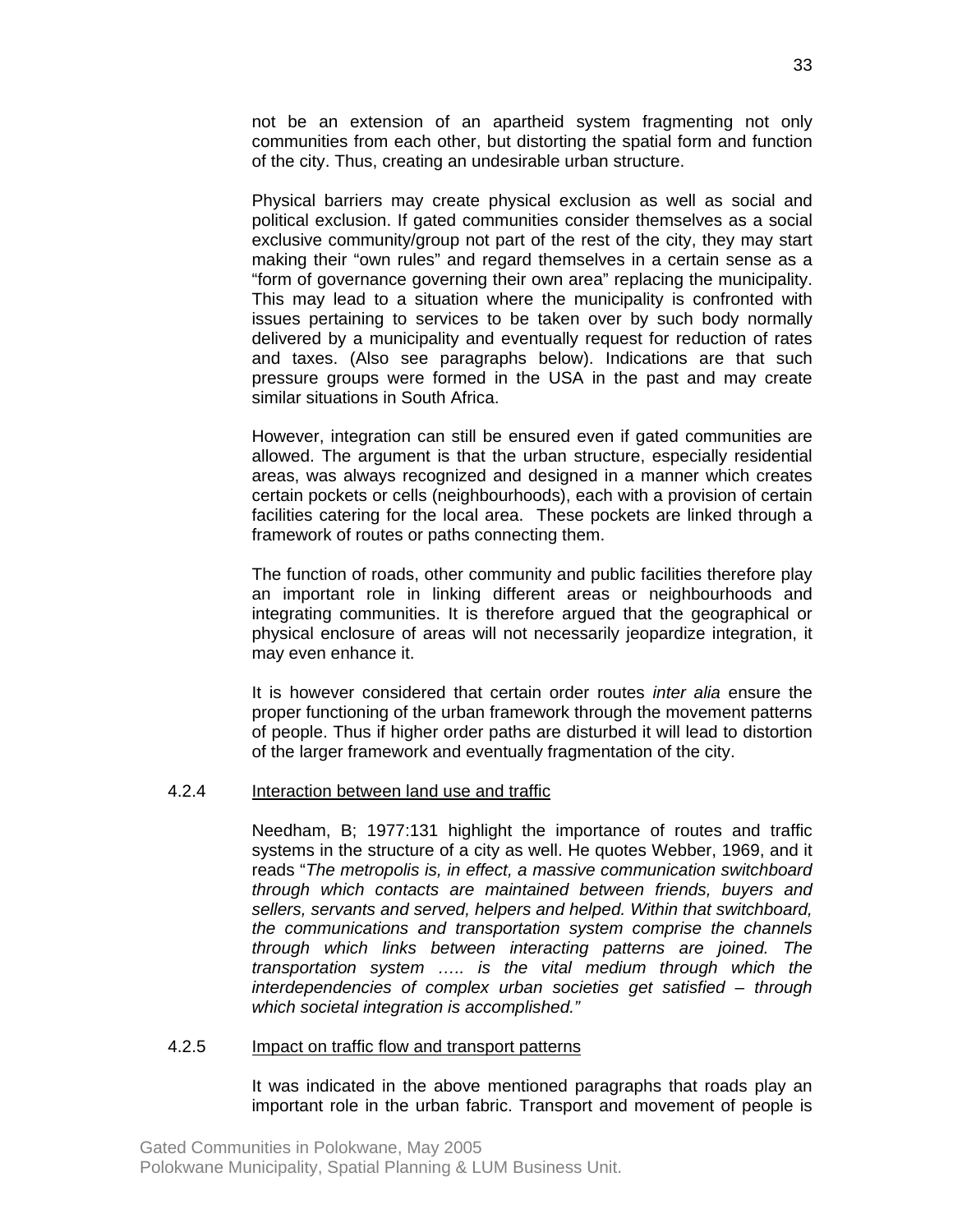not be an extension of an apartheid system fragmenting not only communities from each other, but distorting the spatial form and function of the city. Thus, creating an undesirable urban structure.

Physical barriers may create physical exclusion as well as social and political exclusion. If gated communities consider themselves as a social exclusive community/group not part of the rest of the city, they may start making their "own rules" and regard themselves in a certain sense as a "form of governance governing their own area" replacing the municipality. This may lead to a situation where the municipality is confronted with issues pertaining to services to be taken over by such body normally delivered by a municipality and eventually request for reduction of rates and taxes. (Also see paragraphs below). Indications are that such pressure groups were formed in the USA in the past and may create similar situations in South Africa.

However, integration can still be ensured even if gated communities are allowed. The argument is that the urban structure, especially residential areas, was always recognized and designed in a manner which creates certain pockets or cells (neighbourhoods), each with a provision of certain facilities catering for the local area. These pockets are linked through a framework of routes or paths connecting them.

The function of roads, other community and public facilities therefore play an important role in linking different areas or neighbourhoods and integrating communities. It is therefore argued that the geographical or physical enclosure of areas will not necessarily jeopardize integration, it may even enhance it.

It is however considered that certain order routes *inter alia* ensure the proper functioning of the urban framework through the movement patterns of people. Thus if higher order paths are disturbed it will lead to distortion of the larger framework and eventually fragmentation of the city.

#### 4.2.4 Interaction between land use and traffic

Needham, B; 1977:131 highlight the importance of routes and traffic systems in the structure of a city as well. He quotes Webber, 1969, and it reads "*The metropolis is, in effect, a massive communication switchboard through which contacts are maintained between friends, buyers and sellers, servants and served, helpers and helped. Within that switchboard, the communications and transportation system comprise the channels through which links between interacting patterns are joined. The transportation system ….. is the vital medium through which the interdependencies of complex urban societies get satisfied – through which societal integration is accomplished."*

#### 4.2.5 Impact on traffic flow and transport patterns

It was indicated in the above mentioned paragraphs that roads play an important role in the urban fabric. Transport and movement of people is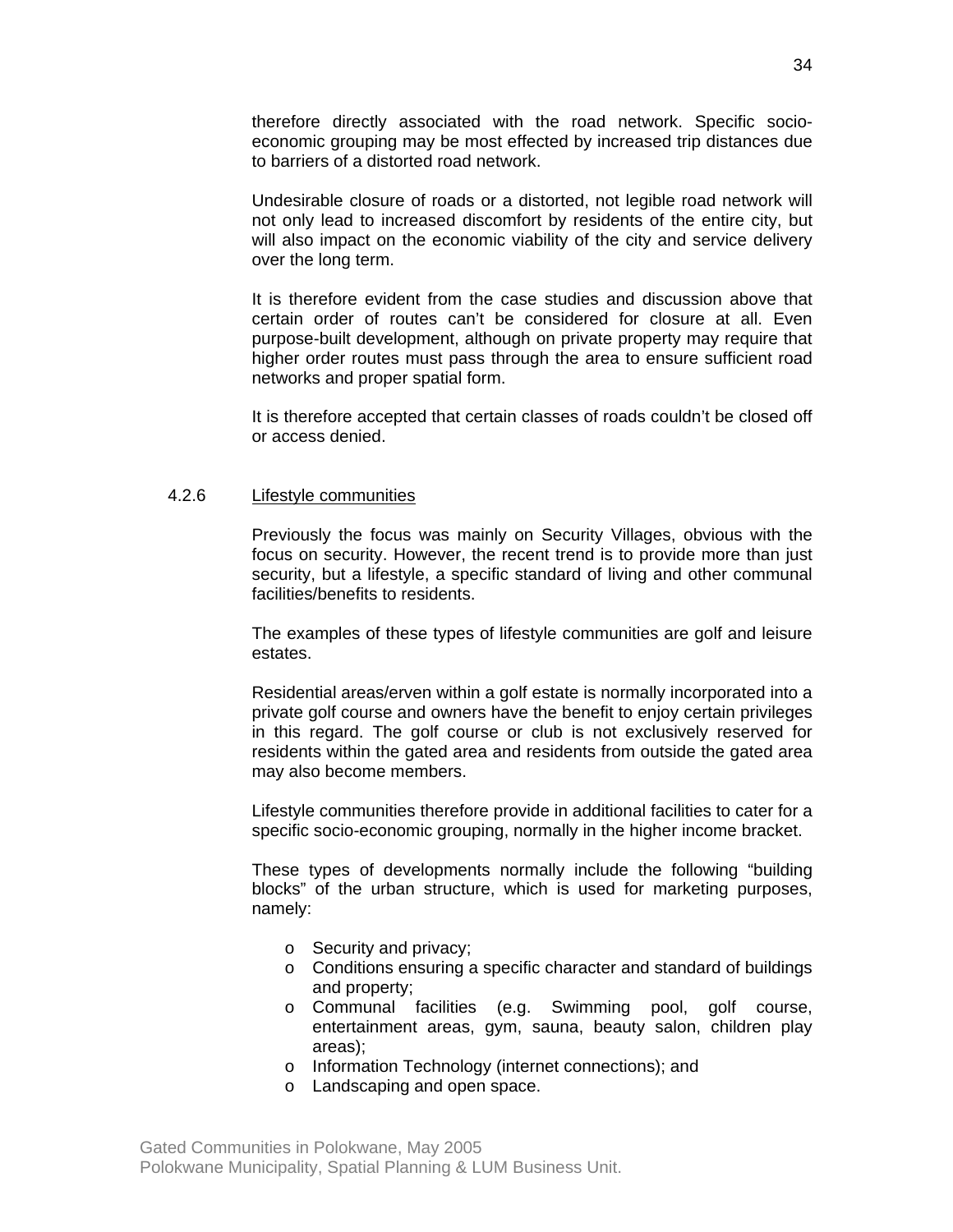therefore directly associated with the road network. Specific socio-economic grouping may be most effected by increased trip distances due to barriers of a distorted road network.

Undesirable closure of roads or a distorted, not legible road network will not only lead to increased discomfort by residents of the entire city, but will also impact on the economic viability of the city and service delivery over the long term.

It is therefore evident from the case studies and discussion above that certain order of routes can't be considered for closure at all. Even purpose-built development, although on private property may require that higher order routes must pass through the area to ensure sufficient road networks and proper spatial form.

It is therefore accepted that certain classes of roads couldn't be closed off or access denied.

#### 4.2.6 Lifestyle communities

Previously the focus was mainly on Security Villages, obvious with the focus on security. However, the recent trend is to provide more than just security, but a lifestyle, a specific standard of living and other communal facilities/benefits to residents.

The examples of these types of lifestyle communities are golf and leisure estates.

Residential areas/erven within a golf estate is normally incorporated into a private golf course and owners have the benefit to enjoy certain privileges in this regard. The golf course or club is not exclusively reserved for residents within the gated area and residents from outside the gated area may also become members.

Lifestyle communities therefore provide in additional facilities to cater for a specific socio-economic grouping, normally in the higher income bracket.

These types of developments normally include the following "building blocks" of the urban structure, which is used for marketing purposes, namely:

- Security and privacy;
- Conditions ensuring a specific character and standard of buildings and property;
- Communal facilities (e.g. Swimming pool, golf course, entertainment areas, gym, sauna, beauty salon, children play areas);
- Information Technology (internet connections); and
- Landscaping and open space.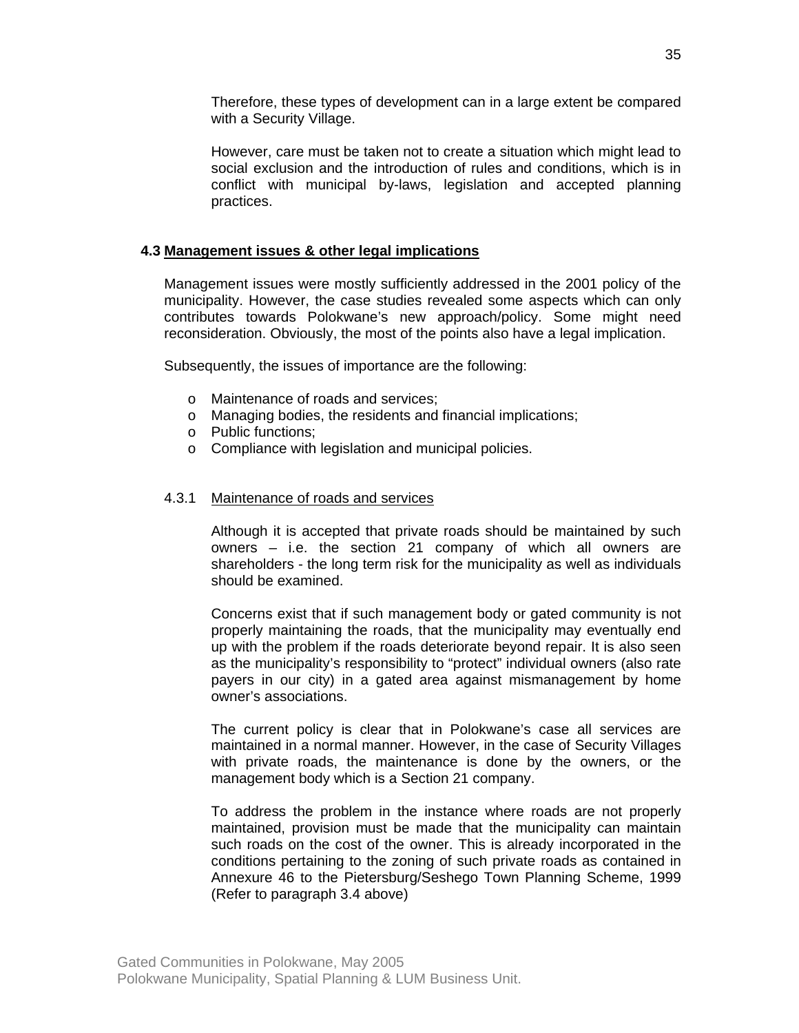Therefore, these types of development can in a large extent be compared with a Security Village.

However, care must be taken not to create a situation which might lead to social exclusion and the introduction of rules and conditions, which is in conflict with municipal by-laws, legislation and accepted planning practices.

### 4.3 Management issues & other legal implications

Management issues were mostly sufficiently addressed in the 2001 policy of the municipality. However, the case studies revealed some aspects which can only contributes towards Polokwane's new approach/policy. Some might need reconsideration. Obviously, the most of the points also have a legal implication.

Subsequently, the issues of importance are the following:

- Maintenance of roads and services;
- Managing bodies, the residents and financial implications;
- Public functions;
- Compliance with legislation and municipal policies.

#### 4.3.1 Maintenance of roads and services

Although it is accepted that private roads should be maintained by such owners – i.e. the section 21 company of which all owners are shareholders - the long term risk for the municipality as well as individuals should be examined.

Concerns exist that if such management body or gated community is not properly maintaining the roads, that the municipality may eventually end up with the problem if the roads deteriorate beyond repair. It is also seen as the municipality's responsibility to "protect" individual owners (also rate payers in our city) in a gated area against mismanagement by home owner's associations.

The current policy is clear that in Polokwane's case all services are maintained in a normal manner. However, in the case of Security Villages with private roads, the maintenance is done by the owners, or the management body which is a Section 21 company.

To address the problem in the instance where roads are not properly maintained, provision must be made that the municipality can maintain such roads on the cost of the owner. This is already incorporated in the conditions pertaining to the zoning of such private roads as contained in Annexure 46 to the Pietersburg/Seshego Town Planning Scheme, 1999 (Refer to paragraph 3.4 above)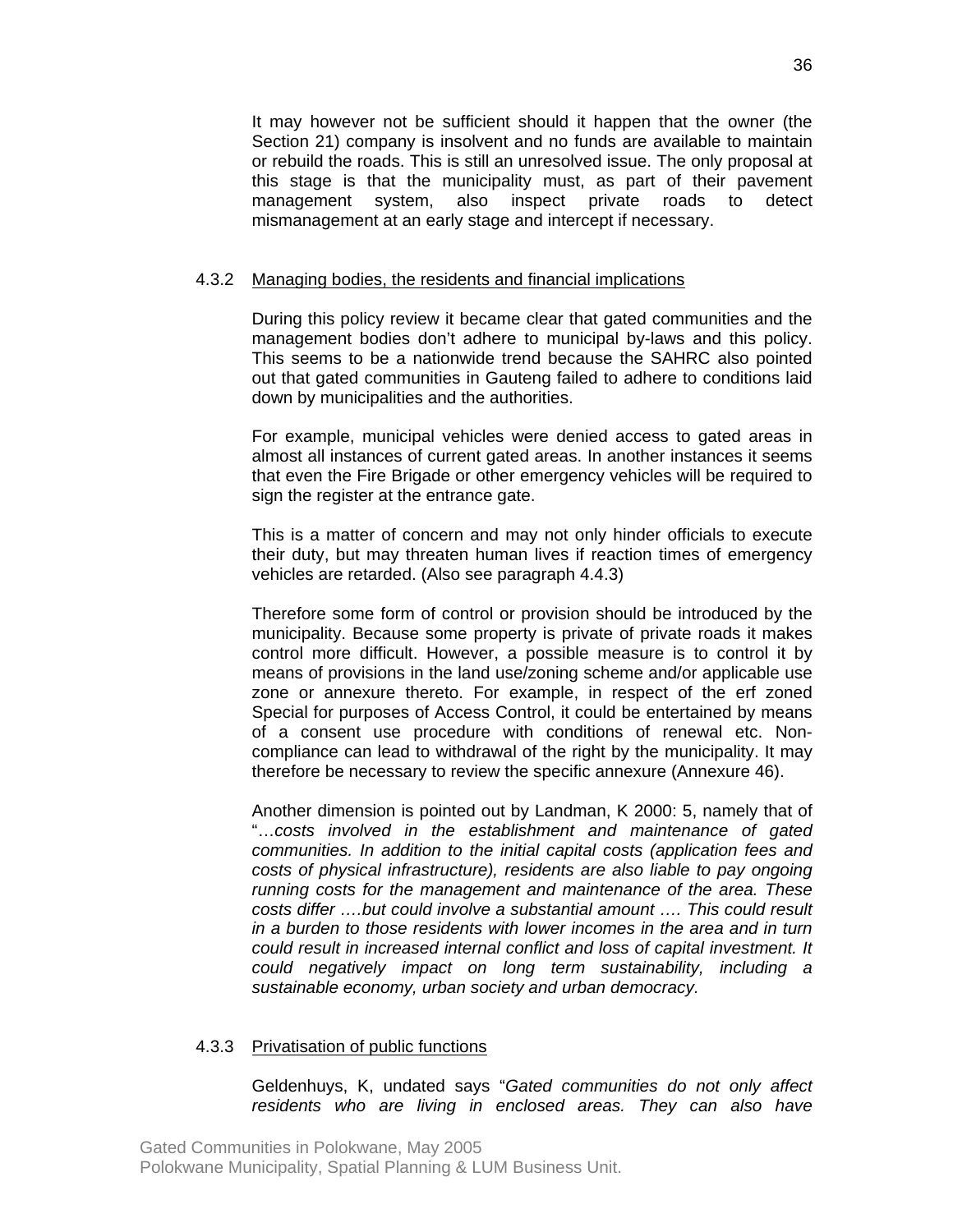It may however not be sufficient should it happen that the owner (the Section 21) company is insolvent and no funds are available to maintain or rebuild the roads. This is still an unresolved issue. The only proposal at this stage is that the municipality must, as part of their pavement management system, also inspect private roads to detect mismanagement at an early stage and intercept if necessary.

### 4.3.2 Managing bodies, the residents and financial implications

During this policy review it became clear that gated communities and the management bodies don't adhere to municipal by-laws and this policy. This seems to be a nationwide trend because the SAHRC also pointed out that gated communities in Gauteng failed to adhere to conditions laid down by municipalities and the authorities.

For example, municipal vehicles were denied access to gated areas in almost all instances of current gated areas. In another instances it seems that even the Fire Brigade or other emergency vehicles will be required to sign the register at the entrance gate.

This is a matter of concern and may not only hinder officials to execute their duty, but may threaten human lives if reaction times of emergency vehicles are retarded. (Also see paragraph 4.4.3)

Therefore some form of control or provision should be introduced by the municipality. Because some property is private of private roads it makes control more difficult. However, a possible measure is to control it by means of provisions in the land use/zoning scheme and/or applicable use zone or annexure thereto. For example, in respect of the erf zoned Special for purposes of Access Control, it could be entertained by means of a consent use procedure with conditions of renewal etc. Non-compliance can lead to withdrawal of the right by the municipality. It may therefore be necessary to review the specific annexure (Annexure 46).

Another dimension is pointed out by Landman, K 2000: 5, namely that of "…*costs involved in the establishment and maintenance of gated communities. In addition to the initial capital costs (application fees and costs of physical infrastructure), residents are also liable to pay ongoing running costs for the management and maintenance of the area. These costs differ ….but could involve a substantial amount …. This could result in a burden to those residents with lower incomes in the area and in turn could result in increased internal conflict and loss of capital investment. It could negatively impact on long term sustainability, including a sustainable economy, urban society and urban democracy.*

### 4.3.3 Privatisation of public functions

Geldenhuys, K, undated says "*Gated communities do not only affect residents who are living in enclosed areas. They can also have*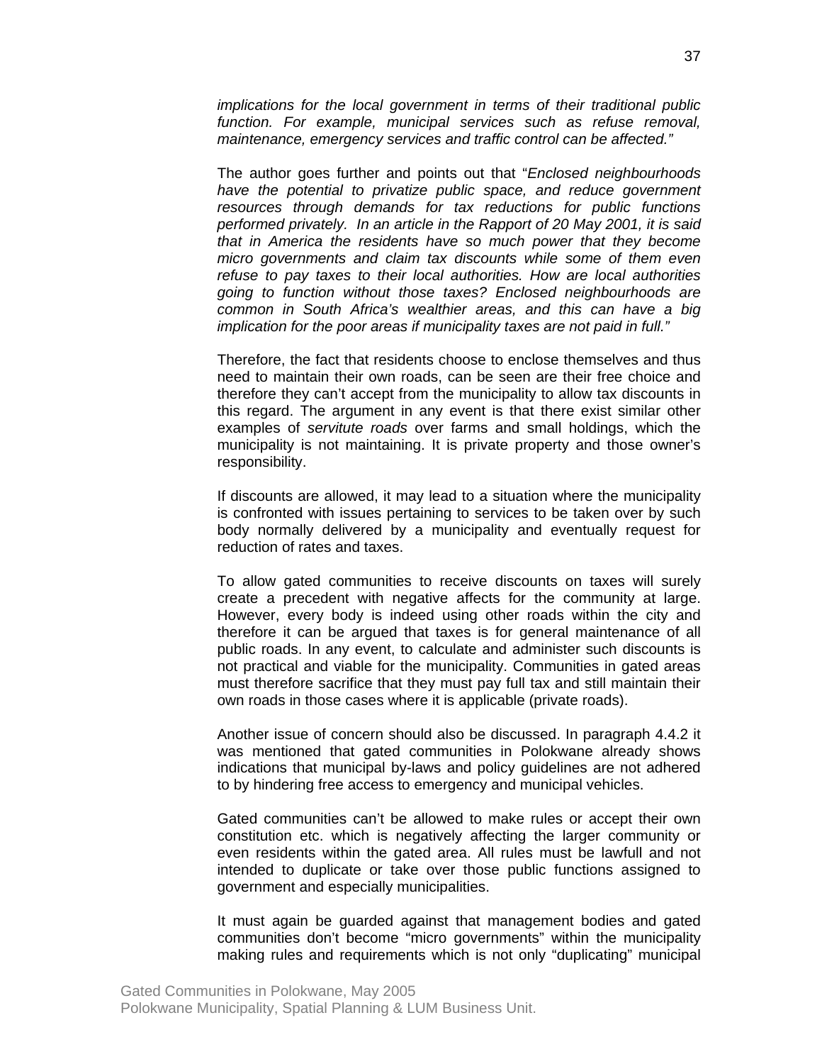*implications for the local government in terms of their traditional public function. For example, municipal services such as refuse removal, maintenance, emergency services and traffic control can be affected."*

The author goes further and points out that "*Enclosed neighbourhoods have the potential to privatize public space, and reduce government resources through demands for tax reductions for public functions performed privately. In an article in the Rapport of 20 May 2001, it is said that in America the residents have so much power that they become micro governments and claim tax discounts while some of them even refuse to pay taxes to their local authorities. How are local authorities going to function without those taxes? Enclosed neighbourhoods are common in South Africa's wealthier areas, and this can have a big implication for the poor areas if municipality taxes are not paid in full."*

Therefore, the fact that residents choose to enclose themselves and thus need to maintain their own roads, can be seen are their free choice and therefore they can't accept from the municipality to allow tax discounts in this regard. The argument in any event is that there exist similar other examples of *servitute roads* over farms and small holdings, which the municipality is not maintaining. It is private property and those owner's responsibility.

If discounts are allowed, it may lead to a situation where the municipality is confronted with issues pertaining to services to be taken over by such body normally delivered by a municipality and eventually request for reduction of rates and taxes.

To allow gated communities to receive discounts on taxes will surely create a precedent with negative affects for the community at large. However, every body is indeed using other roads within the city and therefore it can be argued that taxes is for general maintenance of all public roads. In any event, to calculate and administer such discounts is not practical and viable for the municipality. Communities in gated areas must therefore sacrifice that they must pay full tax and still maintain their own roads in those cases where it is applicable (private roads).

Another issue of concern should also be discussed. In paragraph 4.4.2 it was mentioned that gated communities in Polokwane already shows indications that municipal by-laws and policy guidelines are not adhered to by hindering free access to emergency and municipal vehicles.

Gated communities can't be allowed to make rules or accept their own constitution etc. which is negatively affecting the larger community or even residents within the gated area. All rules must be lawfull and not intended to duplicate or take over those public functions assigned to government and especially municipalities.

It must again be guarded against that management bodies and gated communities don't become "micro governments" within the municipality making rules and requirements which is not only "duplicating" municipal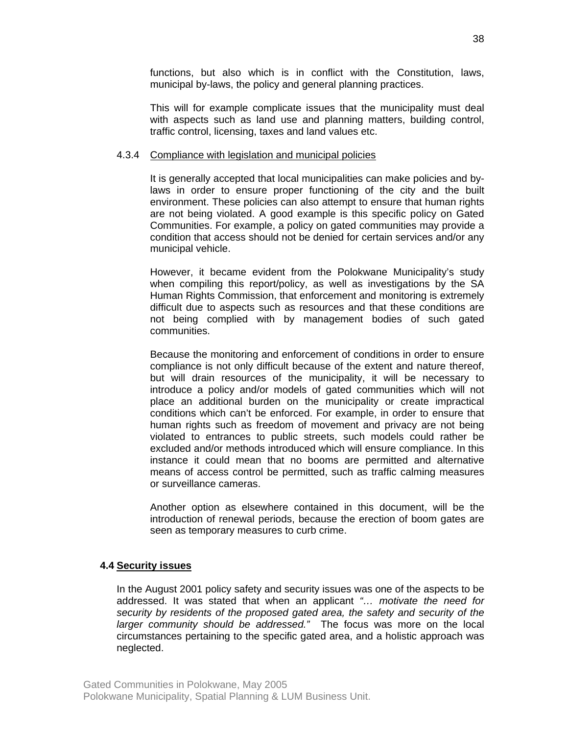functions, but also which is in conflict with the Constitution, laws, municipal by-laws, the policy and general planning practices.

This will for example complicate issues that the municipality must deal with aspects such as land use and planning matters, building control, traffic control, licensing, taxes and land values etc.

#### 4.3.4 Compliance with legislation and municipal policies

It is generally accepted that local municipalities can make policies and by-laws in order to ensure proper functioning of the city and the built environment. These policies can also attempt to ensure that human rights are not being violated. A good example is this specific policy on Gated Communities. For example, a policy on gated communities may provide a condition that access should not be denied for certain services and/or any municipal vehicle.

However, it became evident from the Polokwane Municipality's study when compiling this report/policy, as well as investigations by the SA Human Rights Commission, that enforcement and monitoring is extremely difficult due to aspects such as resources and that these conditions are not being complied with by management bodies of such gated communities.

Because the monitoring and enforcement of conditions in order to ensure compliance is not only difficult because of the extent and nature thereof, but will drain resources of the municipality, it will be necessary to introduce a policy and/or models of gated communities which will not place an additional burden on the municipality or create impractical conditions which can't be enforced. For example, in order to ensure that human rights such as freedom of movement and privacy are not being violated to entrances to public streets, such models could rather be excluded and/or methods introduced which will ensure compliance. In this instance it could mean that no booms are permitted and alternative means of access control be permitted, such as traffic calming measures or surveillance cameras.

Another option as elsewhere contained in this document, will be the introduction of renewal periods, because the erection of boom gates are seen as temporary measures to curb crime.

### 4.4 Security issues

In the August 2001 policy safety and security issues was one of the aspects to be addressed. It was stated that when an applicant *"… motivate the need for security by residents of the proposed gated area, the safety and security of the larger community should be addressed."* The focus was more on the local circumstances pertaining to the specific gated area, and a holistic approach was neglected.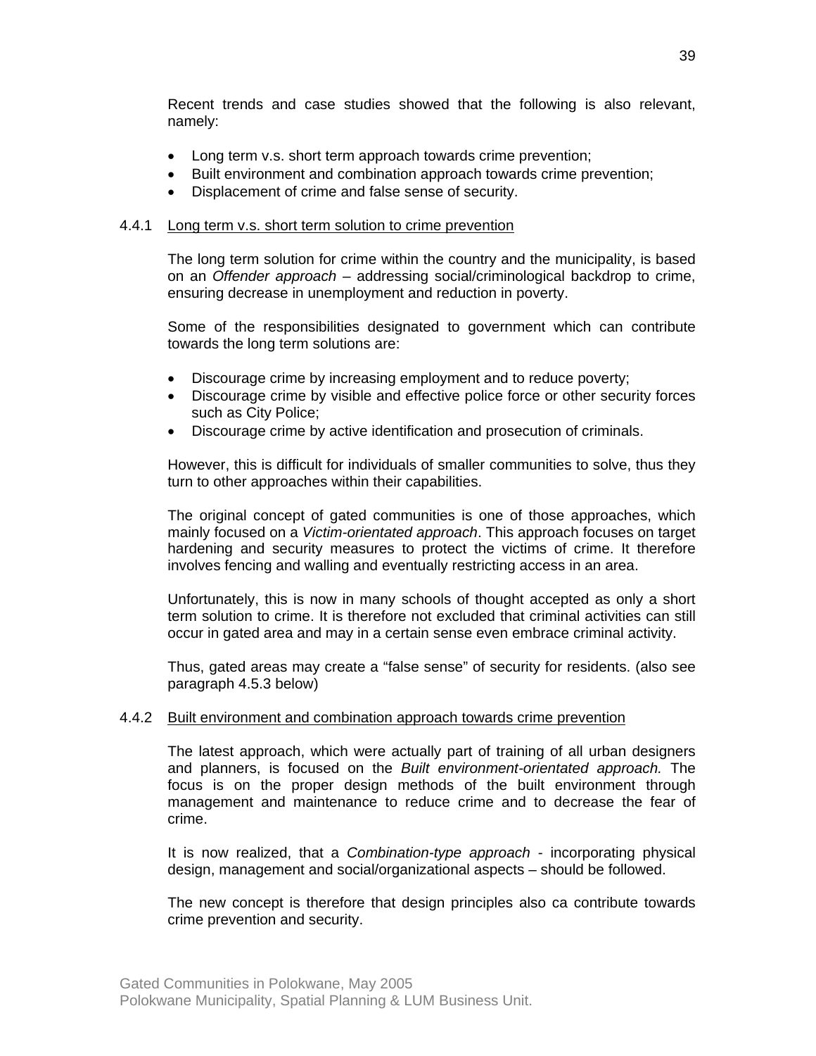Recent trends and case studies showed that the following is also relevant, namely:

- Long term v.s. short term approach towards crime prevention;
- Built environment and combination approach towards crime prevention;
- Displacement of crime and false sense of security.

### 4.4.1 <u>Long term v.s. short term solution to crime prevention</u>

The long term solution for crime within the country and the municipality, is based on an *Offender approach* – addressing social/criminological backdrop to crime, ensuring decrease in unemployment and reduction in poverty.

Some of the responsibilities designated to government which can contribute towards the long term solutions are:

- Discourage crime by increasing employment and to reduce poverty;
- Discourage crime by visible and effective police force or other security forces such as City Police;
- Discourage crime by active identification and prosecution of criminals.

However, this is difficult for individuals of smaller communities to solve, thus they turn to other approaches within their capabilities.

The original concept of gated communities is one of those approaches, which mainly focused on a *Victim-orientated approach*. This approach focuses on target hardening and security measures to protect the victims of crime. It therefore involves fencing and walling and eventually restricting access in an area.

Unfortunately, this is now in many schools of thought accepted as only a short term solution to crime. It is therefore not excluded that criminal activities can still occur in gated area and may in a certain sense even embrace criminal activity.

Thus, gated areas may create a "false sense" of security for residents. (also see paragraph 4.5.3 below)

### 4.4.2 <u>Built environment and combination approach towards crime prevention</u>

The latest approach, which were actually part of training of all urban designers and planners, is focused on the *Built environment-orientated approach.* The focus is on the proper design methods of the built environment through management and maintenance to reduce crime and to decrease the fear of crime.

It is now realized, that a *Combination-type approach* - incorporating physical design, management and social/organizational aspects – should be followed.

The new concept is therefore that design principles also ca contribute towards crime prevention and security.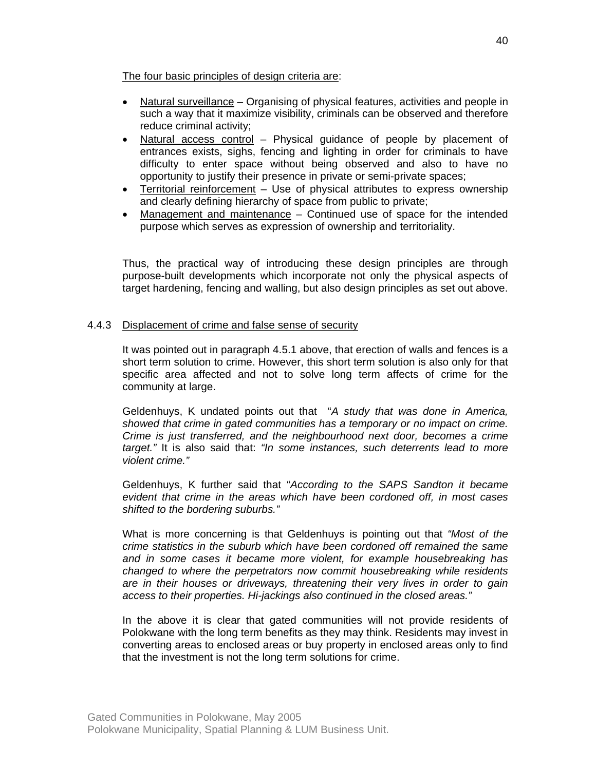<u>The four basic principles of design criteria are</u>:

- <u>Natural surveillance</u> – Organising of physical features, activities and people in such a way that it maximize visibility, criminals can be observed and therefore reduce criminal activity;
- <u>Natural access control</u> – Physical guidance of people by placement of entrances exists, sighs, fencing and lighting in order for criminals to have difficulty to enter space without being observed and also to have no opportunity to justify their presence in private or semi-private spaces;
- <u>Territorial reinforcement</u> – Use of physical attributes to express ownership and clearly defining hierarchy of space from public to private;
- <u>Management and maintenance</u> – Continued use of space for the intended purpose which serves as expression of ownership and territoriality.

Thus, the practical way of introducing these design principles are through purpose-built developments which incorporate not only the physical aspects of target hardening, fencing and walling, but also design principles as set out above.

### 4.4.3 <u>Displacement of crime and false sense of security</u>

It was pointed out in paragraph 4.5.1 above, that erection of walls and fences is a short term solution to crime. However, this short term solution is also only for that specific area affected and not to solve long term affects of crime for the community at large.

Geldenhuys, K undated points out that "*A study that was done in America, showed that crime in gated communities has a temporary or no impact on crime. Crime is just transferred, and the neighbourhood next door, becomes a crime target."* It is also said that: *"In some instances, such deterrents lead to more violent crime."*

Geldenhuys, K further said that "*According to the SAPS Sandton it became evident that crime in the areas which have been cordoned off, in most cases shifted to the bordering suburbs."*

What is more concerning is that Geldenhuys is pointing out that *"Most of the crime statistics in the suburb which have been cordoned off remained the same and in some cases it became more violent, for example housebreaking has changed to where the perpetrators now commit housebreaking while residents are in their houses or driveways, threatening their very lives in order to gain access to their properties. Hi-jackings also continued in the closed areas."*

In the above it is clear that gated communities will not provide residents of Polokwane with the long term benefits as they may think. Residents may invest in converting areas to enclosed areas or buy property in enclosed areas only to find that the investment is not the long term solutions for crime.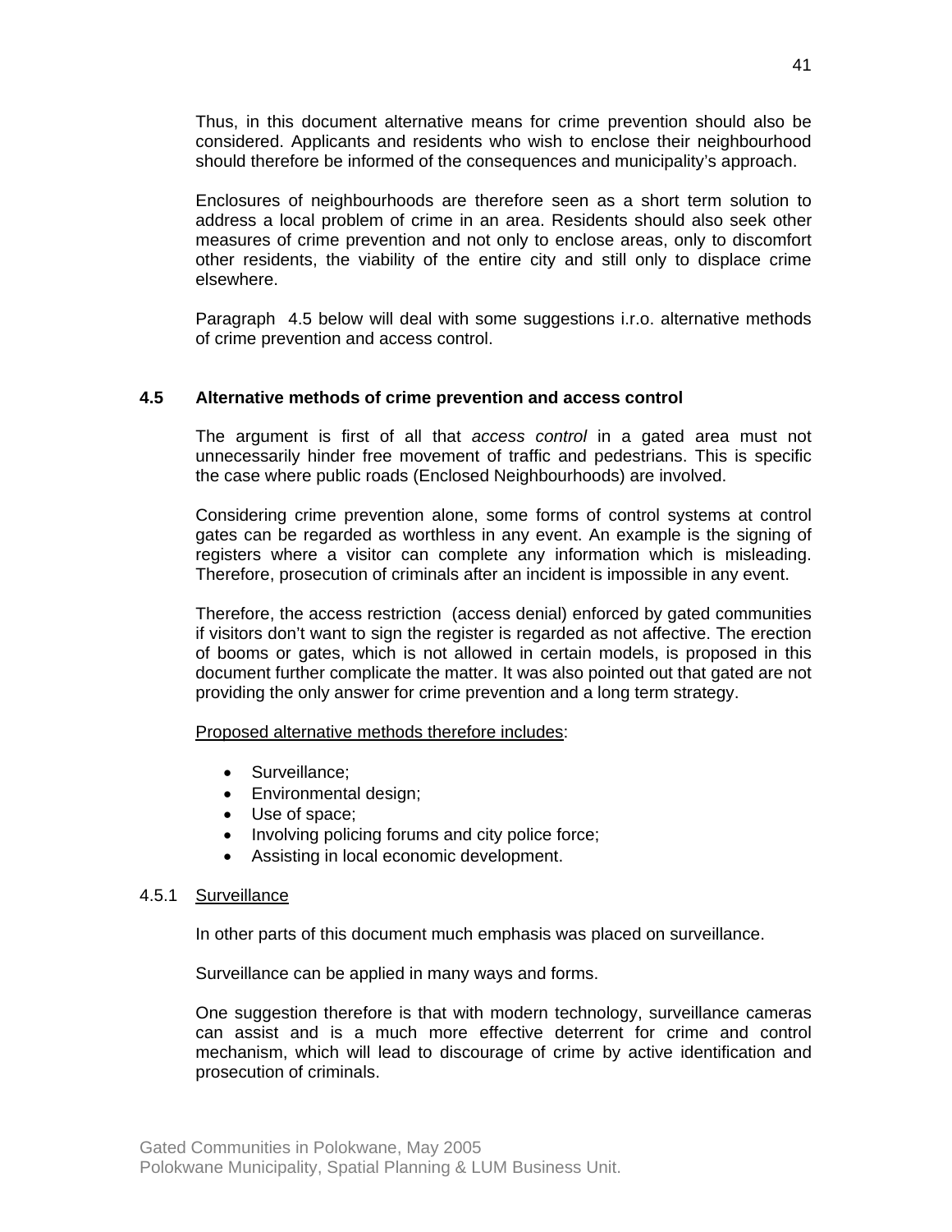Thus, in this document alternative means for crime prevention should also be considered. Applicants and residents who wish to enclose their neighbourhood should therefore be informed of the consequences and municipality's approach.

Enclosures of neighbourhoods are therefore seen as a short term solution to address a local problem of crime in an area. Residents should also seek other measures of crime prevention and not only to enclose areas, only to discomfort other residents, the viability of the entire city and still only to displace crime elsewhere.

Paragraph 4.5 below will deal with some suggestions i.r.o. alternative methods of crime prevention and access control.

### 4.5 Alternative methods of crime prevention and access control

The argument is first of all that *access control* in a gated area must not unnecessarily hinder free movement of traffic and pedestrians. This is specific the case where public roads (Enclosed Neighbourhoods) are involved.

Considering crime prevention alone, some forms of control systems at control gates can be regarded as worthless in any event. An example is the signing of registers where a visitor can complete any information which is misleading. Therefore, prosecution of criminals after an incident is impossible in any event.

Therefore, the access restriction (access denial) enforced by gated communities if visitors don't want to sign the register is regarded as not affective. The erection of booms or gates, which is not allowed in certain models, is proposed in this document further complicate the matter. It was also pointed out that gated are not providing the only answer for crime prevention and a long term strategy.

<u>Proposed alternative methods therefore includes</u>:

- Surveillance;
- Environmental design;
- Use of space;
- Involving policing forums and city police force;
- Assisting in local economic development.

#### 4.5.1 <u>Surveillance</u>

In other parts of this document much emphasis was placed on surveillance.

Surveillance can be applied in many ways and forms.

One suggestion therefore is that with modern technology, surveillance cameras can assist and is a much more effective deterrent for crime and control mechanism, which will lead to discourage of crime by active identification and prosecution of criminals.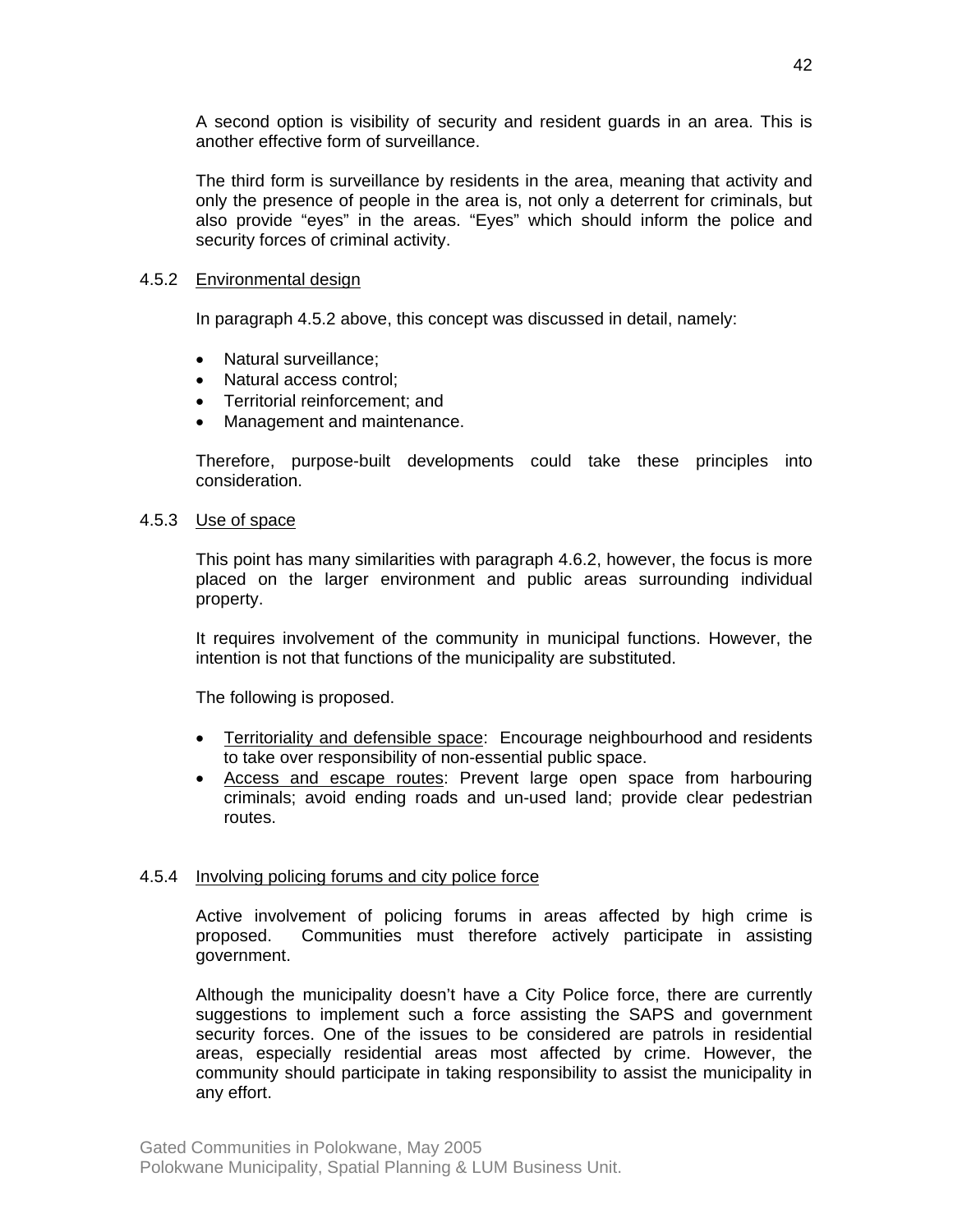A second option is visibility of security and resident guards in an area. This is another effective form of surveillance.

The third form is surveillance by residents in the area, meaning that activity and only the presence of people in the area is, not only a deterrent for criminals, but also provide "eyes" in the areas. "Eyes" which should inform the police and security forces of criminal activity.

### 4.5.2 <u>Environmental design</u>

In paragraph 4.5.2 above, this concept was discussed in detail, namely:

- Natural surveillance;
- Natural access control;
- Territorial reinforcement; and
- Management and maintenance.

Therefore, purpose-built developments could take these principles into consideration.

### 4.5.3 <u>Use of space</u>

This point has many similarities with paragraph 4.6.2, however, the focus is more placed on the larger environment and public areas surrounding individual property.

It requires involvement of the community in municipal functions. However, the intention is not that functions of the municipality are substituted.

The following is proposed.

- <u>Territoriality and defensible space</u>: Encourage neighbourhood and residents to take over responsibility of non-essential public space.
- <u>Access and escape routes</u>: Prevent large open space from harbouring criminals; avoid ending roads and un-used land; provide clear pedestrian routes.

### 4.5.4 <u>Involving policing forums and city police force</u>

Active involvement of policing forums in areas affected by high crime is proposed. Communities must therefore actively participate in assisting government.

Although the municipality doesn't have a City Police force, there are currently suggestions to implement such a force assisting the SAPS and government security forces. One of the issues to be considered are patrols in residential areas, especially residential areas most affected by crime. However, the community should participate in taking responsibility to assist the municipality in any effort.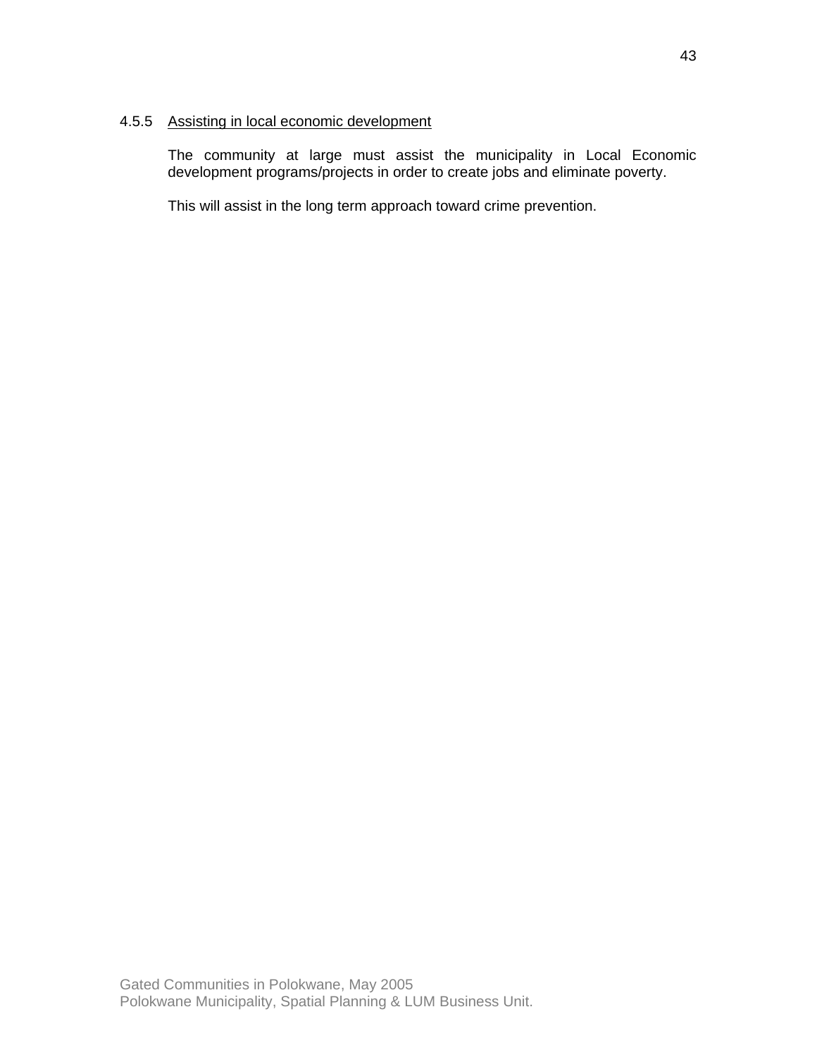#### 4.5.5 Assisting in local economic development

The community at large must assist the municipality in Local Economic development programs/projects in order to create jobs and eliminate poverty.

This will assist in the long term approach toward crime prevention.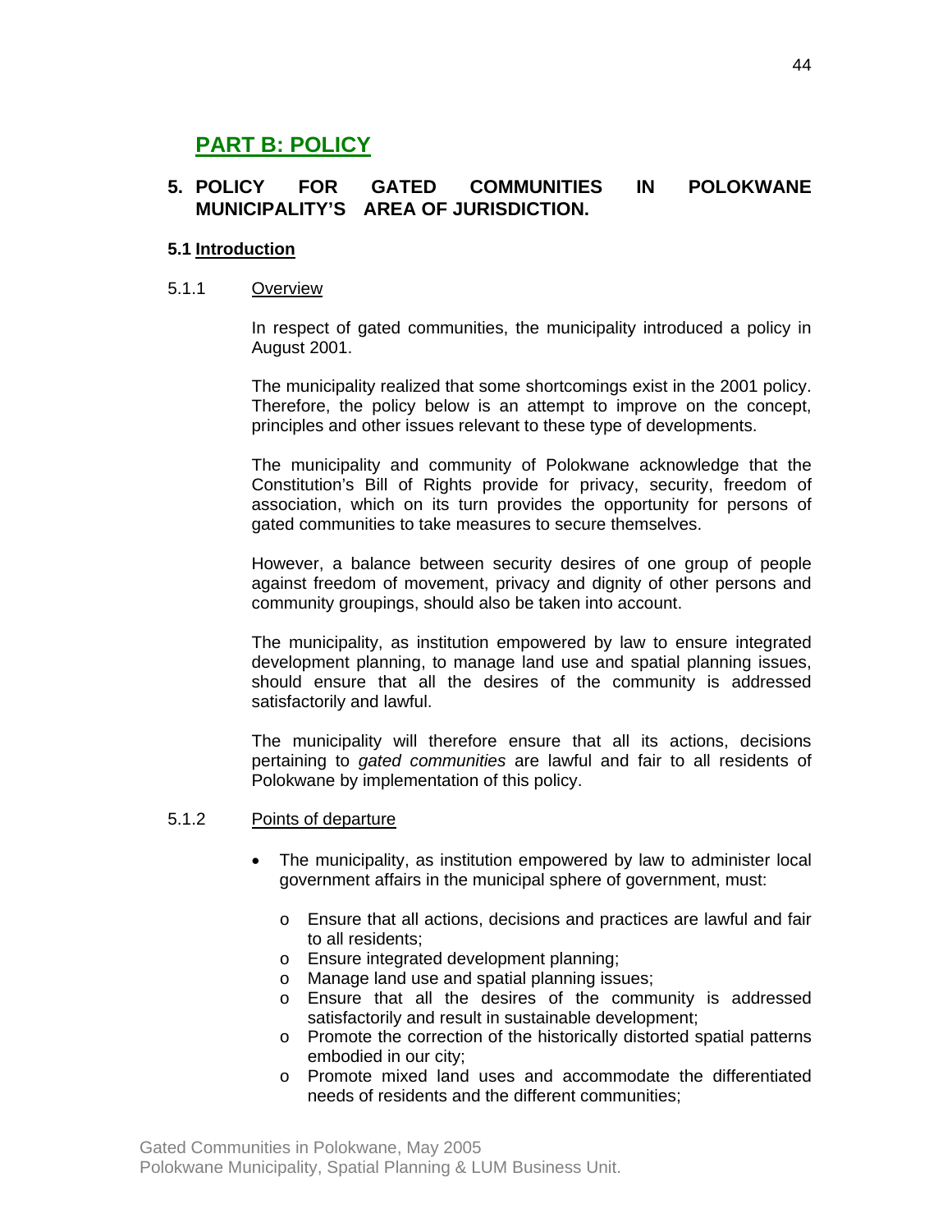# PART B: POLICY

## 5. POLICY FOR GATED COMMUNITIES IN POLOKWANE MUNICIPALITY'S AREA OF JURISDICTION.

### 5.1 Introduction

#### 5.1.1 Overview

In respect of gated communities, the municipality introduced a policy in August 2001.

The municipality realized that some shortcomings exist in the 2001 policy. Therefore, the policy below is an attempt to improve on the concept, principles and other issues relevant to these type of developments.

The municipality and community of Polokwane acknowledge that the Constitution's Bill of Rights provide for privacy, security, freedom of association, which on its turn provides the opportunity for persons of gated communities to take measures to secure themselves.

However, a balance between security desires of one group of people against freedom of movement, privacy and dignity of other persons and community groupings, should also be taken into account.

The municipality, as institution empowered by law to ensure integrated development planning, to manage land use and spatial planning issues, should ensure that all the desires of the community is addressed satisfactorily and lawful.

The municipality will therefore ensure that all its actions, decisions pertaining to *gated communities* are lawful and fair to all residents of Polokwane by implementation of this policy.

#### 5.1.2 Points of departure

- The municipality, as institution empowered by law to administer local government affairs in the municipal sphere of government, must:
  - Ensure that all actions, decisions and practices are lawful and fair to all residents;
  - Ensure integrated development planning;
  - Manage land use and spatial planning issues;
  - Ensure that all the desires of the community is addressed satisfactorily and result in sustainable development;
  - Promote the correction of the historically distorted spatial patterns embodied in our city;
  - Promote mixed land uses and accommodate the differentiated needs of residents and the different communities;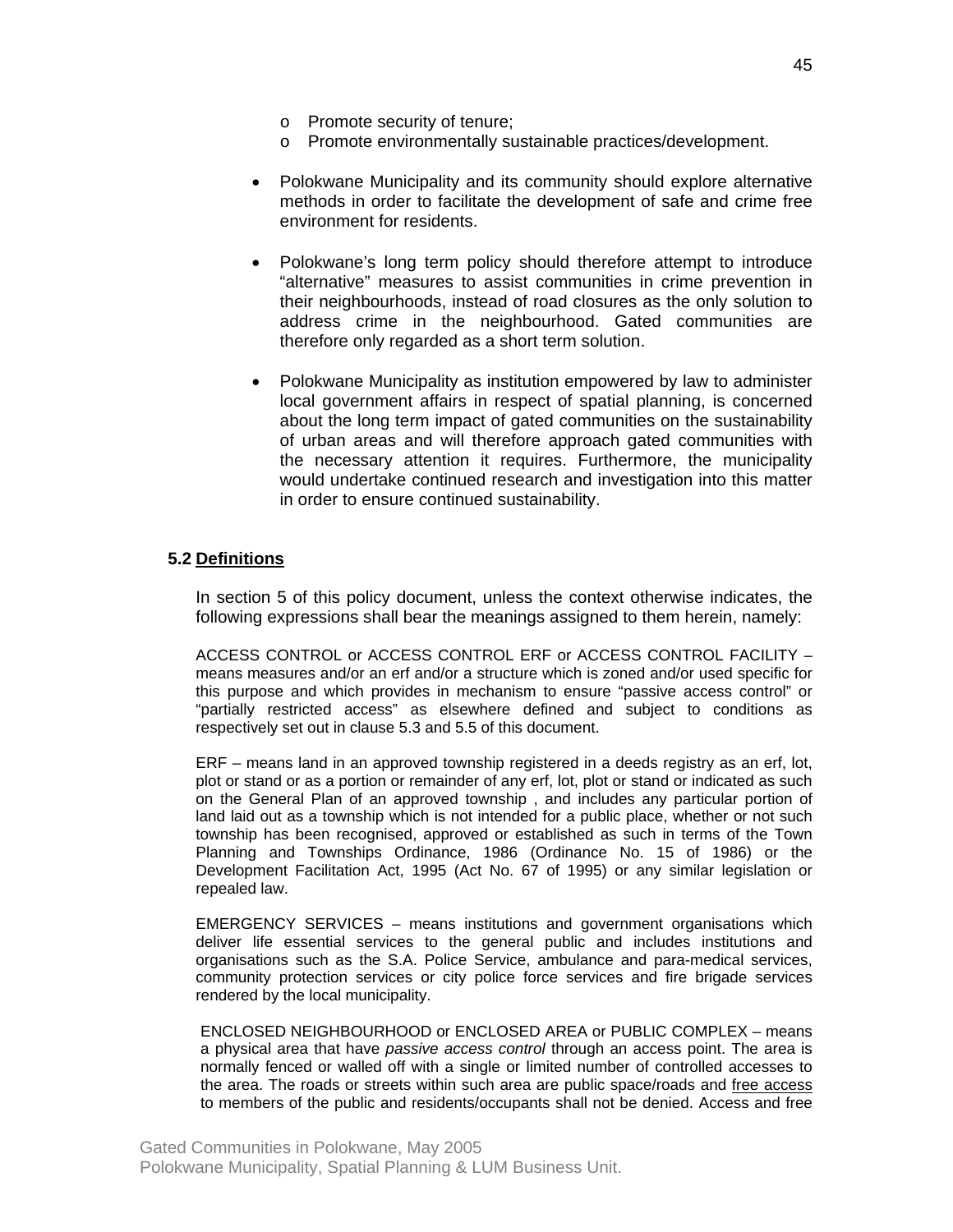- Promote security of tenure;
  - Promote environmentally sustainable practices/development.

- Polokwane Municipality and its community should explore alternative methods in order to facilitate the development of safe and crime free environment for residents.

- Polokwane's long term policy should therefore attempt to introduce "alternative" measures to assist communities in crime prevention in their neighbourhoods, instead of road closures as the only solution to address crime in the neighbourhood. Gated communities are therefore only regarded as a short term solution.

- Polokwane Municipality as institution empowered by law to administer local government affairs in respect of spatial planning, is concerned about the long term impact of gated communities on the sustainability of urban areas and will therefore approach gated communities with the necessary attention it requires. Furthermore, the municipality would undertake continued research and investigation into this matter in order to ensure continued sustainability.

### 5.2 Definitions

In section 5 of this policy document, unless the context otherwise indicates, the following expressions shall bear the meanings assigned to them herein, namely:

ACCESS CONTROL or ACCESS CONTROL ERF or ACCESS CONTROL FACILITY – means measures and/or an erf and/or a structure which is zoned and/or used specific for this purpose and which provides in mechanism to ensure "passive access control" or "partially restricted access" as elsewhere defined and subject to conditions as respectively set out in clause 5.3 and 5.5 of this document.

ERF – means land in an approved township registered in a deeds registry as an erf, lot, plot or stand or as a portion or remainder of any erf, lot, plot or stand or indicated as such on the General Plan of an approved township , and includes any particular portion of land laid out as a township which is not intended for a public place, whether or not such township has been recognised, approved or established as such in terms of the Town Planning and Townships Ordinance, 1986 (Ordinance No. 15 of 1986) or the Development Facilitation Act, 1995 (Act No. 67 of 1995) or any similar legislation or repealed law.

EMERGENCY SERVICES – means institutions and government organisations which deliver life essential services to the general public and includes institutions and organisations such as the S.A. Police Service, ambulance and para-medical services, community protection services or city police force services and fire brigade services rendered by the local municipality.

ENCLOSED NEIGHBOURHOOD or ENCLOSED AREA or PUBLIC COMPLEX – means a physical area that have *passive access control* through an access point. The area is normally fenced or walled off with a single or limited number of controlled accesses to the area. The roads or streets within such area are public space/roads and free access to members of the public and residents/occupants shall not be denied. Access and free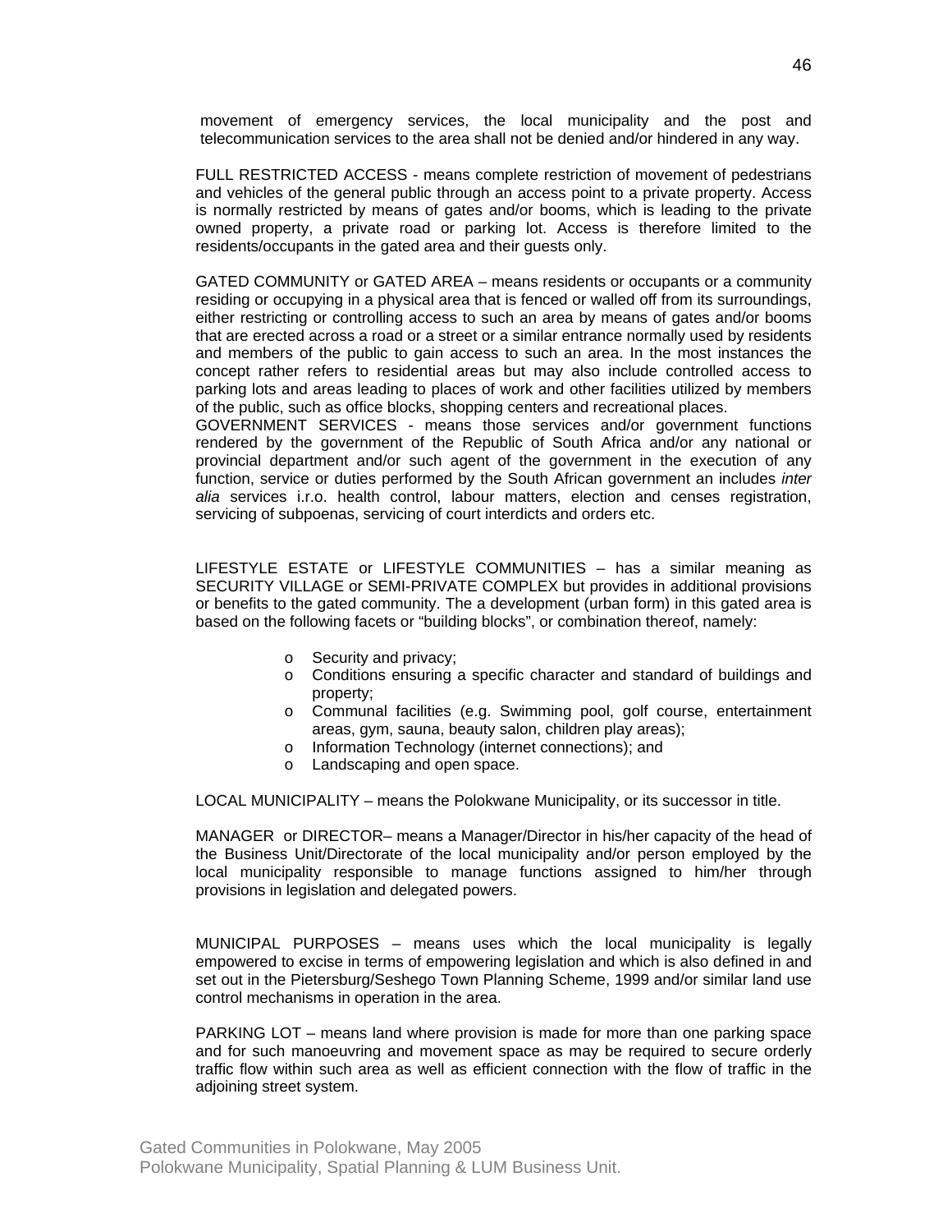movement of emergency services, the local municipality and the post and telecommunication services to the area shall not be denied and/or hindered in any way.

FULL RESTRICTED ACCESS - means complete restriction of movement of pedestrians and vehicles of the general public through an access point to a private property. Access is normally restricted by means of gates and/or booms, which is leading to the private owned property, a private road or parking lot. Access is therefore limited to the residents/occupants in the gated area and their guests only.

GATED COMMUNITY or GATED AREA – means residents or occupants or a community residing or occupying in a physical area that is fenced or walled off from its surroundings, either restricting or controlling access to such an area by means of gates and/or booms that are erected across a road or a street or a similar entrance normally used by residents and members of the public to gain access to such an area. In the most instances the concept rather refers to residential areas but may also include controlled access to parking lots and areas leading to places of work and other facilities utilized by members of the public, such as office blocks, shopping centers and recreational places.
GOVERNMENT SERVICES - means those services and/or government functions rendered by the government of the Republic of South Africa and/or any national or provincial department and/or such agent of the government in the execution of any function, service or duties performed by the South African government an includes *inter alia* services i.r.o. health control, labour matters, election and censes registration, servicing of subpoenas, servicing of court interdicts and orders etc.

LIFESTYLE ESTATE or LIFESTYLE COMMUNITIES – has a similar meaning as SECURITY VILLAGE or SEMI-PRIVATE COMPLEX but provides in additional provisions or benefits to the gated community. The a development (urban form) in this gated area is based on the following facets or "building blocks", or combination thereof, namely:

- Security and privacy;
- Conditions ensuring a specific character and standard of buildings and property;
- Communal facilities (e.g. Swimming pool, golf course, entertainment areas, gym, sauna, beauty salon, children play areas);
- Information Technology (internet connections); and
- Landscaping and open space.

LOCAL MUNICIPALITY – means the Polokwane Municipality, or its successor in title.

MANAGER or DIRECTOR– means a Manager/Director in his/her capacity of the head of the Business Unit/Directorate of the local municipality and/or person employed by the local municipality responsible to manage functions assigned to him/her through provisions in legislation and delegated powers.

MUNICIPAL PURPOSES – means uses which the local municipality is legally empowered to excise in terms of empowering legislation and which is also defined in and set out in the Pietersburg/Seshego Town Planning Scheme, 1999 and/or similar land use control mechanisms in operation in the area.

PARKING LOT – means land where provision is made for more than one parking space and for such manoeuvring and movement space as may be required to secure orderly traffic flow within such area as well as efficient connection with the flow of traffic in the adjoining street system.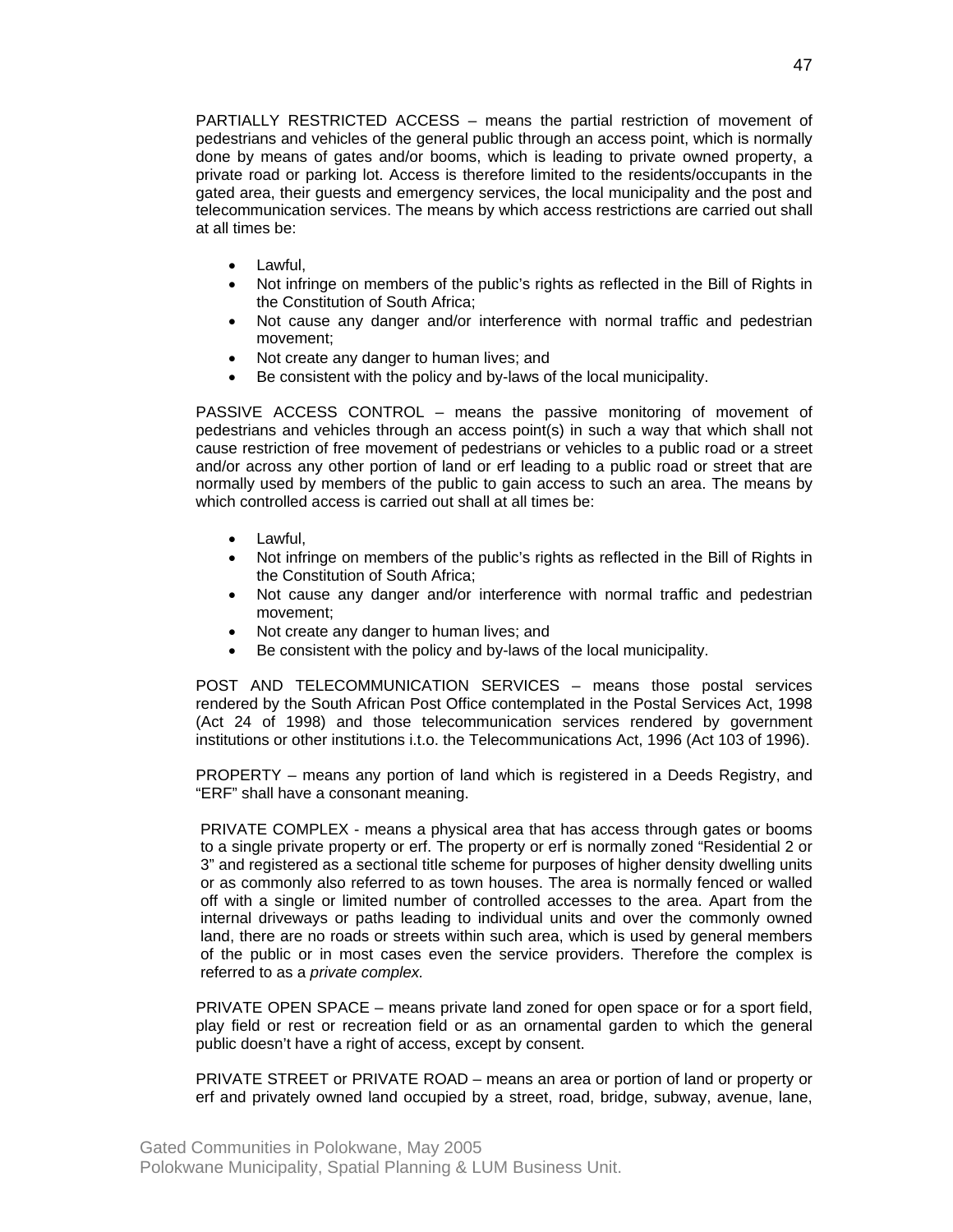PARTIALLY RESTRICTED ACCESS – means the partial restriction of movement of pedestrians and vehicles of the general public through an access point, which is normally done by means of gates and/or booms, which is leading to private owned property, a private road or parking lot. Access is therefore limited to the residents/occupants in the gated area, their guests and emergency services, the local municipality and the post and telecommunication services. The means by which access restrictions are carried out shall at all times be:

- Lawful,
- Not infringe on members of the public's rights as reflected in the Bill of Rights in the Constitution of South Africa;
- Not cause any danger and/or interference with normal traffic and pedestrian movement;
- Not create any danger to human lives; and
- Be consistent with the policy and by-laws of the local municipality.

PASSIVE ACCESS CONTROL – means the passive monitoring of movement of pedestrians and vehicles through an access point(s) in such a way that which shall not cause restriction of free movement of pedestrians or vehicles to a public road or a street and/or across any other portion of land or erf leading to a public road or street that are normally used by members of the public to gain access to such an area. The means by which controlled access is carried out shall at all times be:

- Lawful,
- Not infringe on members of the public's rights as reflected in the Bill of Rights in the Constitution of South Africa;
- Not cause any danger and/or interference with normal traffic and pedestrian movement;
- Not create any danger to human lives; and
- Be consistent with the policy and by-laws of the local municipality.

POST AND TELECOMMUNICATION SERVICES – means those postal services rendered by the South African Post Office contemplated in the Postal Services Act, 1998 (Act 24 of 1998) and those telecommunication services rendered by government institutions or other institutions i.t.o. the Telecommunications Act, 1996 (Act 103 of 1996).

PROPERTY – means any portion of land which is registered in a Deeds Registry, and "ERF" shall have a consonant meaning.

PRIVATE COMPLEX - means a physical area that has access through gates or booms to a single private property or erf. The property or erf is normally zoned "Residential 2 or 3" and registered as a sectional title scheme for purposes of higher density dwelling units or as commonly also referred to as town houses. The area is normally fenced or walled off with a single or limited number of controlled accesses to the area. Apart from the internal driveways or paths leading to individual units and over the commonly owned land, there are no roads or streets within such area, which is used by general members of the public or in most cases even the service providers. Therefore the complex is referred to as a *private complex.*

PRIVATE OPEN SPACE – means private land zoned for open space or for a sport field, play field or rest or recreation field or as an ornamental garden to which the general public doesn't have a right of access, except by consent.

PRIVATE STREET or PRIVATE ROAD – means an area or portion of land or property or erf and privately owned land occupied by a street, road, bridge, subway, avenue, lane,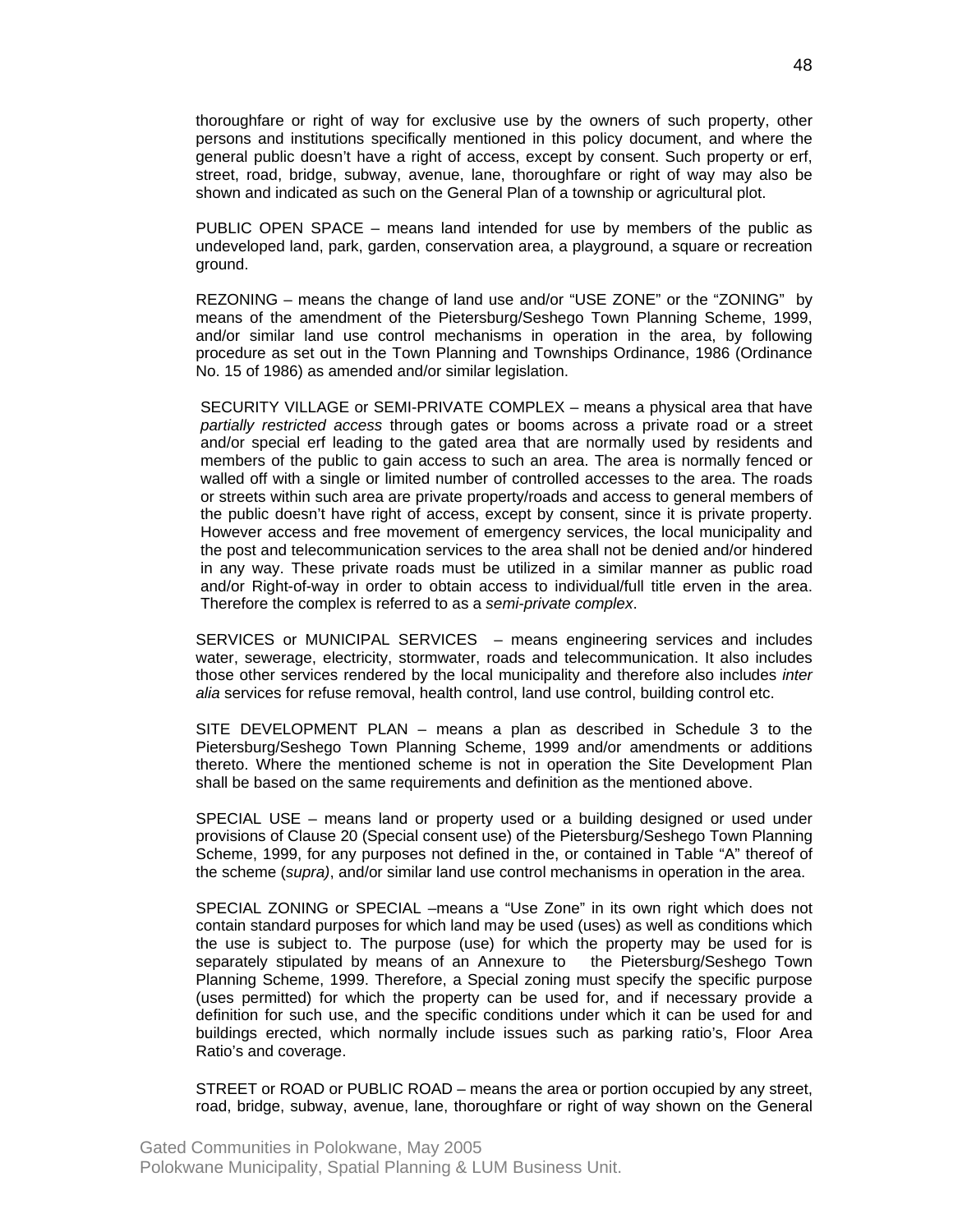thoroughfare or right of way for exclusive use by the owners of such property, other persons and institutions specifically mentioned in this policy document, and where the general public doesn't have a right of access, except by consent. Such property or erf, street, road, bridge, subway, avenue, lane, thoroughfare or right of way may also be shown and indicated as such on the General Plan of a township or agricultural plot.

PUBLIC OPEN SPACE – means land intended for use by members of the public as undeveloped land, park, garden, conservation area, a playground, a square or recreation ground.

REZONING – means the change of land use and/or "USE ZONE" or the "ZONING" by means of the amendment of the Pietersburg/Seshego Town Planning Scheme, 1999, and/or similar land use control mechanisms in operation in the area, by following procedure as set out in the Town Planning and Townships Ordinance, 1986 (Ordinance No. 15 of 1986) as amended and/or similar legislation.

SECURITY VILLAGE or SEMI-PRIVATE COMPLEX – means a physical area that have *partially restricted access* through gates or booms across a private road or a street and/or special erf leading to the gated area that are normally used by residents and members of the public to gain access to such an area. The area is normally fenced or walled off with a single or limited number of controlled accesses to the area. The roads or streets within such area are private property/roads and access to general members of the public doesn't have right of access, except by consent, since it is private property. However access and free movement of emergency services, the local municipality and the post and telecommunication services to the area shall not be denied and/or hindered in any way. These private roads must be utilized in a similar manner as public road and/or Right-of-way in order to obtain access to individual/full title erven in the area. Therefore the complex is referred to as a *semi-private complex*.

SERVICES or MUNICIPAL SERVICES – means engineering services and includes water, sewerage, electricity, stormwater, roads and telecommunication. It also includes those other services rendered by the local municipality and therefore also includes *inter alia* services for refuse removal, health control, land use control, building control etc.

SITE DEVELOPMENT PLAN – means a plan as described in Schedule 3 to the Pietersburg/Seshego Town Planning Scheme, 1999 and/or amendments or additions thereto. Where the mentioned scheme is not in operation the Site Development Plan shall be based on the same requirements and definition as the mentioned above.

SPECIAL USE – means land or property used or a building designed or used under provisions of Clause 20 (Special consent use) of the Pietersburg/Seshego Town Planning Scheme, 1999, for any purposes not defined in the, or contained in Table "A" thereof of the scheme (*supra)*, and/or similar land use control mechanisms in operation in the area.

SPECIAL ZONING or SPECIAL –means a "Use Zone" in its own right which does not contain standard purposes for which land may be used (uses) as well as conditions which the use is subject to. The purpose (use) for which the property may be used for is separately stipulated by means of an Annexure to the Pietersburg/Seshego Town Planning Scheme, 1999. Therefore, a Special zoning must specify the specific purpose (uses permitted) for which the property can be used for, and if necessary provide a definition for such use, and the specific conditions under which it can be used for and buildings erected, which normally include issues such as parking ratio's, Floor Area Ratio's and coverage.

STREET or ROAD or PUBLIC ROAD – means the area or portion occupied by any street, road, bridge, subway, avenue, lane, thoroughfare or right of way shown on the General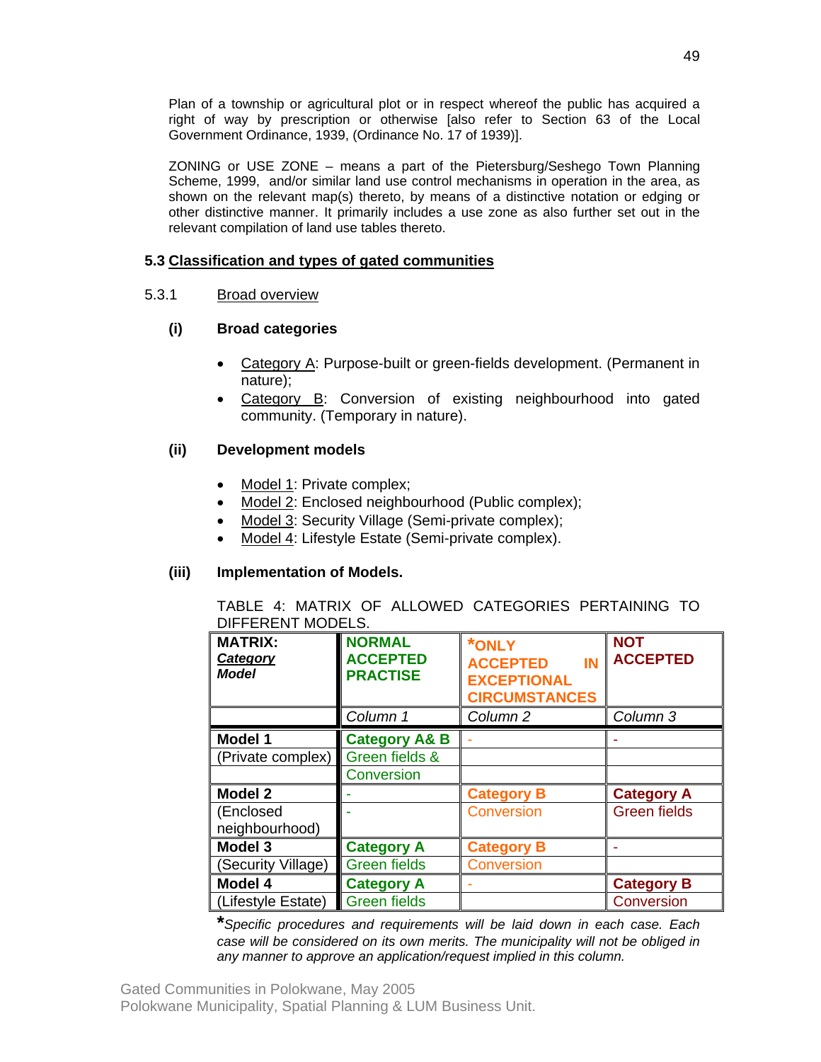Plan of a township or agricultural plot or in respect whereof the public has acquired a right of way by prescription or otherwise [also refer to Section 63 of the Local Government Ordinance, 1939, (Ordinance No. 17 of 1939)].

ZONING or USE ZONE – means a part of the Pietersburg/Seshego Town Planning Scheme, 1999, and/or similar land use control mechanisms in operation in the area, as shown on the relevant map(s) thereto, by means of a distinctive notation or edging or other distinctive manner. It primarily includes a use zone as also further set out in the relevant compilation of land use tables thereto.

## 5.3 Classification and types of gated communities

### 5.3.1 Broad overview

**(i) Broad categories**

- Category A: Purpose-built or green-fields development. (Permanent in nature);
- Category B: Conversion of existing neighbourhood into gated community. (Temporary in nature).

**(ii) Development models**

- Model 1: Private complex;
- Model 2: Enclosed neighbourhood (Public complex);
- Model 3: Security Village (Semi-private complex);
- Model 4: Lifestyle Estate (Semi-private complex).

**(iii) Implementation of Models.**

TABLE 4: MATRIX OF ALLOWED CATEGORIES PERTAINING TO DIFFERENT MODELS.

| **MATRIX:** ***Category*** ***Model*** | **NORMAL ACCEPTED PRACTISE** | **\*ONLY ACCEPTED IN EXCEPTIONAL CIRCUMSTANCES** | **NOT ACCEPTED** |
|---|---|---|---|
| | *Column 1* | *Column 2* | *Column 3* |
| **Model 1** (Private complex) | **Category A& B** Green fields & Conversion | - | - |
| **Model 2** (Enclosed neighbourhood) | - | **Category B** Conversion | **Category A** Green fields |
| **Model 3** (Security Village) | **Category A** Green fields | **Category B** Conversion | - |
| **Model 4** (Lifestyle Estate) | **Category A** Green fields | - | **Category B** Conversion |

**\****Specific procedures and requirements will be laid down in each case. Each case will be considered on its own merits. The municipality will not be obliged in any manner to approve an application/request implied in this column.*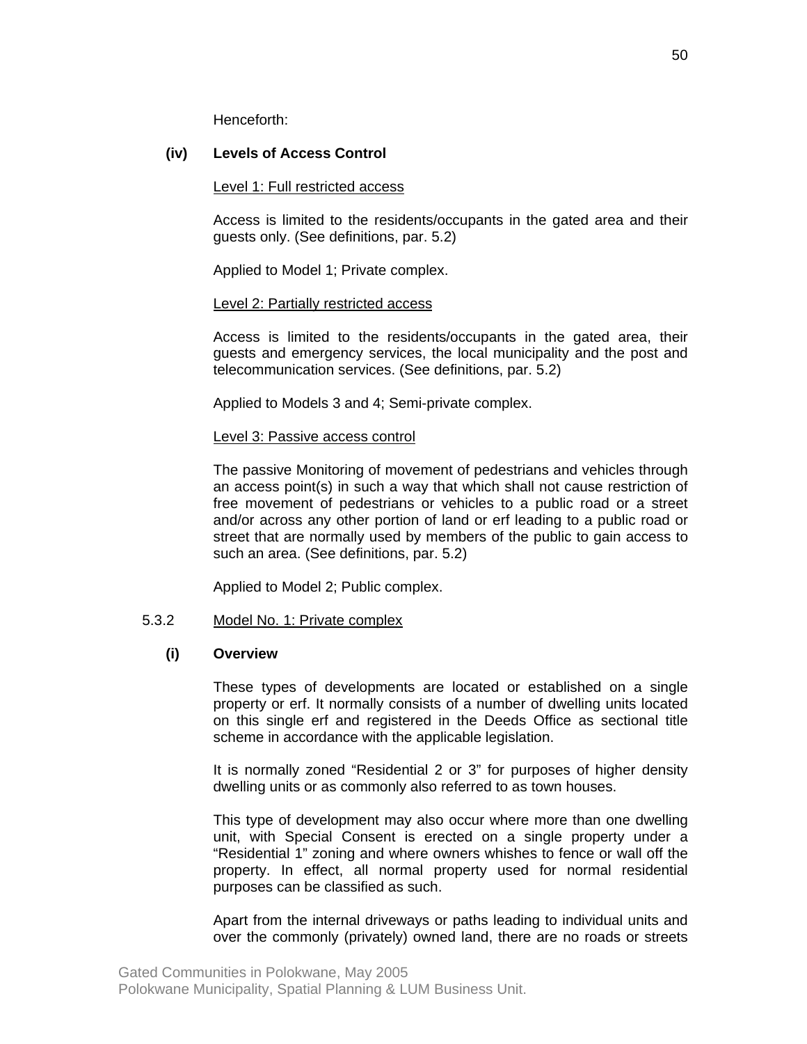Henceforth:

**(iv) Levels of Access Control**

Level 1: Full restricted access

Access is limited to the residents/occupants in the gated area and their guests only. (See definitions, par. 5.2)

Applied to Model 1; Private complex.

Level 2: Partially restricted access

Access is limited to the residents/occupants in the gated area, their guests and emergency services, the local municipality and the post and telecommunication services. (See definitions, par. 5.2)

Applied to Models 3 and 4; Semi-private complex.

Level 3: Passive access control

The passive Monitoring of movement of pedestrians and vehicles through an access point(s) in such a way that which shall not cause restriction of free movement of pedestrians or vehicles to a public road or a street and/or across any other portion of land or erf leading to a public road or street that are normally used by members of the public to gain access to such an area. (See definitions, par. 5.2)

Applied to Model 2; Public complex.

5.3.2 Model No. 1: Private complex

**(i) Overview**

These types of developments are located or established on a single property or erf. It normally consists of a number of dwelling units located on this single erf and registered in the Deeds Office as sectional title scheme in accordance with the applicable legislation.

It is normally zoned "Residential 2 or 3" for purposes of higher density dwelling units or as commonly also referred to as town houses.

This type of development may also occur where more than one dwelling unit, with Special Consent is erected on a single property under a "Residential 1" zoning and where owners whishes to fence or wall off the property. In effect, all normal property used for normal residential purposes can be classified as such.

Apart from the internal driveways or paths leading to individual units and over the commonly (privately) owned land, there are no roads or streets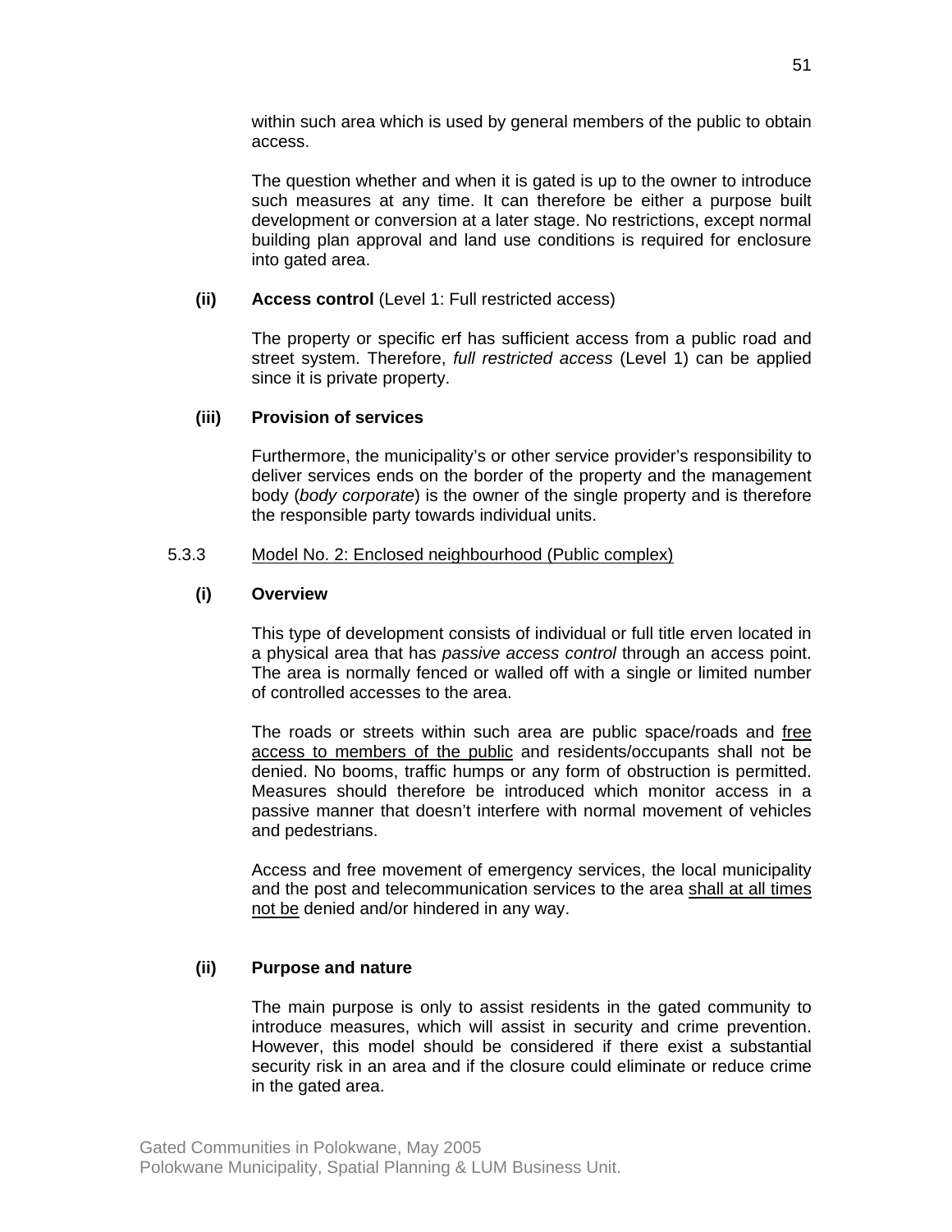within such area which is used by general members of the public to obtain access.

The question whether and when it is gated is up to the owner to introduce such measures at any time. It can therefore be either a purpose built development or conversion at a later stage. No restrictions, except normal building plan approval and land use conditions is required for enclosure into gated area.

**(ii) Access control** (Level 1: Full restricted access)

The property or specific erf has sufficient access from a public road and street system. Therefore, *full restricted access* (Level 1) can be applied since it is private property.

**(iii) Provision of services**

Furthermore, the municipality's or other service provider's responsibility to deliver services ends on the border of the property and the management body (*body corporate*) is the owner of the single property and is therefore the responsible party towards individual units.

5.3.3 <u>Model No. 2: Enclosed neighbourhood (Public complex)</u>

**(i) Overview**

This type of development consists of individual or full title erven located in a physical area that has *passive access control* through an access point. The area is normally fenced or walled off with a single or limited number of controlled accesses to the area.

The roads or streets within such area are public space/roads and <u>free access to members of the public</u> and residents/occupants shall not be denied. No booms, traffic humps or any form of obstruction is permitted. Measures should therefore be introduced which monitor access in a passive manner that doesn't interfere with normal movement of vehicles and pedestrians.

Access and free movement of emergency services, the local municipality and the post and telecommunication services to the area <u>shall at all times not be</u> denied and/or hindered in any way.

**(ii) Purpose and nature**

The main purpose is only to assist residents in the gated community to introduce measures, which will assist in security and crime prevention. However, this model should be considered if there exist a substantial security risk in an area and if the closure could eliminate or reduce crime in the gated area.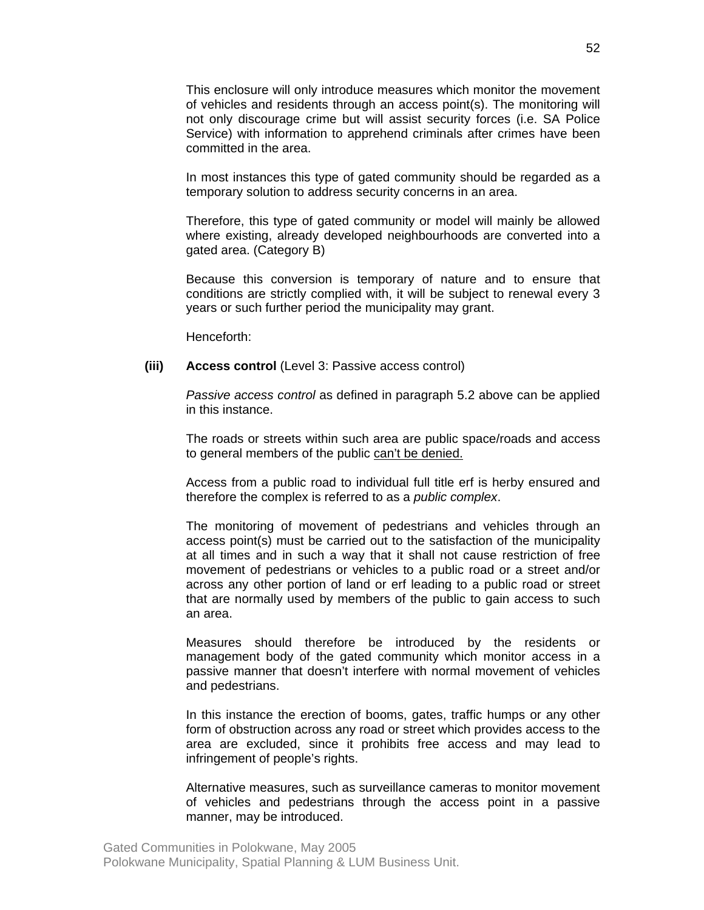This enclosure will only introduce measures which monitor the movement of vehicles and residents through an access point(s). The monitoring will not only discourage crime but will assist security forces (i.e. SA Police Service) with information to apprehend criminals after crimes have been committed in the area.

In most instances this type of gated community should be regarded as a temporary solution to address security concerns in an area.

Therefore, this type of gated community or model will mainly be allowed where existing, already developed neighbourhoods are converted into a gated area. (Category B)

Because this conversion is temporary of nature and to ensure that conditions are strictly complied with, it will be subject to renewal every 3 years or such further period the municipality may grant.

Henceforth:

**(iii) Access control** (Level 3: Passive access control)

*Passive access control* as defined in paragraph 5.2 above can be applied in this instance.

The roads or streets within such area are public space/roads and access to general members of the public <u>can't be denied.</u>

Access from a public road to individual full title erf is herby ensured and therefore the complex is referred to as a *public complex*.

The monitoring of movement of pedestrians and vehicles through an access point(s) must be carried out to the satisfaction of the municipality at all times and in such a way that it shall not cause restriction of free movement of pedestrians or vehicles to a public road or a street and/or across any other portion of land or erf leading to a public road or street that are normally used by members of the public to gain access to such an area.

Measures should therefore be introduced by the residents or management body of the gated community which monitor access in a passive manner that doesn't interfere with normal movement of vehicles and pedestrians.

In this instance the erection of booms, gates, traffic humps or any other form of obstruction across any road or street which provides access to the area are excluded, since it prohibits free access and may lead to infringement of people's rights.

Alternative measures, such as surveillance cameras to monitor movement of vehicles and pedestrians through the access point in a passive manner, may be introduced.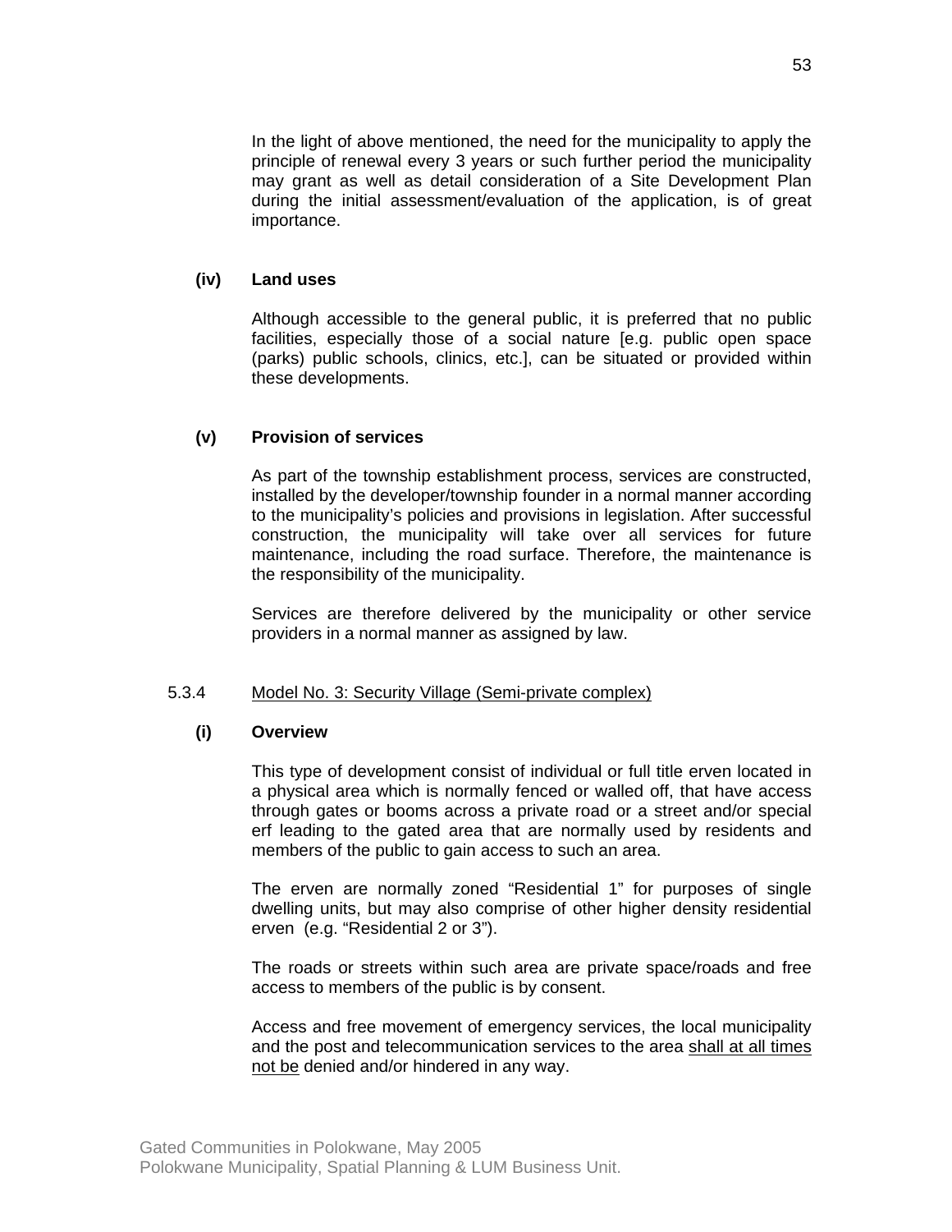In the light of above mentioned, the need for the municipality to apply the principle of renewal every 3 years or such further period the municipality may grant as well as detail consideration of a Site Development Plan during the initial assessment/evaluation of the application, is of great importance.

**(iv) Land uses**

Although accessible to the general public, it is preferred that no public facilities, especially those of a social nature [e.g. public open space (parks) public schools, clinics, etc.], can be situated or provided within these developments.

**(v) Provision of services**

As part of the township establishment process, services are constructed, installed by the developer/township founder in a normal manner according to the municipality's policies and provisions in legislation. After successful construction, the municipality will take over all services for future maintenance, including the road surface. Therefore, the maintenance is the responsibility of the municipality.

Services are therefore delivered by the municipality or other service providers in a normal manner as assigned by law.

5.3.4 <u>Model No. 3: Security Village (Semi-private complex)</u>

**(i) Overview**

This type of development consist of individual or full title erven located in a physical area which is normally fenced or walled off, that have access through gates or booms across a private road or a street and/or special erf leading to the gated area that are normally used by residents and members of the public to gain access to such an area.

The erven are normally zoned "Residential 1" for purposes of single dwelling units, but may also comprise of other higher density residential erven (e.g. "Residential 2 or 3").

The roads or streets within such area are private space/roads and free access to members of the public is by consent.

Access and free movement of emergency services, the local municipality and the post and telecommunication services to the area <u>shall at all times not be</u> denied and/or hindered in any way.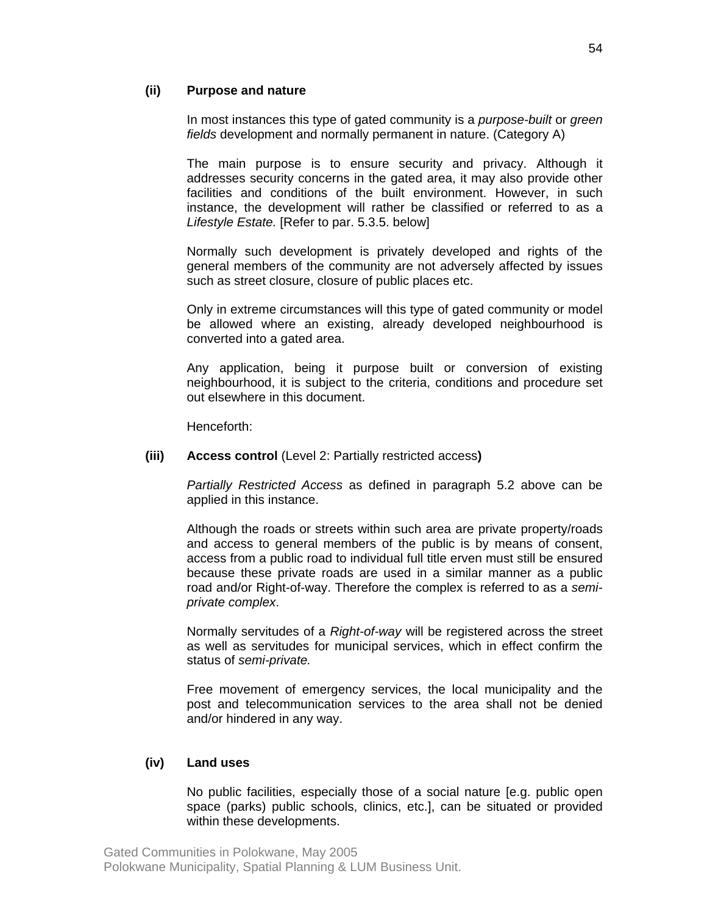**(ii) Purpose and nature**

In most instances this type of gated community is a *purpose-built* or *green fields* development and normally permanent in nature. (Category A)

The main purpose is to ensure security and privacy. Although it addresses security concerns in the gated area, it may also provide other facilities and conditions of the built environment. However, in such instance, the development will rather be classified or referred to as a *Lifestyle Estate.* [Refer to par. 5.3.5. below]

Normally such development is privately developed and rights of the general members of the community are not adversely affected by issues such as street closure, closure of public places etc.

Only in extreme circumstances will this type of gated community or model be allowed where an existing, already developed neighbourhood is converted into a gated area.

Any application, being it purpose built or conversion of existing neighbourhood, it is subject to the criteria, conditions and procedure set out elsewhere in this document.

Henceforth:

**(iii) Access control** (Level 2: Partially restricted access**)**

*Partially Restricted Access* as defined in paragraph 5.2 above can be applied in this instance.

Although the roads or streets within such area are private property/roads and access to general members of the public is by means of consent, access from a public road to individual full title erven must still be ensured because these private roads are used in a similar manner as a public road and/or Right-of-way. Therefore the complex is referred to as a *semi-private complex*.

Normally servitudes of a *Right-of-way* will be registered across the street as well as servitudes for municipal services, which in effect confirm the status of *semi-private.*

Free movement of emergency services, the local municipality and the post and telecommunication services to the area shall not be denied and/or hindered in any way.

**(iv) Land uses**

No public facilities, especially those of a social nature [e.g. public open space (parks) public schools, clinics, etc.], can be situated or provided within these developments.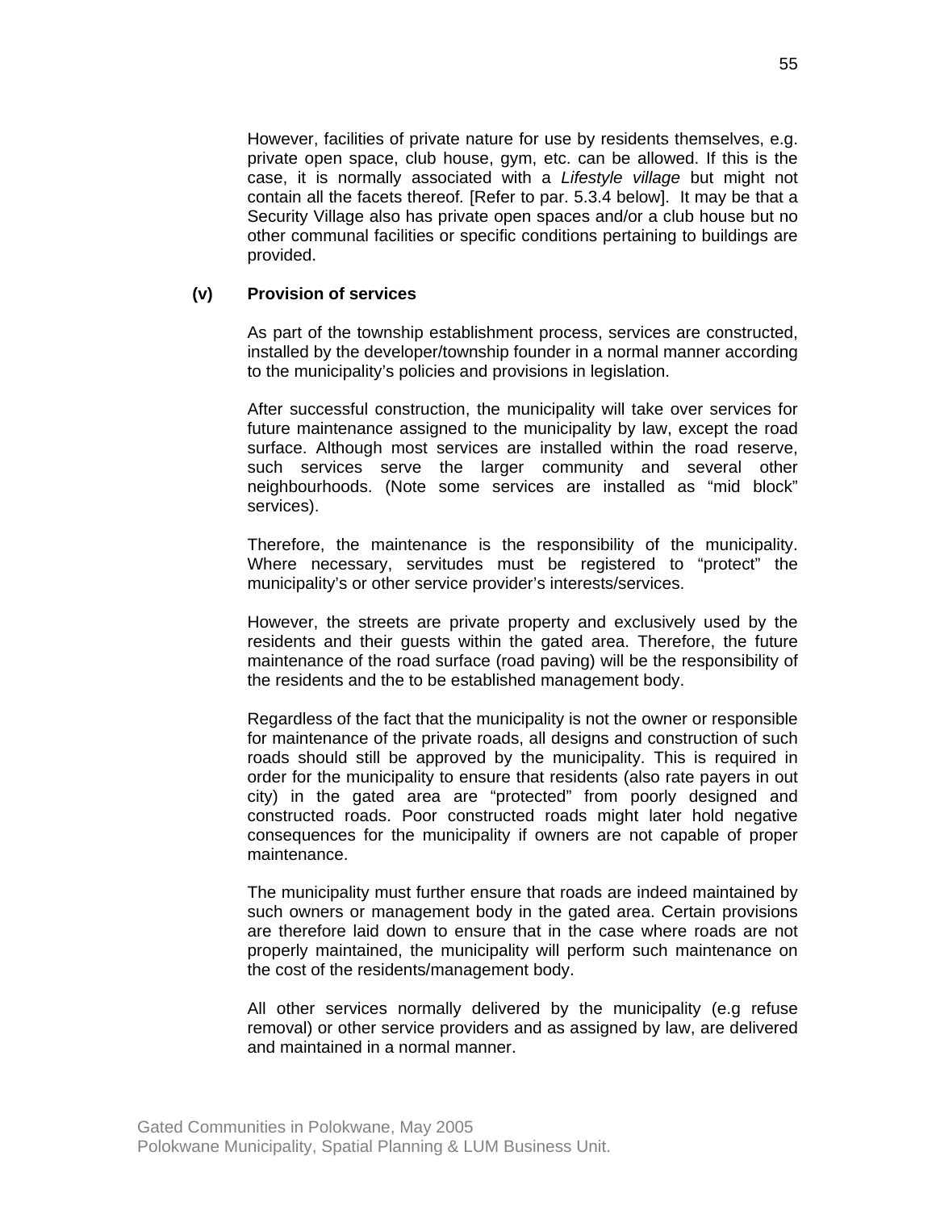However, facilities of private nature for use by residents themselves, e.g. private open space, club house, gym, etc. can be allowed. If this is the case, it is normally associated with a *Lifestyle village* but might not contain all the facets thereof. [Refer to par. 5.3.4 below]. It may be that a Security Village also has private open spaces and/or a club house but no other communal facilities or specific conditions pertaining to buildings are provided.

**(v) Provision of services**

As part of the township establishment process, services are constructed, installed by the developer/township founder in a normal manner according to the municipality's policies and provisions in legislation.

After successful construction, the municipality will take over services for future maintenance assigned to the municipality by law, except the road surface. Although most services are installed within the road reserve, such services serve the larger community and several other neighbourhoods. (Note some services are installed as "mid block" services).

Therefore, the maintenance is the responsibility of the municipality. Where necessary, servitudes must be registered to "protect" the municipality's or other service provider's interests/services.

However, the streets are private property and exclusively used by the residents and their guests within the gated area. Therefore, the future maintenance of the road surface (road paving) will be the responsibility of the residents and the to be established management body.

Regardless of the fact that the municipality is not the owner or responsible for maintenance of the private roads, all designs and construction of such roads should still be approved by the municipality. This is required in order for the municipality to ensure that residents (also rate payers in out city) in the gated area are "protected" from poorly designed and constructed roads. Poor constructed roads might later hold negative consequences for the municipality if owners are not capable of proper maintenance.

The municipality must further ensure that roads are indeed maintained by such owners or management body in the gated area. Certain provisions are therefore laid down to ensure that in the case where roads are not properly maintained, the municipality will perform such maintenance on the cost of the residents/management body.

All other services normally delivered by the municipality (e.g refuse removal) or other service providers and as assigned by law, are delivered and maintained in a normal manner.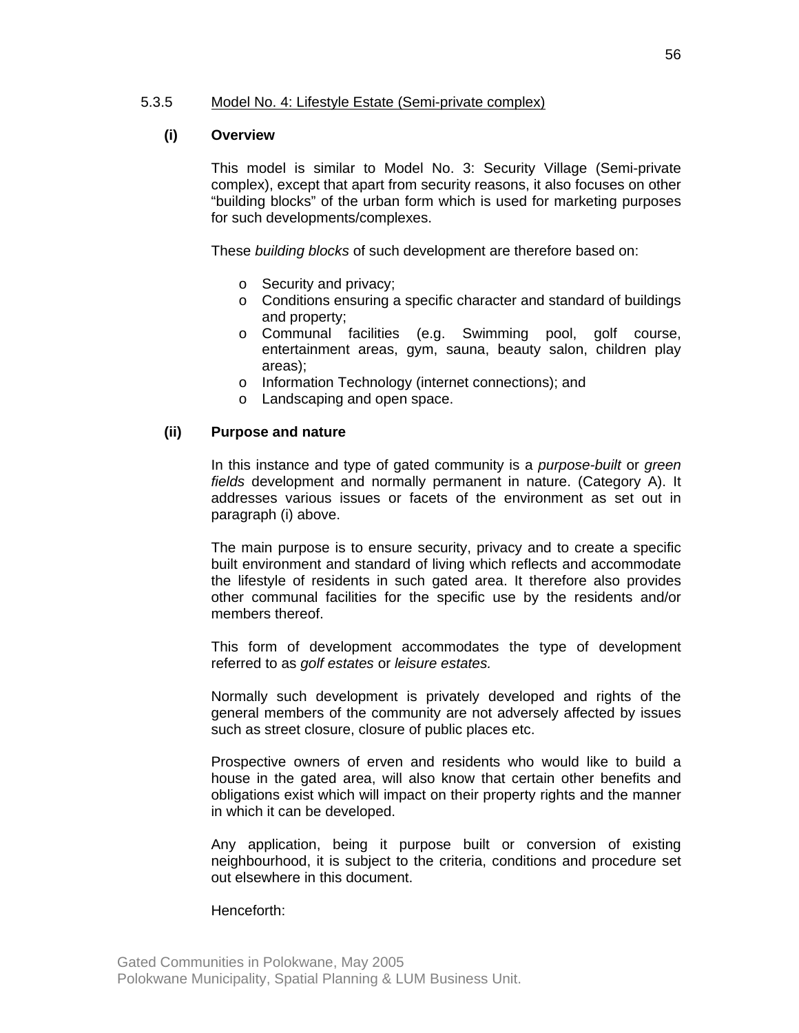### 5.3.5 Model No. 4: Lifestyle Estate (Semi-private complex)

**(i) Overview**

This model is similar to Model No. 3: Security Village (Semi-private complex), except that apart from security reasons, it also focuses on other "building blocks" of the urban form which is used for marketing purposes for such developments/complexes.

These *building blocks* of such development are therefore based on:

- Security and privacy;
- Conditions ensuring a specific character and standard of buildings and property;
- Communal facilities (e.g. Swimming pool, golf course, entertainment areas, gym, sauna, beauty salon, children play areas);
- Information Technology (internet connections); and
- Landscaping and open space.

**(ii) Purpose and nature**

In this instance and type of gated community is a *purpose-built* or *green fields* development and normally permanent in nature. (Category A). It addresses various issues or facets of the environment as set out in paragraph (i) above.

The main purpose is to ensure security, privacy and to create a specific built environment and standard of living which reflects and accommodate the lifestyle of residents in such gated area. It therefore also provides other communal facilities for the specific use by the residents and/or members thereof.

This form of development accommodates the type of development referred to as *golf estates* or *leisure estates.*

Normally such development is privately developed and rights of the general members of the community are not adversely affected by issues such as street closure, closure of public places etc.

Prospective owners of erven and residents who would like to build a house in the gated area, will also know that certain other benefits and obligations exist which will impact on their property rights and the manner in which it can be developed.

Any application, being it purpose built or conversion of existing neighbourhood, it is subject to the criteria, conditions and procedure set out elsewhere in this document.

Henceforth: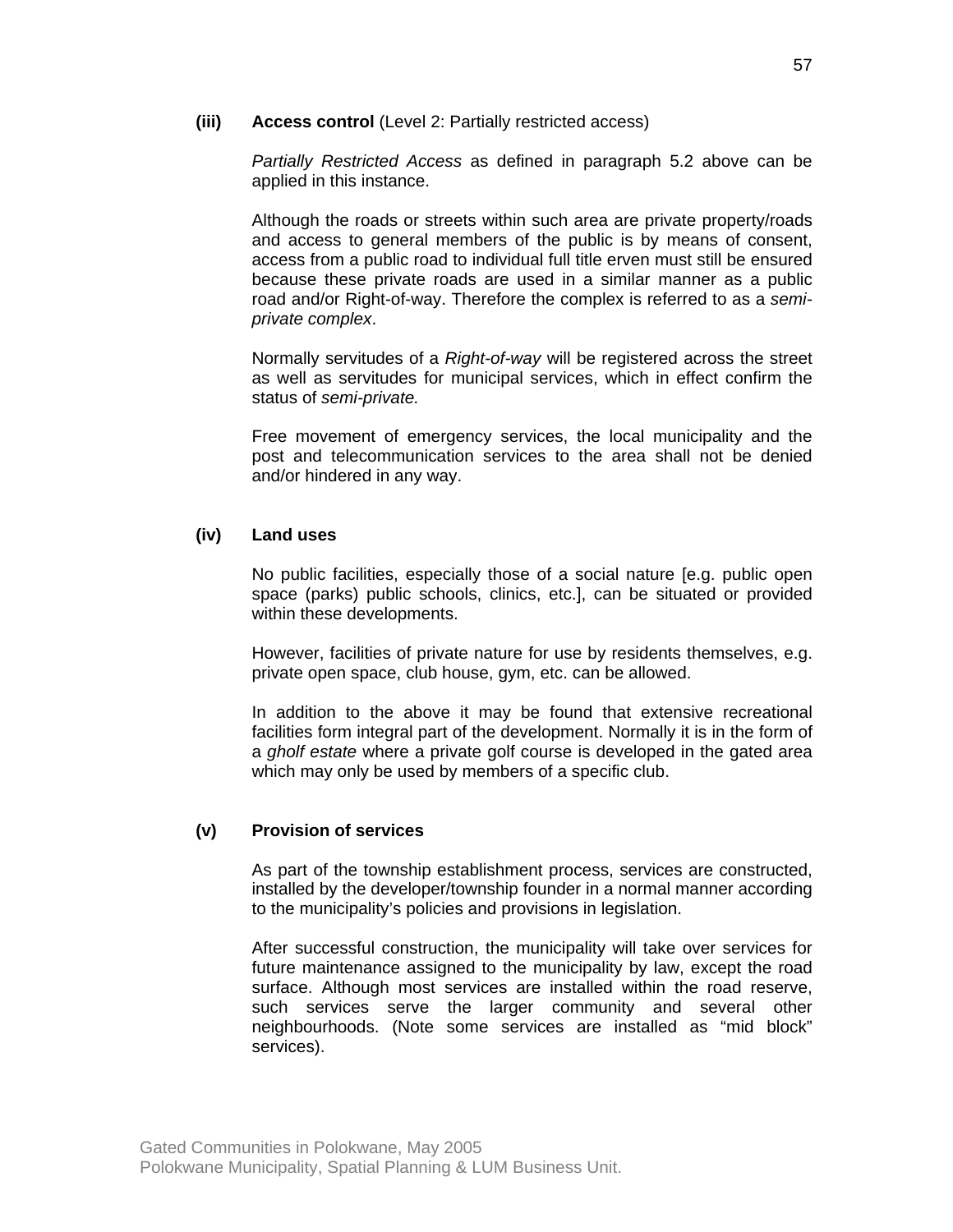**(iii) Access control** (Level 2: Partially restricted access)

*Partially Restricted Access* as defined in paragraph 5.2 above can be applied in this instance.

Although the roads or streets within such area are private property/roads and access to general members of the public is by means of consent, access from a public road to individual full title erven must still be ensured because these private roads are used in a similar manner as a public road and/or Right-of-way. Therefore the complex is referred to as a *semi-private complex*.

Normally servitudes of a *Right-of-way* will be registered across the street as well as servitudes for municipal services, which in effect confirm the status of *semi-private.*

Free movement of emergency services, the local municipality and the post and telecommunication services to the area shall not be denied and/or hindered in any way.

**(iv) Land uses**

No public facilities, especially those of a social nature [e.g. public open space (parks) public schools, clinics, etc.], can be situated or provided within these developments.

However, facilities of private nature for use by residents themselves, e.g. private open space, club house, gym, etc. can be allowed.

In addition to the above it may be found that extensive recreational facilities form integral part of the development. Normally it is in the form of a *gholf estate* where a private golf course is developed in the gated area which may only be used by members of a specific club.

**(v) Provision of services**

As part of the township establishment process, services are constructed, installed by the developer/township founder in a normal manner according to the municipality's policies and provisions in legislation.

After successful construction, the municipality will take over services for future maintenance assigned to the municipality by law, except the road surface. Although most services are installed within the road reserve, such services serve the larger community and several other neighbourhoods. (Note some services are installed as "mid block" services).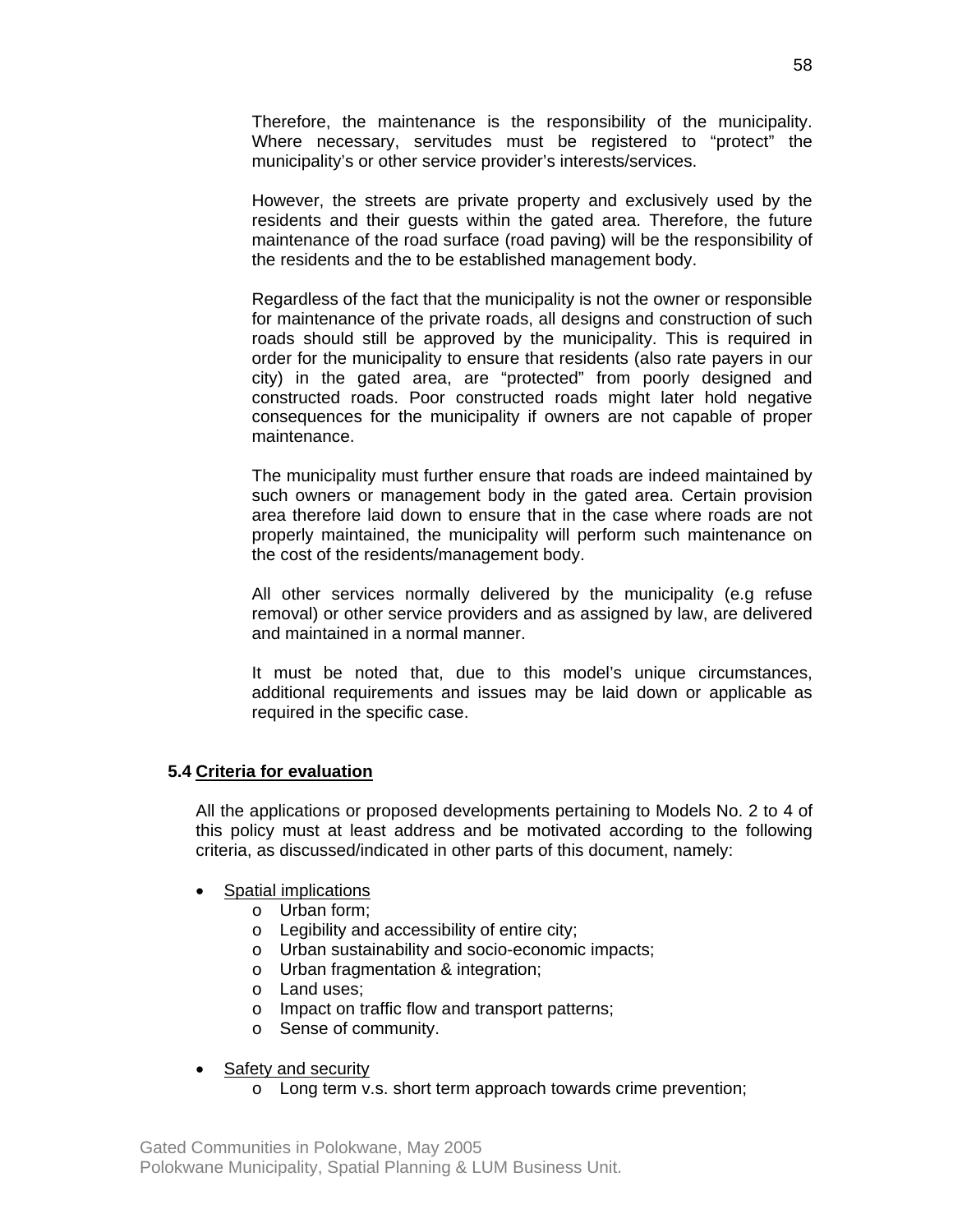Therefore, the maintenance is the responsibility of the municipality. Where necessary, servitudes must be registered to "protect" the municipality's or other service provider's interests/services.

However, the streets are private property and exclusively used by the residents and their guests within the gated area. Therefore, the future maintenance of the road surface (road paving) will be the responsibility of the residents and the to be established management body.

Regardless of the fact that the municipality is not the owner or responsible for maintenance of the private roads, all designs and construction of such roads should still be approved by the municipality. This is required in order for the municipality to ensure that residents (also rate payers in our city) in the gated area, are "protected" from poorly designed and constructed roads. Poor constructed roads might later hold negative consequences for the municipality if owners are not capable of proper maintenance.

The municipality must further ensure that roads are indeed maintained by such owners or management body in the gated area. Certain provision area therefore laid down to ensure that in the case where roads are not properly maintained, the municipality will perform such maintenance on the cost of the residents/management body.

All other services normally delivered by the municipality (e.g refuse removal) or other service providers and as assigned by law, are delivered and maintained in a normal manner.

It must be noted that, due to this model's unique circumstances, additional requirements and issues may be laid down or applicable as required in the specific case.

### 5.4 Criteria for evaluation

All the applications or proposed developments pertaining to Models No. 2 to 4 of this policy must at least address and be motivated according to the following criteria, as discussed/indicated in other parts of this document, namely:

- Spatial implications
  - Urban form;
  - Legibility and accessibility of entire city;
  - Urban sustainability and socio-economic impacts;
  - Urban fragmentation & integration;
  - Land uses;
  - Impact on traffic flow and transport patterns;
  - Sense of community.
- Safety and security
  - Long term v.s. short term approach towards crime prevention;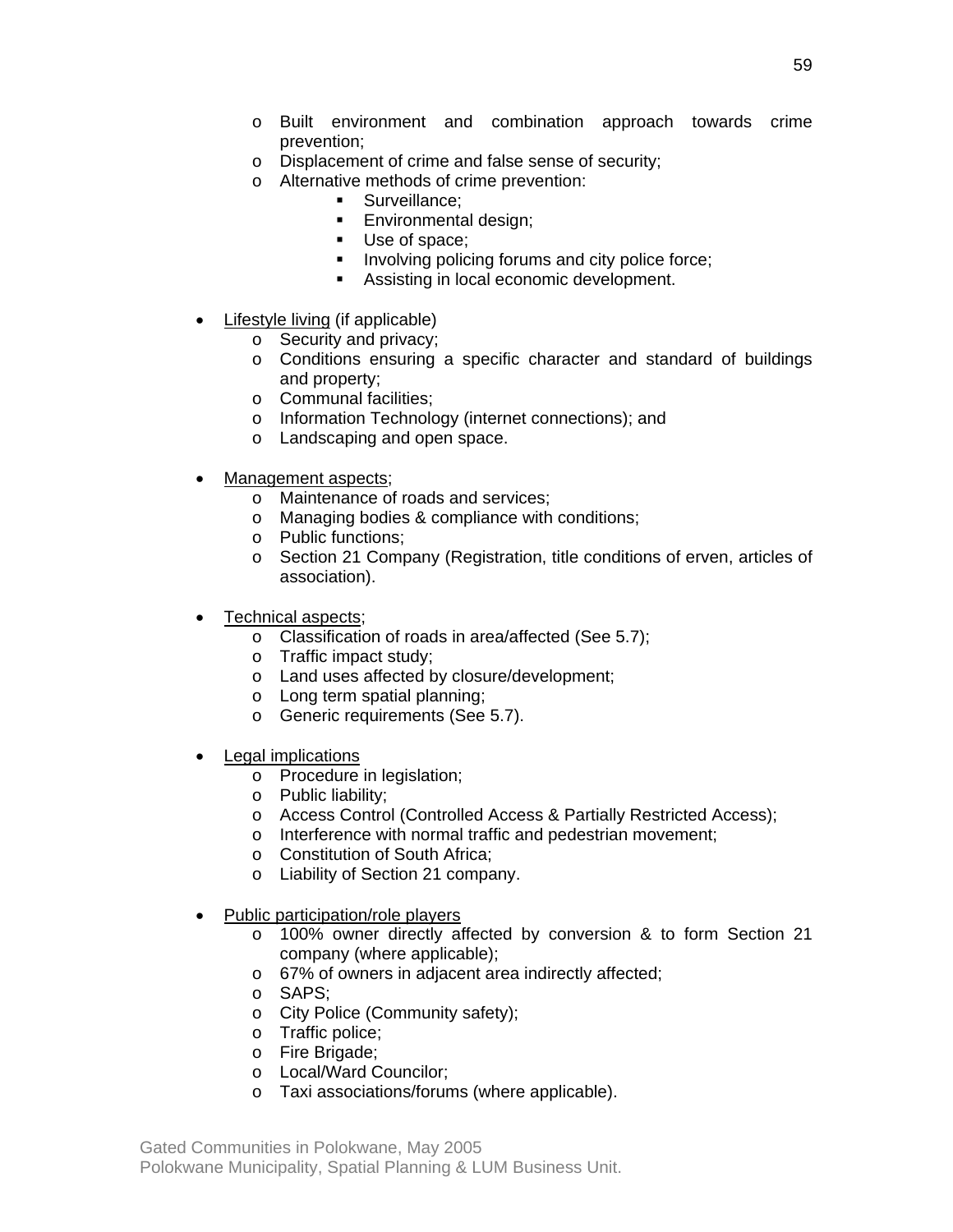- Built environment and combination approach towards crime prevention;
  - Displacement of crime and false sense of security;
  - Alternative methods of crime prevention:
    - Surveillance;
    - Environmental design;
    - Use of space;
    - Involving policing forums and city police force;
    - Assisting in local economic development.

- <u>Lifestyle living</u> (if applicable)
  - Security and privacy;
  - Conditions ensuring a specific character and standard of buildings and property;
  - Communal facilities;
  - Information Technology (internet connections); and
  - Landscaping and open space.

- <u>Management aspects</u>;
  - Maintenance of roads and services;
  - Managing bodies & compliance with conditions;
  - Public functions;
  - Section 21 Company (Registration, title conditions of erven, articles of association).

- <u>Technical aspects</u>;
  - Classification of roads in area/affected (See 5.7);
  - Traffic impact study;
  - Land uses affected by closure/development;
  - Long term spatial planning;
  - Generic requirements (See 5.7).

- <u>Legal implications</u>
  - Procedure in legislation;
  - Public liability;
  - Access Control (Controlled Access & Partially Restricted Access);
  - Interference with normal traffic and pedestrian movement;
  - Constitution of South Africa;
  - Liability of Section 21 company.

- <u>Public participation/role players</u>
  - 100% owner directly affected by conversion & to form Section 21 company (where applicable);
  - 67% of owners in adjacent area indirectly affected;
  - SAPS;
  - City Police (Community safety);
  - Traffic police;
  - Fire Brigade;
  - Local/Ward Councilor;
  - Taxi associations/forums (where applicable).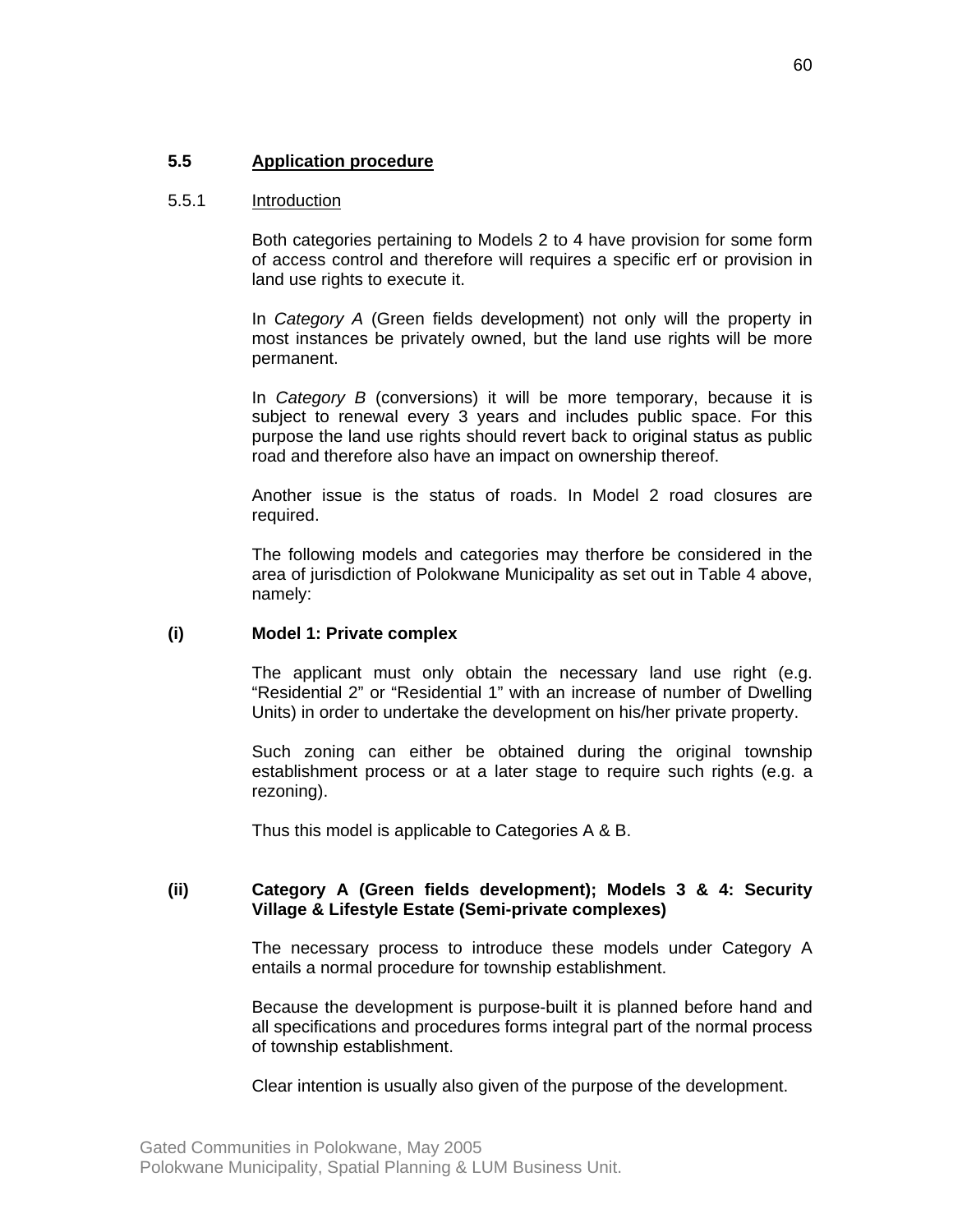## 5.5 Application procedure

### 5.5.1 Introduction

Both categories pertaining to Models 2 to 4 have provision for some form of access control and therefore will requires a specific erf or provision in land use rights to execute it.

In *Category A* (Green fields development) not only will the property in most instances be privately owned, but the land use rights will be more permanent.

In *Category B* (conversions) it will be more temporary, because it is subject to renewal every 3 years and includes public space. For this purpose the land use rights should revert back to original status as public road and therefore also have an impact on ownership thereof.

Another issue is the status of roads. In Model 2 road closures are required.

The following models and categories may therfore be considered in the area of jurisdiction of Polokwane Municipality as set out in Table 4 above, namely:

**(i) Model 1: Private complex**

The applicant must only obtain the necessary land use right (e.g. "Residential 2" or "Residential 1" with an increase of number of Dwelling Units) in order to undertake the development on his/her private property.

Such zoning can either be obtained during the original township establishment process or at a later stage to require such rights (e.g. a rezoning).

Thus this model is applicable to Categories A & B.

**(ii) Category A (Green fields development); Models 3 & 4: Security Village & Lifestyle Estate (Semi-private complexes)**

The necessary process to introduce these models under Category A entails a normal procedure for township establishment.

Because the development is purpose-built it is planned before hand and all specifications and procedures forms integral part of the normal process of township establishment.

Clear intention is usually also given of the purpose of the development.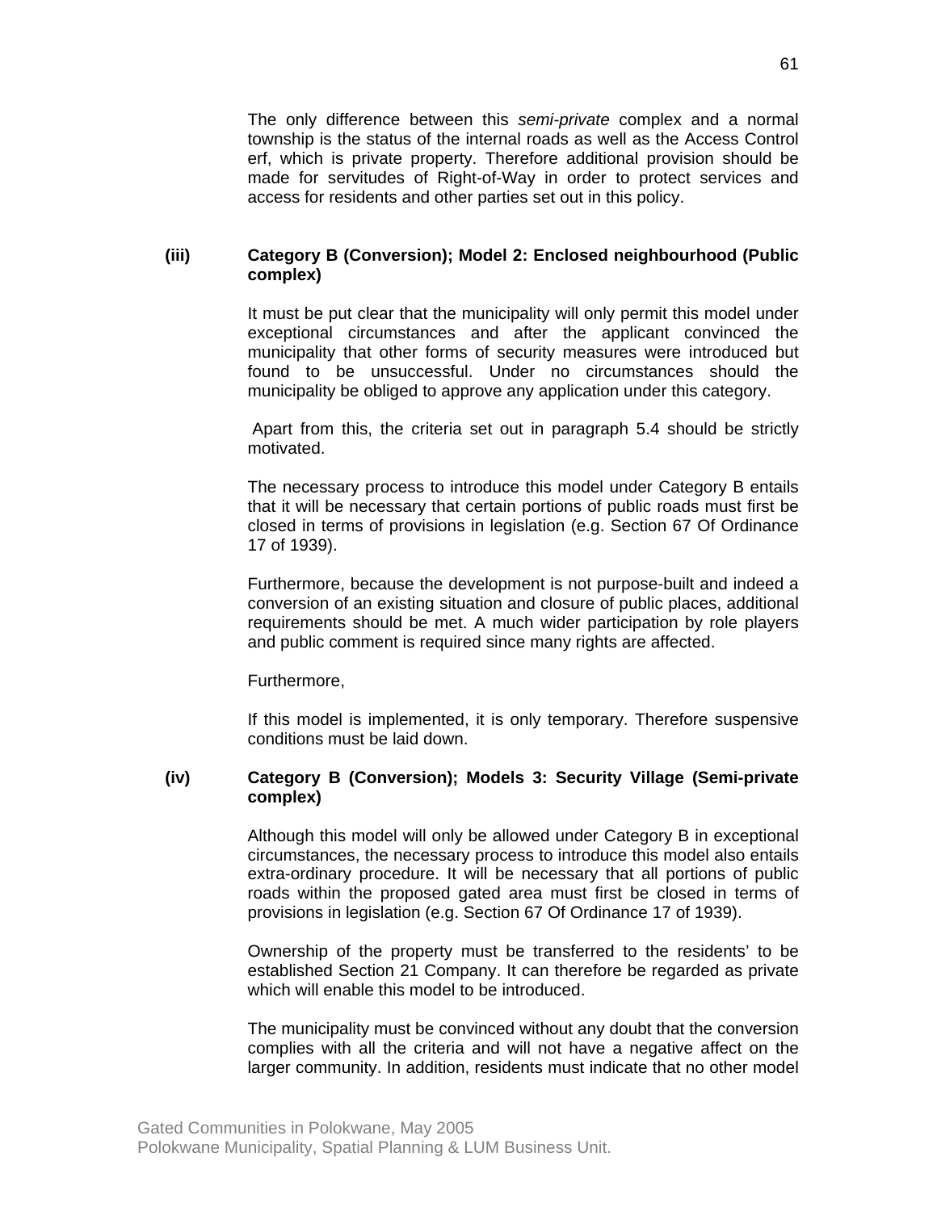The only difference between this *semi-private* complex and a normal township is the status of the internal roads as well as the Access Control erf, which is private property. Therefore additional provision should be made for servitudes of Right-of-Way in order to protect services and access for residents and other parties set out in this policy.

**(iii) Category B (Conversion); Model 2: Enclosed neighbourhood (Public complex)**

It must be put clear that the municipality will only permit this model under exceptional circumstances and after the applicant convinced the municipality that other forms of security measures were introduced but found to be unsuccessful. Under no circumstances should the municipality be obliged to approve any application under this category.

Apart from this, the criteria set out in paragraph 5.4 should be strictly motivated.

The necessary process to introduce this model under Category B entails that it will be necessary that certain portions of public roads must first be closed in terms of provisions in legislation (e.g. Section 67 Of Ordinance 17 of 1939).

Furthermore, because the development is not purpose-built and indeed a conversion of an existing situation and closure of public places, additional requirements should be met. A much wider participation by role players and public comment is required since many rights are affected.

Furthermore,

If this model is implemented, it is only temporary. Therefore suspensive conditions must be laid down.

**(iv) Category B (Conversion); Models 3: Security Village (Semi-private complex)**

Although this model will only be allowed under Category B in exceptional circumstances, the necessary process to introduce this model also entails extra-ordinary procedure. It will be necessary that all portions of public roads within the proposed gated area must first be closed in terms of provisions in legislation (e.g. Section 67 Of Ordinance 17 of 1939).

Ownership of the property must be transferred to the residents' to be established Section 21 Company. It can therefore be regarded as private which will enable this model to be introduced.

The municipality must be convinced without any doubt that the conversion complies with all the criteria and will not have a negative affect on the larger community. In addition, residents must indicate that no other model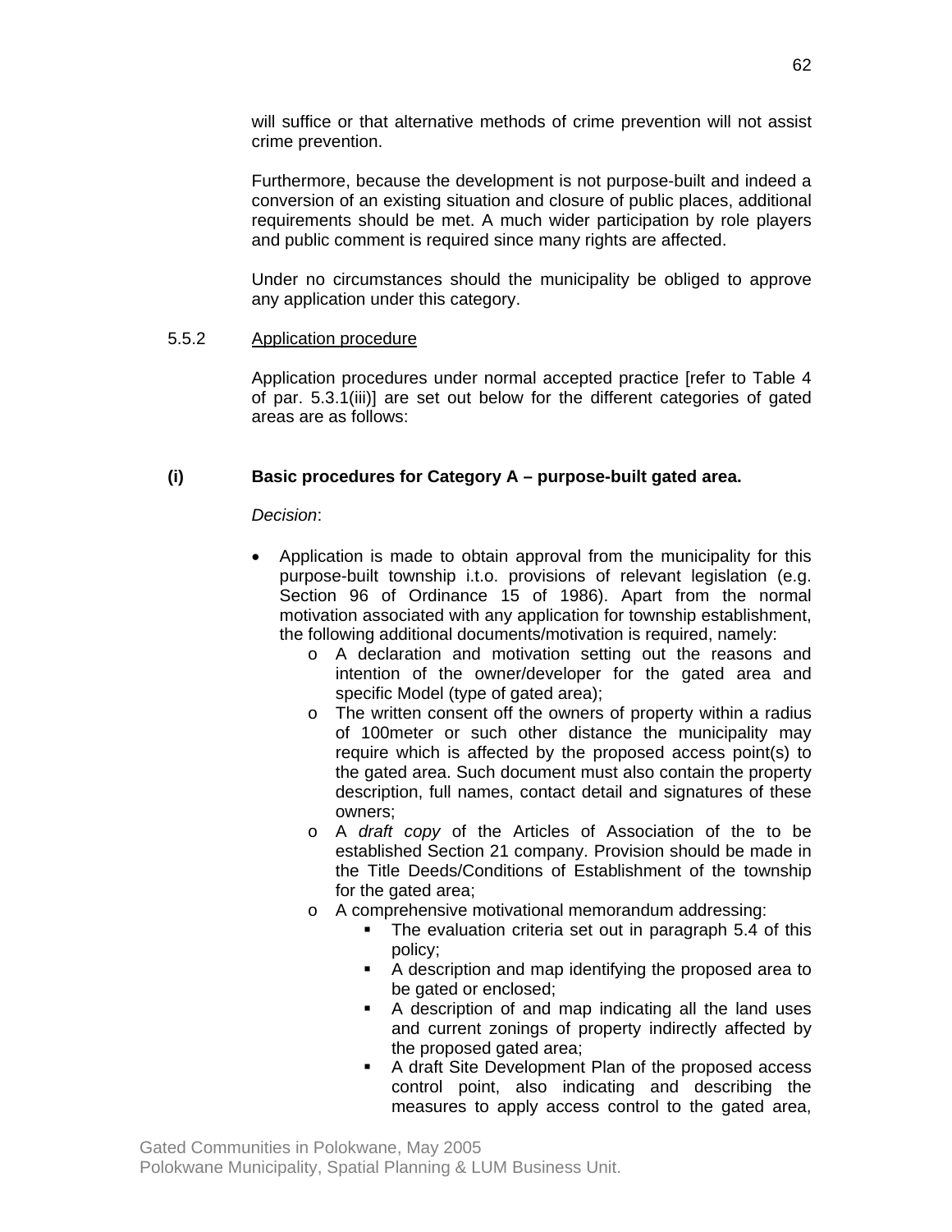will suffice or that alternative methods of crime prevention will not assist crime prevention.

Furthermore, because the development is not purpose-built and indeed a conversion of an existing situation and closure of public places, additional requirements should be met. A much wider participation by role players and public comment is required since many rights are affected.

Under no circumstances should the municipality be obliged to approve any application under this category.

5.5.2 Application procedure

Application procedures under normal accepted practice [refer to Table 4 of par. 5.3.1(iii)] are set out below for the different categories of gated areas are as follows:

**(i) Basic procedures for Category A – purpose-built gated area.**

*Decision*:

- Application is made to obtain approval from the municipality for this purpose-built township i.t.o. provisions of relevant legislation (e.g. Section 96 of Ordinance 15 of 1986). Apart from the normal motivation associated with any application for township establishment, the following additional documents/motivation is required, namely:
    - A declaration and motivation setting out the reasons and intention of the owner/developer for the gated area and specific Model (type of gated area);
    - The written consent off the owners of property within a radius of 100meter or such other distance the municipality may require which is affected by the proposed access point(s) to the gated area. Such document must also contain the property description, full names, contact detail and signatures of these owners;
    - A *draft copy* of the Articles of Association of the to be established Section 21 company. Provision should be made in the Title Deeds/Conditions of Establishment of the township for the gated area;
    - A comprehensive motivational memorandum addressing:
        - The evaluation criteria set out in paragraph 5.4 of this policy;
        - A description and map identifying the proposed area to be gated or enclosed;
        - A description of and map indicating all the land uses and current zonings of property indirectly affected by the proposed gated area;
        - A draft Site Development Plan of the proposed access control point, also indicating and describing the measures to apply access control to the gated area,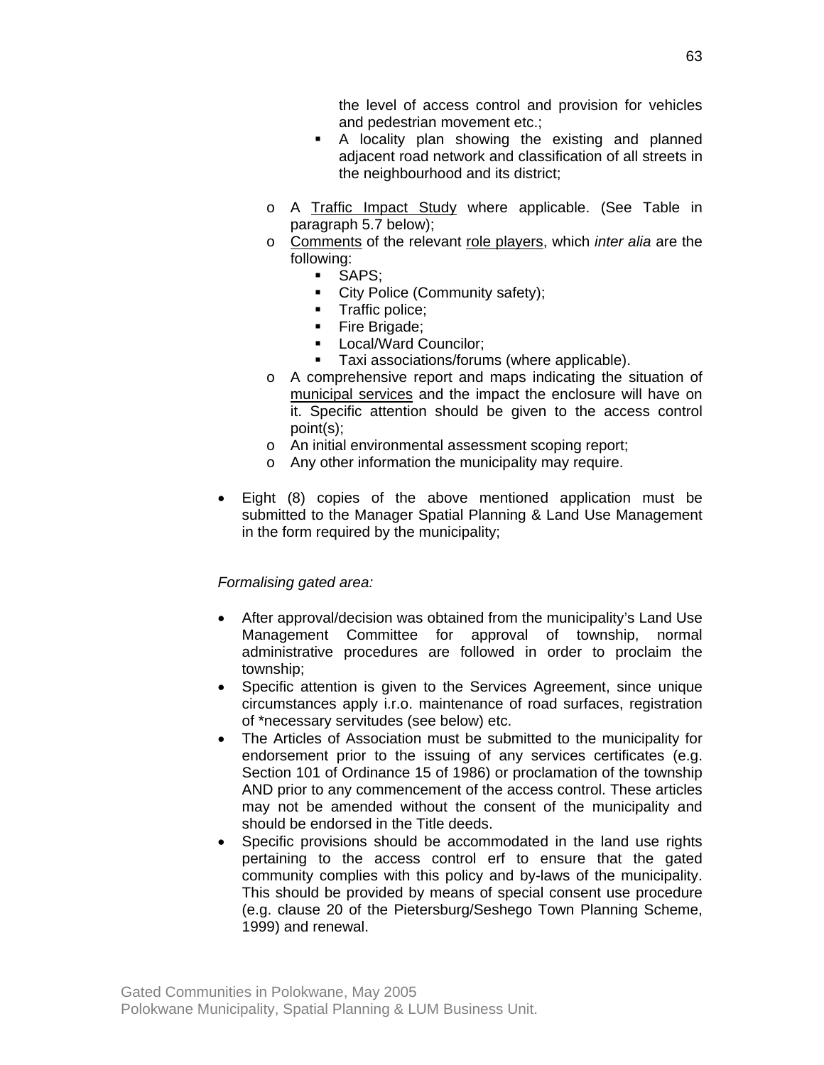- the level of access control and provision for vehicles and pedestrian movement etc.;
    - A locality plan showing the existing and planned adjacent road network and classification of all streets in the neighbourhood and its district;

  - A Traffic Impact Study where applicable. (See Table in paragraph 5.7 below);
  - Comments of the relevant role players, which *inter alia* are the following:
    - SAPS;
    - City Police (Community safety);
    - Traffic police;
    - Fire Brigade;
    - Local/Ward Councilor;
    - Taxi associations/forums (where applicable).
  - A comprehensive report and maps indicating the situation of municipal services and the impact the enclosure will have on it. Specific attention should be given to the access control point(s);
  - An initial environmental assessment scoping report;
  - Any other information the municipality may require.

- Eight (8) copies of the above mentioned application must be submitted to the Manager Spatial Planning & Land Use Management in the form required by the municipality;

*Formalising gated area:*

- After approval/decision was obtained from the municipality's Land Use Management Committee for approval of township, normal administrative procedures are followed in order to proclaim the township;
- Specific attention is given to the Services Agreement, since unique circumstances apply i.r.o. maintenance of road surfaces, registration of *necessary servitudes (see below) etc.
- The Articles of Association must be submitted to the municipality for endorsement prior to the issuing of any services certificates (e.g. Section 101 of Ordinance 15 of 1986) or proclamation of the township AND prior to any commencement of the access control. These articles may not be amended without the consent of the municipality and should be endorsed in the Title deeds.
- Specific provisions should be accommodated in the land use rights pertaining to the access control erf to ensure that the gated community complies with this policy and by-laws of the municipality. This should be provided by means of special consent use procedure (e.g. clause 20 of the Pietersburg/Seshego Town Planning Scheme, 1999) and renewal.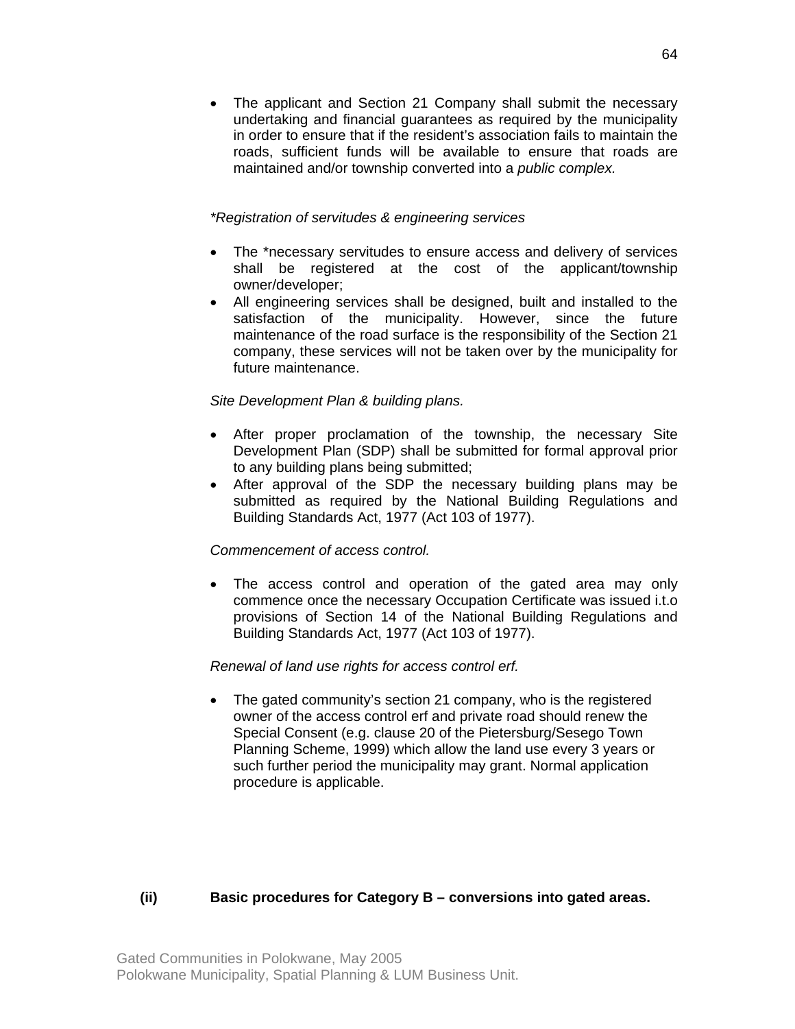- The applicant and Section 21 Company shall submit the necessary undertaking and financial guarantees as required by the municipality in order to ensure that if the resident's association fails to maintain the roads, sufficient funds will be available to ensure that roads are maintained and/or township converted into a *public complex.*

*\*Registration of servitudes & engineering services*

- The *necessary servitudes to ensure access and delivery of services shall be registered at the cost of the applicant/township owner/developer;
- All engineering services shall be designed, built and installed to the satisfaction of the municipality. However, since the future maintenance of the road surface is the responsibility of the Section 21 company, these services will not be taken over by the municipality for future maintenance.

*Site Development Plan & building plans.*

- After proper proclamation of the township, the necessary Site Development Plan (SDP) shall be submitted for formal approval prior to any building plans being submitted;
- After approval of the SDP the necessary building plans may be submitted as required by the National Building Regulations and Building Standards Act, 1977 (Act 103 of 1977).

*Commencement of access control.*

- The access control and operation of the gated area may only commence once the necessary Occupation Certificate was issued i.t.o provisions of Section 14 of the National Building Regulations and Building Standards Act, 1977 (Act 103 of 1977).

*Renewal of land use rights for access control erf.*

- The gated community's section 21 company, who is the registered owner of the access control erf and private road should renew the Special Consent (e.g. clause 20 of the Pietersburg/Sesego Town Planning Scheme, 1999) which allow the land use every 3 years or such further period the municipality may grant. Normal application procedure is applicable.

**(ii) Basic procedures for Category B – conversions into gated areas.**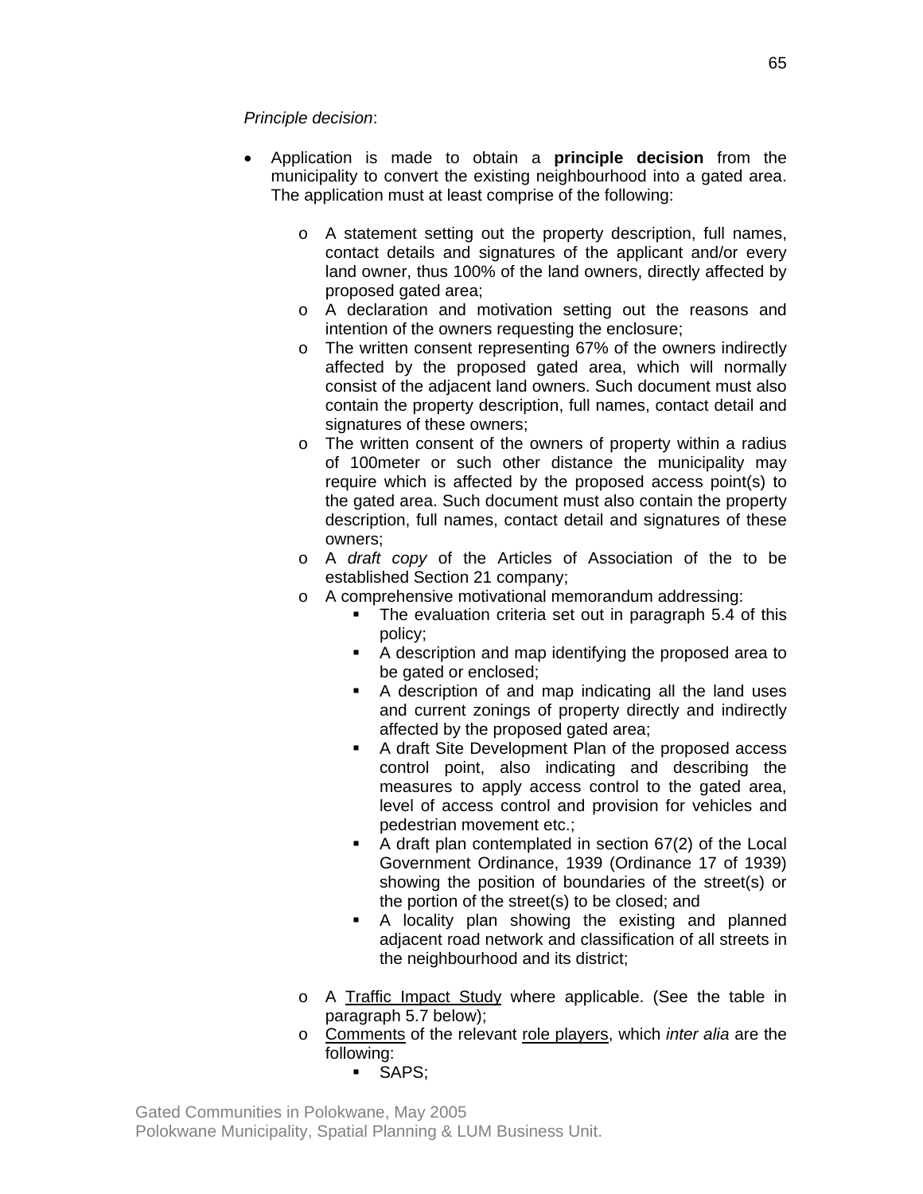*Principle decision*:

- Application is made to obtain a **principle decision** from the municipality to convert the existing neighbourhood into a gated area. The application must at least comprise of the following:

    - A statement setting out the property description, full names, contact details and signatures of the applicant and/or every land owner, thus 100% of the land owners, directly affected by proposed gated area;
    - A declaration and motivation setting out the reasons and intention of the owners requesting the enclosure;
    - The written consent representing 67% of the owners indirectly affected by the proposed gated area, which will normally consist of the adjacent land owners. Such document must also contain the property description, full names, contact detail and signatures of these owners;
    - The written consent of the owners of property within a radius of 100meter or such other distance the municipality may require which is affected by the proposed access point(s) to the gated area. Such document must also contain the property description, full names, contact detail and signatures of these owners;
    - A *draft copy* of the Articles of Association of the to be established Section 21 company;
    - A comprehensive motivational memorandum addressing:
        - The evaluation criteria set out in paragraph 5.4 of this policy;
        - A description and map identifying the proposed area to be gated or enclosed;
        - A description of and map indicating all the land uses and current zonings of property directly and indirectly affected by the proposed gated area;
        - A draft Site Development Plan of the proposed access control point, also indicating and describing the measures to apply access control to the gated area, level of access control and provision for vehicles and pedestrian movement etc.;
        - A draft plan contemplated in section 67(2) of the Local Government Ordinance, 1939 (Ordinance 17 of 1939) showing the position of boundaries of the street(s) or the portion of the street(s) to be closed; and
        - A locality plan showing the existing and planned adjacent road network and classification of all streets in the neighbourhood and its district;

    - A Traffic Impact Study where applicable. (See the table in paragraph 5.7 below);
    - Comments of the relevant role players, which *inter alia* are the following:
        - SAPS;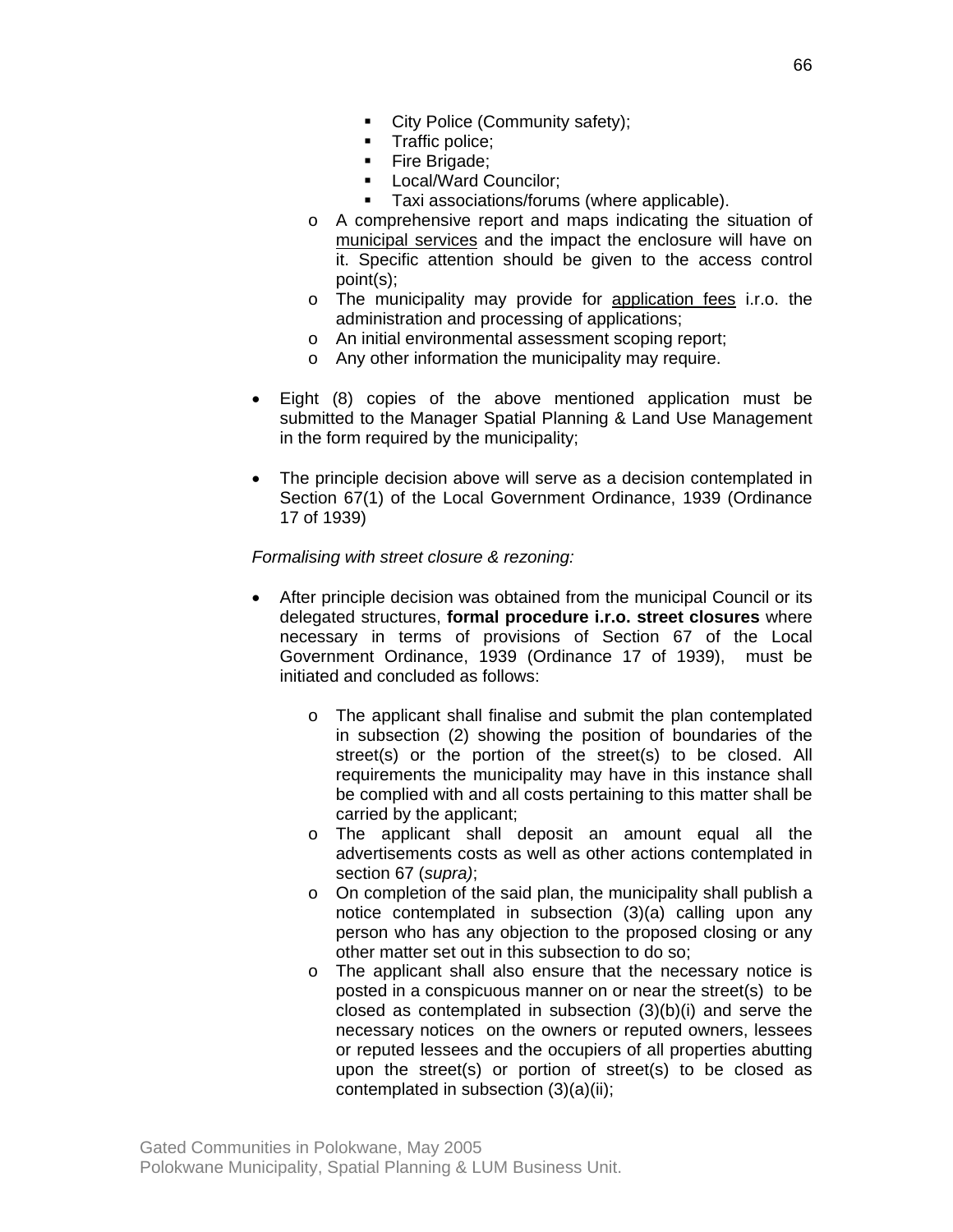- City Police (Community safety);
        - Traffic police;
        - Fire Brigade;
        - Local/Ward Councilor;
        - Taxi associations/forums (where applicable).
    - A comprehensive report and maps indicating the situation of municipal services and the impact the enclosure will have on it. Specific attention should be given to the access control point(s);
    - The municipality may provide for application fees i.r.o. the administration and processing of applications;
    - An initial environmental assessment scoping report;
    - Any other information the municipality may require.

- Eight (8) copies of the above mentioned application must be submitted to the Manager Spatial Planning & Land Use Management in the form required by the municipality;

- The principle decision above will serve as a decision contemplated in Section 67(1) of the Local Government Ordinance, 1939 (Ordinance 17 of 1939)

*Formalising with street closure & rezoning:*

- After principle decision was obtained from the municipal Council or its delegated structures, **formal procedure i.r.o. street closures** where necessary in terms of provisions of Section 67 of the Local Government Ordinance, 1939 (Ordinance 17 of 1939), must be initiated and concluded as follows:

    - The applicant shall finalise and submit the plan contemplated in subsection (2) showing the position of boundaries of the street(s) or the portion of the street(s) to be closed. All requirements the municipality may have in this instance shall be complied with and all costs pertaining to this matter shall be carried by the applicant;
    - The applicant shall deposit an amount equal all the advertisements costs as well as other actions contemplated in section 67 (*supra)*;
    - On completion of the said plan, the municipality shall publish a notice contemplated in subsection (3)(a) calling upon any person who has any objection to the proposed closing or any other matter set out in this subsection to do so;
    - The applicant shall also ensure that the necessary notice is posted in a conspicuous manner on or near the street(s) to be closed as contemplated in subsection (3)(b)(i) and serve the necessary notices on the owners or reputed owners, lessees or reputed lessees and the occupiers of all properties abutting upon the street(s) or portion of street(s) to be closed as contemplated in subsection (3)(a)(ii);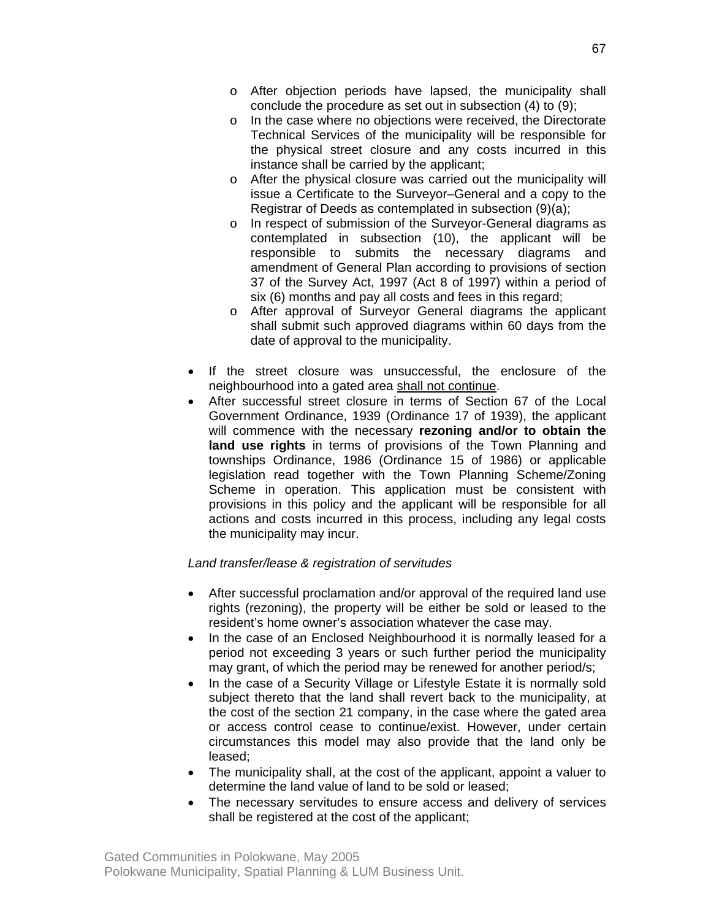- After objection periods have lapsed, the municipality shall conclude the procedure as set out in subsection (4) to (9);
   - In the case where no objections were received, the Directorate Technical Services of the municipality will be responsible for the physical street closure and any costs incurred in this instance shall be carried by the applicant;
   - After the physical closure was carried out the municipality will issue a Certificate to the Surveyor–General and a copy to the Registrar of Deeds as contemplated in subsection (9)(a);
   - In respect of submission of the Surveyor-General diagrams as contemplated in subsection (10), the applicant will be responsible to submits the necessary diagrams and amendment of General Plan according to provisions of section 37 of the Survey Act, 1997 (Act 8 of 1997) within a period of six (6) months and pay all costs and fees in this regard;
   - After approval of Surveyor General diagrams the applicant shall submit such approved diagrams within 60 days from the date of approval to the municipality.

- If the street closure was unsuccessful, the enclosure of the neighbourhood into a gated area <u>shall not continue</u>.
- After successful street closure in terms of Section 67 of the Local Government Ordinance, 1939 (Ordinance 17 of 1939), the applicant will commence with the necessary **rezoning and/or to obtain the land use rights** in terms of provisions of the Town Planning and townships Ordinance, 1986 (Ordinance 15 of 1986) or applicable legislation read together with the Town Planning Scheme/Zoning Scheme in operation. This application must be consistent with provisions in this policy and the applicant will be responsible for all actions and costs incurred in this process, including any legal costs the municipality may incur.

*Land transfer/lease & registration of servitudes*

- After successful proclamation and/or approval of the required land use rights (rezoning), the property will be either be sold or leased to the resident's home owner's association whatever the case may.
- In the case of an Enclosed Neighbourhood it is normally leased for a period not exceeding 3 years or such further period the municipality may grant, of which the period may be renewed for another period/s;
- In the case of a Security Village or Lifestyle Estate it is normally sold subject thereto that the land shall revert back to the municipality, at the cost of the section 21 company, in the case where the gated area or access control cease to continue/exist. However, under certain circumstances this model may also provide that the land only be leased;
- The municipality shall, at the cost of the applicant, appoint a valuer to determine the land value of land to be sold or leased;
- The necessary servitudes to ensure access and delivery of services shall be registered at the cost of the applicant;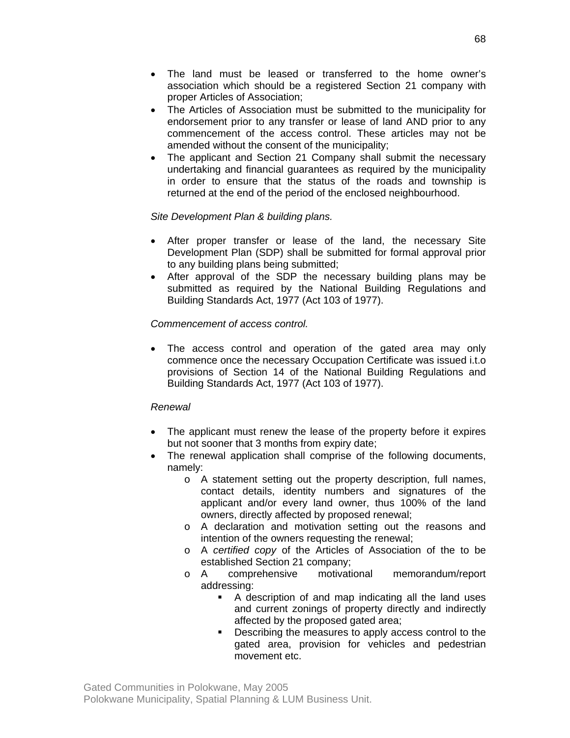- The land must be leased or transferred to the home owner's association which should be a registered Section 21 company with proper Articles of Association;
- The Articles of Association must be submitted to the municipality for endorsement prior to any transfer or lease of land AND prior to any commencement of the access control. These articles may not be amended without the consent of the municipality;
- The applicant and Section 21 Company shall submit the necessary undertaking and financial guarantees as required by the municipality in order to ensure that the status of the roads and township is returned at the end of the period of the enclosed neighbourhood.

*Site Development Plan & building plans.*

- After proper transfer or lease of the land, the necessary Site Development Plan (SDP) shall be submitted for formal approval prior to any building plans being submitted;
- After approval of the SDP the necessary building plans may be submitted as required by the National Building Regulations and Building Standards Act, 1977 (Act 103 of 1977).

*Commencement of access control.*

- The access control and operation of the gated area may only commence once the necessary Occupation Certificate was issued i.t.o provisions of Section 14 of the National Building Regulations and Building Standards Act, 1977 (Act 103 of 1977).

*Renewal*

- The applicant must renew the lease of the property before it expires but not sooner that 3 months from expiry date;
- The renewal application shall comprise of the following documents, namely:
    - A statement setting out the property description, full names, contact details, identity numbers and signatures of the applicant and/or every land owner, thus 100% of the land owners, directly affected by proposed renewal;
    - A declaration and motivation setting out the reasons and intention of the owners requesting the renewal;
    - A *certified copy* of the Articles of Association of the to be established Section 21 company;
    - A comprehensive motivational memorandum/report addressing:
        - A description of and map indicating all the land uses and current zonings of property directly and indirectly affected by the proposed gated area;
        - Describing the measures to apply access control to the gated area, provision for vehicles and pedestrian movement etc.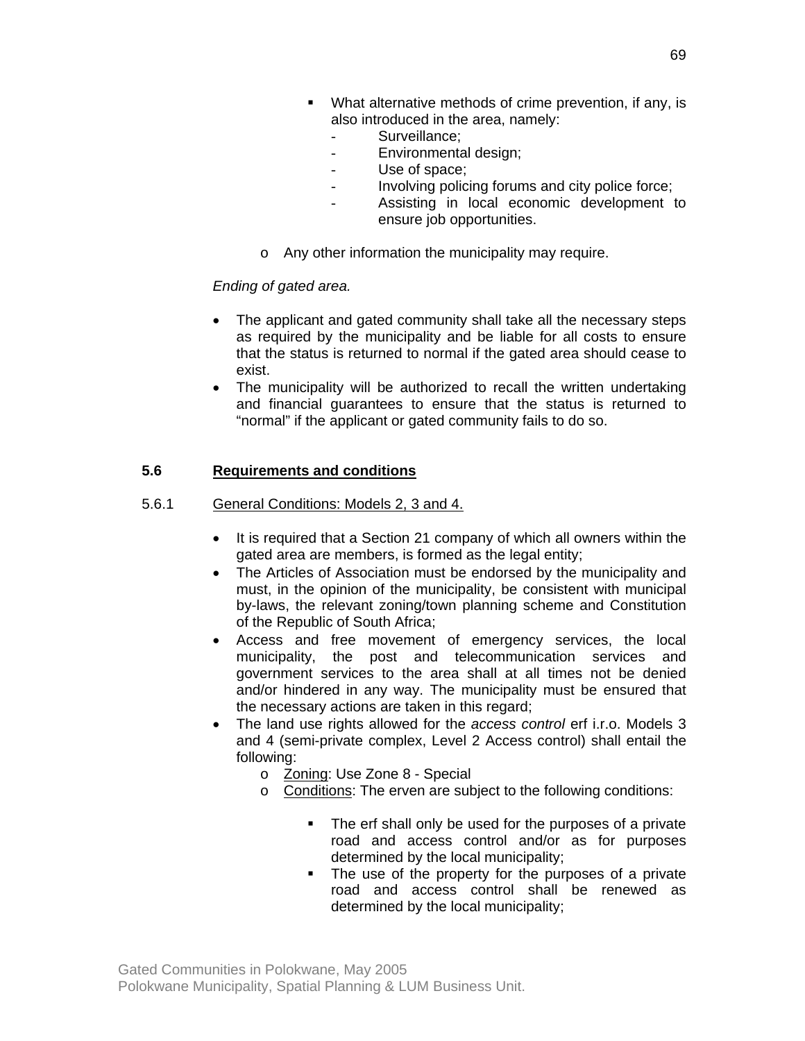- What alternative methods of crime prevention, if any, is also introduced in the area, namely:
  - Surveillance;
  - Environmental design;
  - Use of space;
  - Involving policing forums and city police force;
  - Assisting in local economic development to ensure job opportunities.

- Any other information the municipality may require.

*Ending of gated area.*

- The applicant and gated community shall take all the necessary steps as required by the municipality and be liable for all costs to ensure that the status is returned to normal if the gated area should cease to exist.
- The municipality will be authorized to recall the written undertaking and financial guarantees to ensure that the status is returned to "normal" if the applicant or gated community fails to do so.

## 5.6 Requirements and conditions

### 5.6.1 General Conditions: Models 2, 3 and 4.

- It is required that a Section 21 company of which all owners within the gated area are members, is formed as the legal entity;
- The Articles of Association must be endorsed by the municipality and must, in the opinion of the municipality, be consistent with municipal by-laws, the relevant zoning/town planning scheme and Constitution of the Republic of South Africa;
- Access and free movement of emergency services, the local municipality, the post and telecommunication services and government services to the area shall at all times not be denied and/or hindered in any way. The municipality must be ensured that the necessary actions are taken in this regard;
- The land use rights allowed for the *access control* erf i.r.o. Models 3 and 4 (semi-private complex, Level 2 Access control) shall entail the following:
  - Zoning: Use Zone 8 - Special
  - Conditions: The erven are subject to the following conditions:
    - The erf shall only be used for the purposes of a private road and access control and/or as for purposes determined by the local municipality;
    - The use of the property for the purposes of a private road and access control shall be renewed as determined by the local municipality;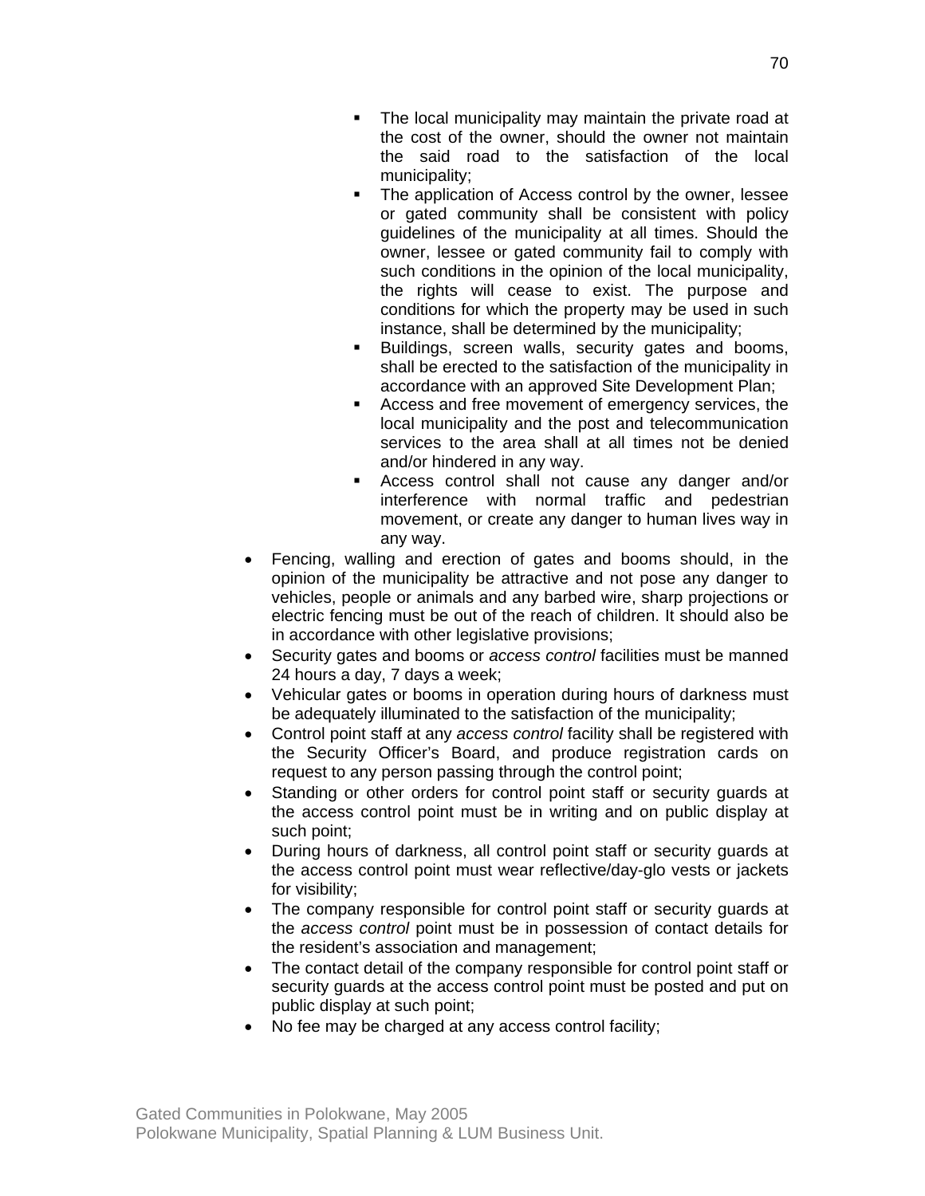- The local municipality may maintain the private road at the cost of the owner, should the owner not maintain the said road to the satisfaction of the local municipality;
    - The application of Access control by the owner, lessee or gated community shall be consistent with policy guidelines of the municipality at all times. Should the owner, lessee or gated community fail to comply with such conditions in the opinion of the local municipality, the rights will cease to exist. The purpose and conditions for which the property may be used in such instance, shall be determined by the municipality;
    - Buildings, screen walls, security gates and booms, shall be erected to the satisfaction of the municipality in accordance with an approved Site Development Plan;
    - Access and free movement of emergency services, the local municipality and the post and telecommunication services to the area shall at all times not be denied and/or hindered in any way.
    - Access control shall not cause any danger and/or interference with normal traffic and pedestrian movement, or create any danger to human lives way in any way.

- Fencing, walling and erection of gates and booms should, in the opinion of the municipality be attractive and not pose any danger to vehicles, people or animals and any barbed wire, sharp projections or electric fencing must be out of the reach of children. It should also be in accordance with other legislative provisions;
- Security gates and booms or *access control* facilities must be manned 24 hours a day, 7 days a week;
- Vehicular gates or booms in operation during hours of darkness must be adequately illuminated to the satisfaction of the municipality;
- Control point staff at any *access control* facility shall be registered with the Security Officer's Board, and produce registration cards on request to any person passing through the control point;
- Standing or other orders for control point staff or security guards at the access control point must be in writing and on public display at such point;
- During hours of darkness, all control point staff or security guards at the access control point must wear reflective/day-glo vests or jackets for visibility;
- The company responsible for control point staff or security guards at the *access control* point must be in possession of contact details for the resident's association and management;
- The contact detail of the company responsible for control point staff or security guards at the access control point must be posted and put on public display at such point;
- No fee may be charged at any access control facility;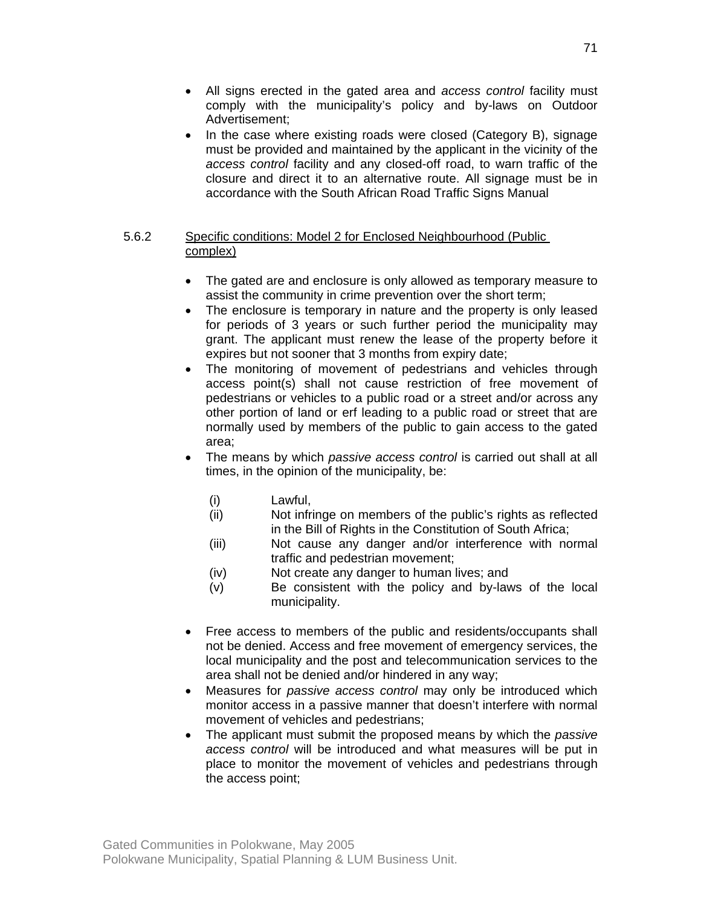- All signs erected in the gated area and *access control* facility must comply with the municipality's policy and by-laws on Outdoor Advertisement;
- In the case where existing roads were closed (Category B), signage must be provided and maintained by the applicant in the vicinity of the *access control* facility and any closed-off road, to warn traffic of the closure and direct it to an alternative route. All signage must be in accordance with the South African Road Traffic Signs Manual

### 5.6.2 Specific conditions: Model 2 for Enclosed Neighbourhood (Public complex)

- The gated are and enclosure is only allowed as temporary measure to assist the community in crime prevention over the short term;
- The enclosure is temporary in nature and the property is only leased for periods of 3 years or such further period the municipality may grant. The applicant must renew the lease of the property before it expires but not sooner that 3 months from expiry date;
- The monitoring of movement of pedestrians and vehicles through access point(s) shall not cause restriction of free movement of pedestrians or vehicles to a public road or a street and/or across any other portion of land or erf leading to a public road or street that are normally used by members of the public to gain access to the gated area;
- The means by which *passive access control* is carried out shall at all times, in the opinion of the municipality, be:

  (i) Lawful,
  (ii) Not infringe on members of the public's rights as reflected in the Bill of Rights in the Constitution of South Africa;
  (iii) Not cause any danger and/or interference with normal traffic and pedestrian movement;
  (iv) Not create any danger to human lives; and
  (v) Be consistent with the policy and by-laws of the local municipality.

- Free access to members of the public and residents/occupants shall not be denied. Access and free movement of emergency services, the local municipality and the post and telecommunication services to the area shall not be denied and/or hindered in any way;
- Measures for *passive access control* may only be introduced which monitor access in a passive manner that doesn't interfere with normal movement of vehicles and pedestrians;
- The applicant must submit the proposed means by which the *passive access control* will be introduced and what measures will be put in place to monitor the movement of vehicles and pedestrians through the access point;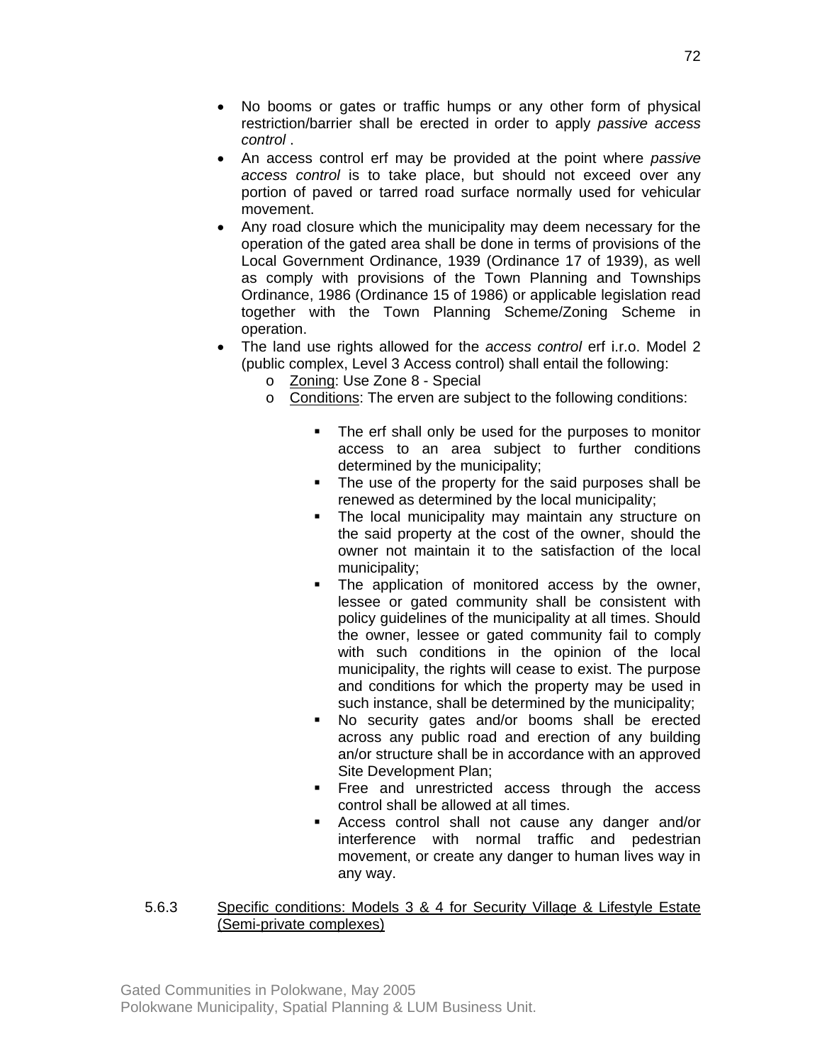- No booms or gates or traffic humps or any other form of physical restriction/barrier shall be erected in order to apply *passive access control* .
- An access control erf may be provided at the point where *passive access control* is to take place, but should not exceed over any portion of paved or tarred road surface normally used for vehicular movement.
- Any road closure which the municipality may deem necessary for the operation of the gated area shall be done in terms of provisions of the Local Government Ordinance, 1939 (Ordinance 17 of 1939), as well as comply with provisions of the Town Planning and Townships Ordinance, 1986 (Ordinance 15 of 1986) or applicable legislation read together with the Town Planning Scheme/Zoning Scheme in operation.
- The land use rights allowed for the *access control* erf i.r.o. Model 2 (public complex, Level 3 Access control) shall entail the following:
  - Zoning: Use Zone 8 - Special
  - Conditions: The erven are subject to the following conditions:
    - The erf shall only be used for the purposes to monitor access to an area subject to further conditions determined by the municipality;
    - The use of the property for the said purposes shall be renewed as determined by the local municipality;
    - The local municipality may maintain any structure on the said property at the cost of the owner, should the owner not maintain it to the satisfaction of the local municipality;
    - The application of monitored access by the owner, lessee or gated community shall be consistent with policy guidelines of the municipality at all times. Should the owner, lessee or gated community fail to comply with such conditions in the opinion of the local municipality, the rights will cease to exist. The purpose and conditions for which the property may be used in such instance, shall be determined by the municipality;
    - No security gates and/or booms shall be erected across any public road and erection of any building an/or structure shall be in accordance with an approved Site Development Plan;
    - Free and unrestricted access through the access control shall be allowed at all times.
    - Access control shall not cause any danger and/or interference with normal traffic and pedestrian movement, or create any danger to human lives way in any way.

### 5.6.3 Specific conditions: Models 3 & 4 for Security Village & Lifestyle Estate (Semi-private complexes)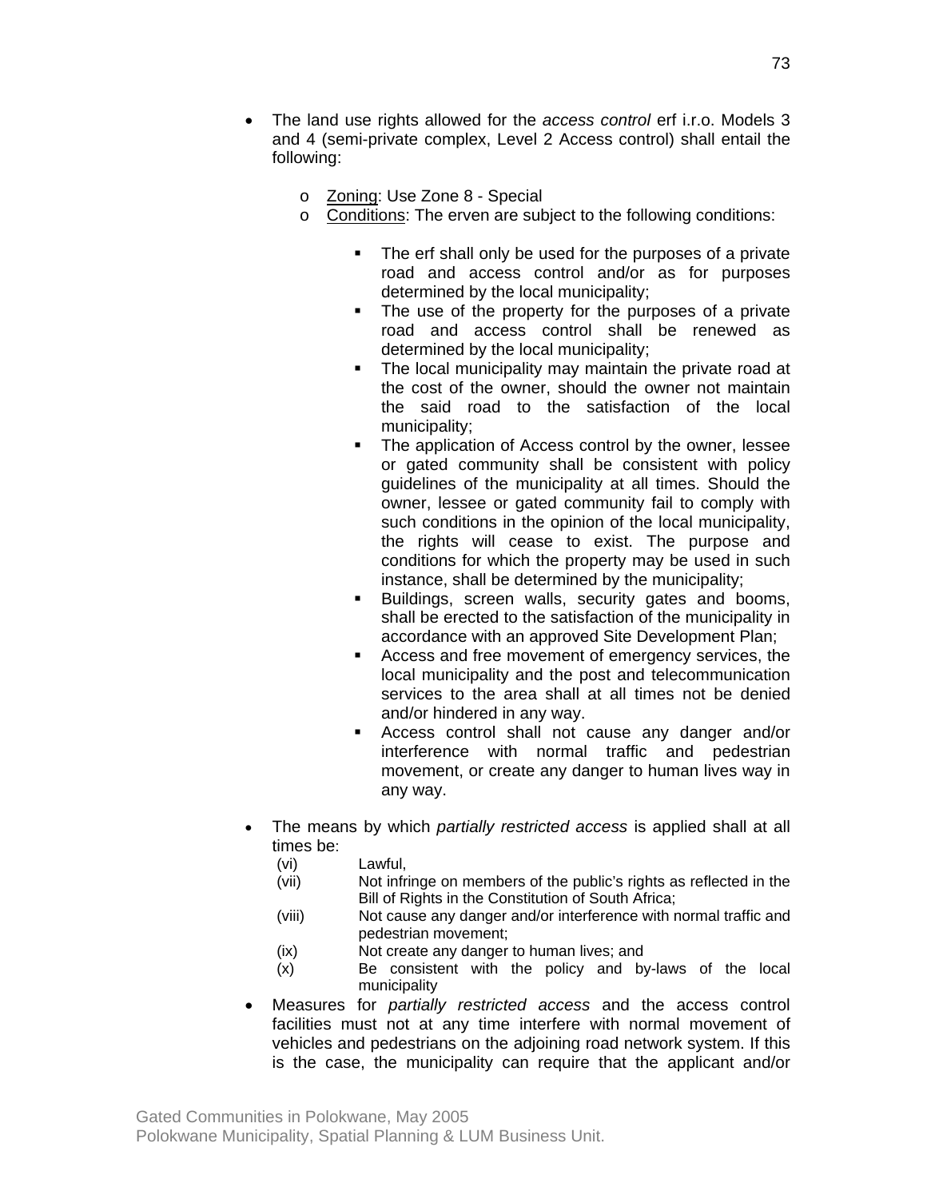- The land use rights allowed for the *access control* erf i.r.o. Models 3 and 4 (semi-private complex, Level 2 Access control) shall entail the following:

  - Zoning: Use Zone 8 - Special
  - Conditions: The erven are subject to the following conditions:

    - The erf shall only be used for the purposes of a private road and access control and/or as for purposes determined by the local municipality;
    - The use of the property for the purposes of a private road and access control shall be renewed as determined by the local municipality;
    - The local municipality may maintain the private road at the cost of the owner, should the owner not maintain the said road to the satisfaction of the local municipality;
    - The application of Access control by the owner, lessee or gated community shall be consistent with policy guidelines of the municipality at all times. Should the owner, lessee or gated community fail to comply with such conditions in the opinion of the local municipality, the rights will cease to exist. The purpose and conditions for which the property may be used in such instance, shall be determined by the municipality;
    - Buildings, screen walls, security gates and booms, shall be erected to the satisfaction of the municipality in accordance with an approved Site Development Plan;
    - Access and free movement of emergency services, the local municipality and the post and telecommunication services to the area shall at all times not be denied and/or hindered in any way.
    - Access control shall not cause any danger and/or interference with normal traffic and pedestrian movement, or create any danger to human lives way in any way.

- The means by which *partially restricted access* is applied shall at all times be:
  - (vi) Lawful,
  - (vii) Not infringe on members of the public's rights as reflected in the Bill of Rights in the Constitution of South Africa;
  - (viii) Not cause any danger and/or interference with normal traffic and pedestrian movement;
  - (ix) Not create any danger to human lives; and
  - (x) Be consistent with the policy and by-laws of the local municipality
- Measures for *partially restricted access* and the access control facilities must not at any time interfere with normal movement of vehicles and pedestrians on the adjoining road network system. If this is the case, the municipality can require that the applicant and/or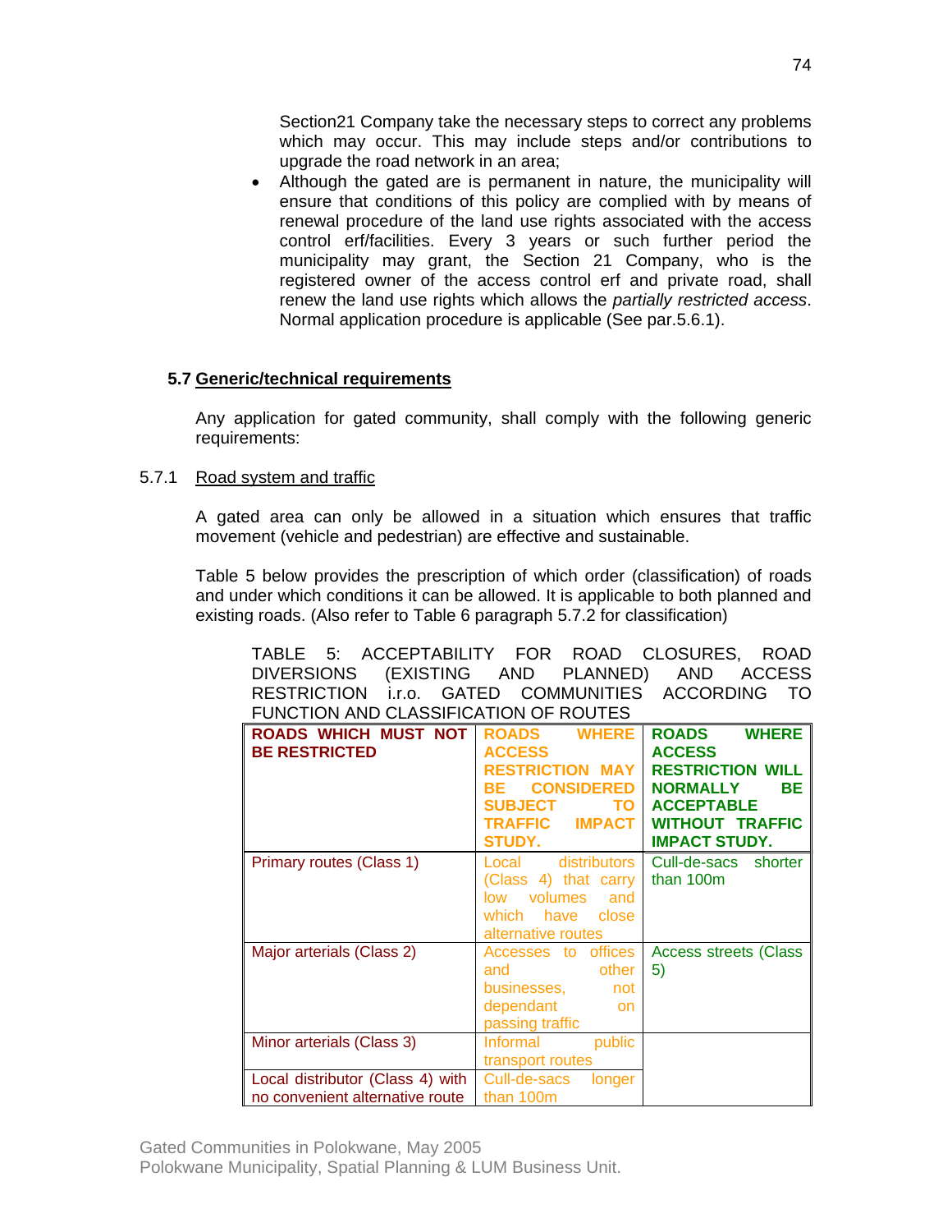Section21 Company take the necessary steps to correct any problems which may occur. This may include steps and/or contributions to upgrade the road network in an area;

- Although the gated are is permanent in nature, the municipality will ensure that conditions of this policy are complied with by means of renewal procedure of the land use rights associated with the access control erf/facilities. Every 3 years or such further period the municipality may grant, the Section 21 Company, who is the registered owner of the access control erf and private road, shall renew the land use rights which allows the *partially restricted access*. Normal application procedure is applicable (See par.5.6.1).

## 5.7 Generic/technical requirements

Any application for gated community, shall comply with the following generic requirements:

### 5.7.1 Road system and traffic

A gated area can only be allowed in a situation which ensures that traffic movement (vehicle and pedestrian) are effective and sustainable.

Table 5 below provides the prescription of which order (classification) of roads and under which conditions it can be allowed. It is applicable to both planned and existing roads. (Also refer to Table 6 paragraph 5.7.2 for classification)

TABLE 5: ACCEPTABILITY FOR ROAD CLOSURES, ROAD DIVERSIONS (EXISTING AND PLANNED) AND ACCESS RESTRICTION i.r.o. GATED COMMUNITIES ACCORDING TO FUNCTION AND CLASSIFICATION OF ROUTES

| **ROADS WHICH MUST NOT BE RESTRICTED** | **ROADS WHERE ACCESS RESTRICTION MAY BE CONSIDERED SUBJECT TO TRAFFIC IMPACT STUDY.** | **ROADS WHERE ACCESS RESTRICTION WILL NORMALLY BE ACCEPTABLE WITHOUT TRAFFIC IMPACT STUDY.** |
|---|---|---|
| Primary routes (Class 1) | Local distributors (Class 4) that carry low volumes and which have close alternative routes | Cull-de-sacs shorter than 100m |
| Major arterials (Class 2) | Accesses to offices and other businesses, not dependant on passing traffic | Access streets (Class 5) |
| Minor arterials (Class 3) | Informal public transport routes | |
| Local distributor (Class 4) with no convenient alternative route | Cull-de-sacs longer than 100m | |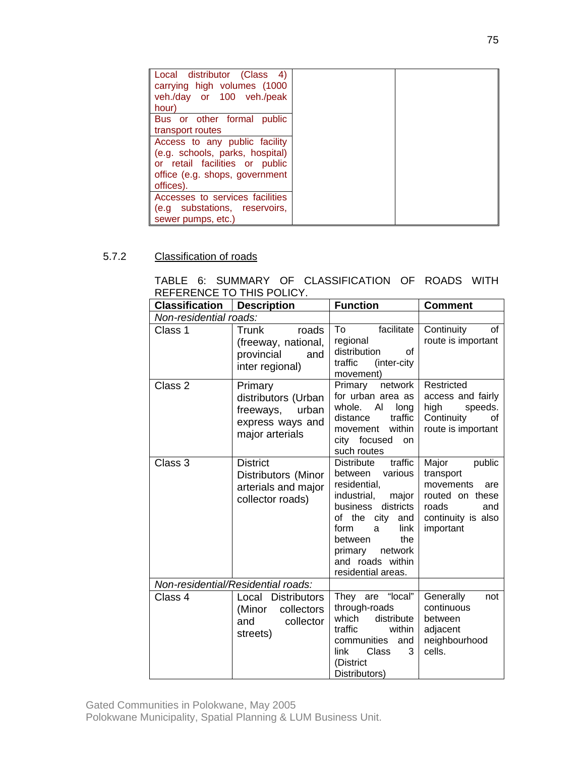| Local distributor (Class 4) carrying high volumes (1000 veh./day or 100 veh./peak hour) | | |
|---|---|---|
| Bus or other formal public transport routes | | |
| Access to any public facility (e.g. schools, parks, hospital) or retail facilities or public office (e.g. shops, government offices). | | |
| Accesses to services facilities (e.g substations, reservoirs, sewer pumps, etc.) | | |

5.7.2 Classification of roads

TABLE 6: SUMMARY OF CLASSIFICATION OF ROADS WITH REFERENCE TO THIS POLICY.

| **Classification** | **Description** | **Function** | **Comment** |
|---|---|---|---|
| *Non-residential roads:* | | | |
| Class 1 | Trunk roads (freeway, national, provincial and inter regional) | To facilitate regional distribution of traffic (inter-city movement) | Continuity of route is important |
| Class 2 | Primary distributors (Urban freeways, urban express ways and major arterials | Primary network for urban area as whole. Al long distance traffic movement within city focused on such routes | Restricted access and fairly high speeds. Continuity of route is important |
| Class 3 | District Distributors (Minor arterials and major collector roads) | Distribute traffic between various residential, industrial, major business districts of the city and form a link between the primary network and roads within residential areas. | Major public transport movements are routed on these roads and continuity is also important |
| *Non-residential/Residential roads:* | | | |
| Class 4 | Local Distributors (Minor collectors and collector streets) | They are "local" through-roads which distribute traffic within communities and link Class 3 (District Distributors) | Generally not continuous between adjacent neighbourhood cells. |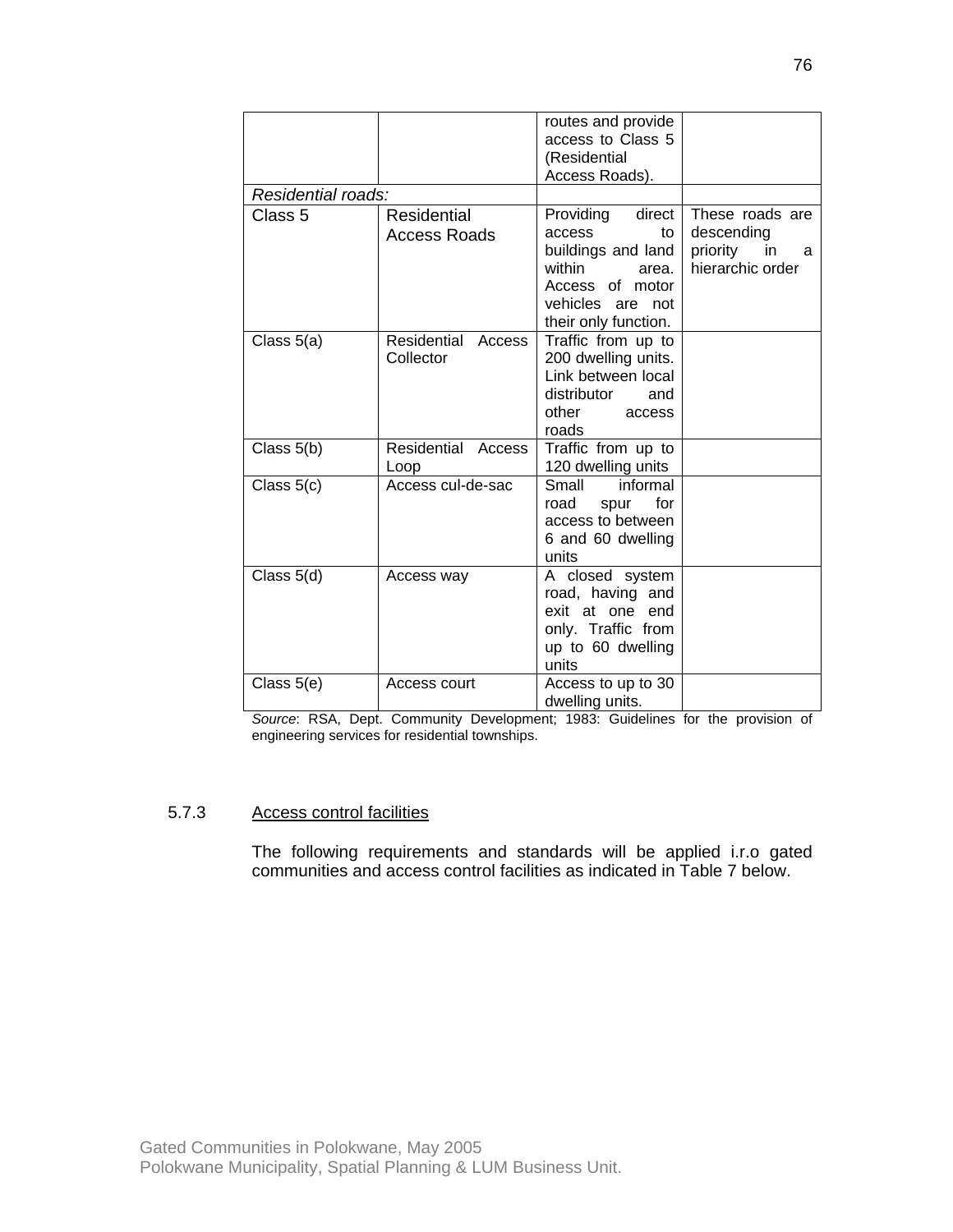|  |  | routes and provide access to Class 5 (Residential Access Roads). |  |
|---|---|---|---|
| *Residential roads:* |  |  |  |
| Class 5 | Residential Access Roads | Providing direct access to buildings and land within area. Access of motor vehicles are not their only function. | These roads are descending priority in a hierarchic order |
| Class 5(a) | Residential Access Collector | Traffic from up to 200 dwelling units. Link between local distributor and other access roads |  |
| Class 5(b) | Residential Access Loop | Traffic from up to 120 dwelling units |  |
| Class 5(c) | Access cul-de-sac | Small informal road spur for access to between 6 and 60 dwelling units |  |
| Class 5(d) | Access way | A closed system road, having and exit at one end only. Traffic from up to 60 dwelling units |  |
| Class 5(e) | Access court | Access to up to 30 dwelling units. |  |

*Source*: RSA, Dept. Community Development; 1983: Guidelines for the provision of engineering services for residential townships.

5.7.3 Access control facilities

The following requirements and standards will be applied i.r.o gated communities and access control facilities as indicated in Table 7 below.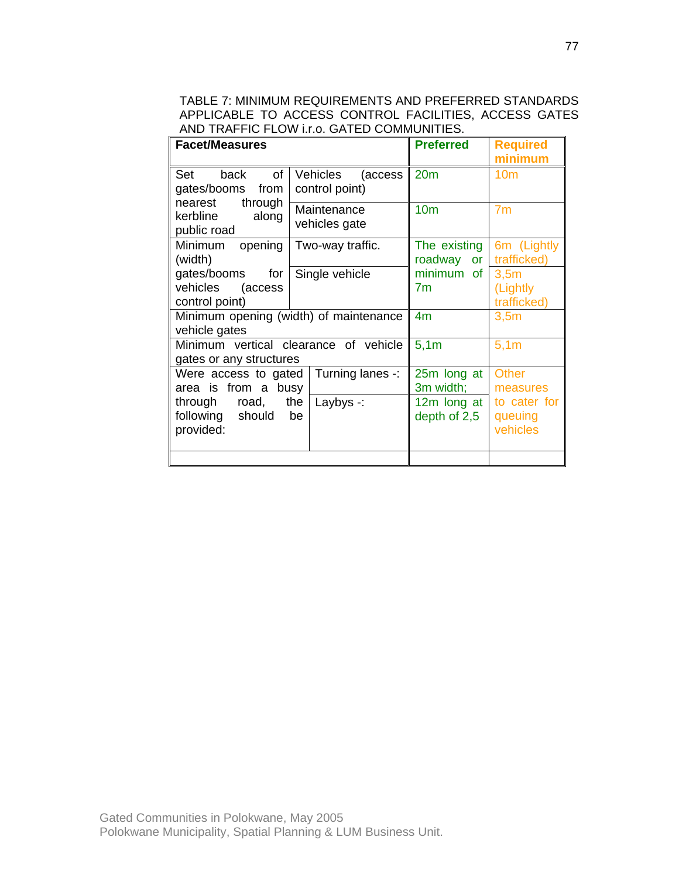TABLE 7: MINIMUM REQUIREMENTS AND PREFERRED STANDARDS APPLICABLE TO ACCESS CONTROL FACILITIES, ACCESS GATES AND TRAFFIC FLOW i.r.o. GATED COMMUNITIES.

| **Facet/Measures** | | **Preferred** | **Required minimum** |
|---|---|---|---|
| Set back of gates/booms from nearest through kerbline along public road | Vehicles (access control point) | 20m | 10m |
| | Maintenance vehicles gate | 10m | 7m |
| Minimum opening (width) gates/booms for vehicles (access control point) | Two-way traffic. | The existing roadway or minimum of 7m | 6m (Lightly trafficked) |
| | Single vehicle | | 3,5m (Lightly trafficked) |
| Minimum opening (width) of maintenance vehicle gates | | 4m | 3,5m |
| Minimum vertical clearance of vehicle gates or any structures | | 5,1m | 5,1m |
| Were access to gated area is from a busy through road, the following should be provided: | Turning lanes -: | 25m long at 3m width; | Other measures to cater for queuing vehicles |
| | Laybys -: | 12m long at depth of 2,5 | |
| | | | |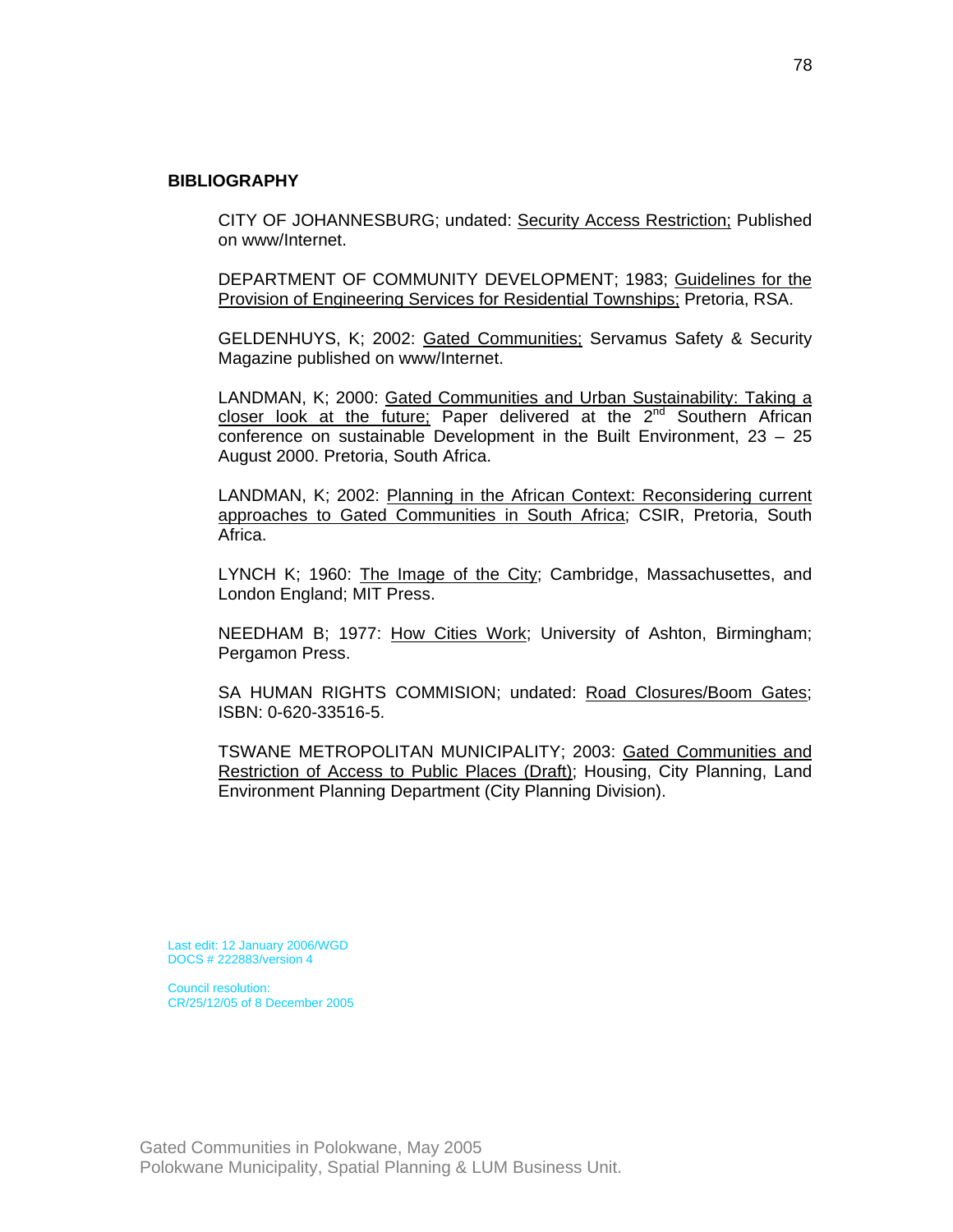**BIBLIOGRAPHY**

CITY OF JOHANNESBURG; undated: Security Access Restriction; Published on www/Internet.

DEPARTMENT OF COMMUNITY DEVELOPMENT; 1983; Guidelines for the Provision of Engineering Services for Residential Townships; Pretoria, RSA.

GELDENHUYS, K; 2002: Gated Communities; Servamus Safety & Security Magazine published on www/Internet.

LANDMAN, K; 2000: Gated Communities and Urban Sustainability: Taking a closer look at the future; Paper delivered at the 2nd Southern African conference on sustainable Development in the Built Environment, 23 – 25 August 2000. Pretoria, South Africa.

LANDMAN, K; 2002: Planning in the African Context: Reconsidering current approaches to Gated Communities in South Africa; CSIR, Pretoria, South Africa.

LYNCH K; 1960: The Image of the City; Cambridge, Massachusettes, and London England; MIT Press.

NEEDHAM B; 1977: How Cities Work; University of Ashton, Birmingham; Pergamon Press.

SA HUMAN RIGHTS COMMISION; undated: Road Closures/Boom Gates; ISBN: 0-620-33516-5.

TSWANE METROPOLITAN MUNICIPALITY; 2003: Gated Communities and Restriction of Access to Public Places (Draft); Housing, City Planning, Land Environment Planning Department (City Planning Division).

Last edit: 12 January 2006/WGD
DOCS # 222883/version 4

Council resolution:
CR/25/12/05 of 8 December 2005